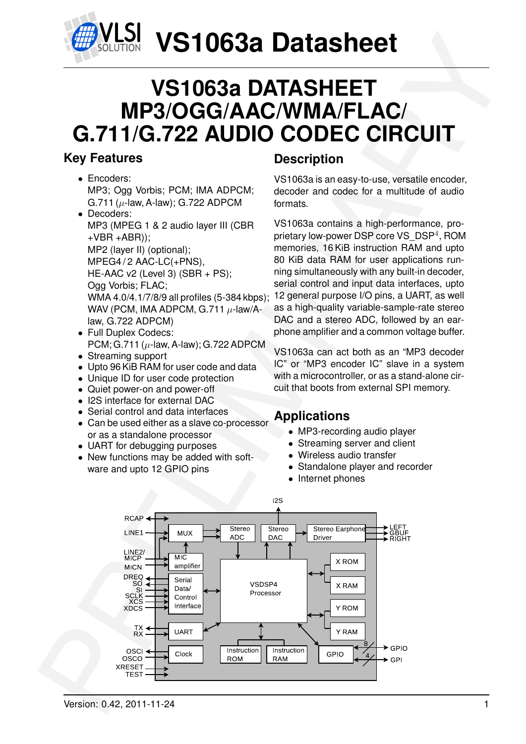# VS1063a Datasheet

# VS1063a DATASHEET
# MP3/OGG/AAC/WMA/FLAC/ G.711/G.722 AUDIO CODEC CIRCUIT

## Key Features

- Encoders:
  MP3; Ogg Vorbis; PCM; IMA ADPCM; G.711 ($\mu$-law, A-law); G.722 ADPCM
- Decoders:
  MP3 (MPEG 1 & 2 audio layer III (CBR +VBR +ABR));
  MP2 (layer II) (optional);
  MPEG4 / 2 AAC-LC(+PNS),
  HE-AAC v2 (Level 3) (SBR + PS);
  Ogg Vorbis; FLAC;
  WMA 4.0/4.1/7/8/9 all profiles (5-384 kbps);
  WAV (PCM, IMA ADPCM, G.711 $\mu$-law/A-law, G.722 ADPCM)
- Full Duplex Codecs:
  PCM; G.711 ($\mu$-law, A-law); G.722 ADPCM
- Streaming support
- Upto 96 KiB RAM for user code and data
- Unique ID for user code protection
- Quiet power-on and power-off
- I2S interface for external DAC
- Serial control and data interfaces
- Can be used either as a slave co-processor or as a standalone processor
- UART for debugging purposes
- New functions may be added with software and upto 12 GPIO pins

## Description

VS1063a is an easy-to-use, versatile encoder, decoder and codec for a multitude of audio formats.

VS1063a contains a high-performance, proprietary low-power DSP core VS_DSP$^4$, ROM memories, 16 KiB instruction RAM and upto 80 KiB data RAM for user applications running simultaneously with any built-in decoder, serial control and input data interfaces, upto 12 general purpose I/O pins, a UART, as well as a high-quality variable-sample-rate stereo DAC and a stereo ADC, followed by an earphone amplifier and a common voltage buffer.

VS1063a can act both as an "MP3 decoder IC" or "MP3 encoder IC" slave in a system with a microcontroller, or as a stand-alone circuit that boots from external SPI memory.

## Applications

- MP3-recording audio player
- Streaming server and client
- Wireless audio transfer
- Standalone player and recorder
- Internet phones

RCAP, LINE1, LINE2/MICP, MICN, DREQ, SO, SI, SCLK, XCS, XDCS, TX, RX, OSCI, OSCO, XRESET, TEST — MUX, MIC amplifier, Serial Data/Control Interface, UART, Clock, Stereo ADC, Stereo DAC, Stereo Earphone Driver (LEFT, GBUF, RIGHT), I2S, VSDSP4 Processor, X ROM, X RAM, Y ROM, Y RAM, Instruction ROM, Instruction RAM, GPIO (8 GPIO, 4 GPI)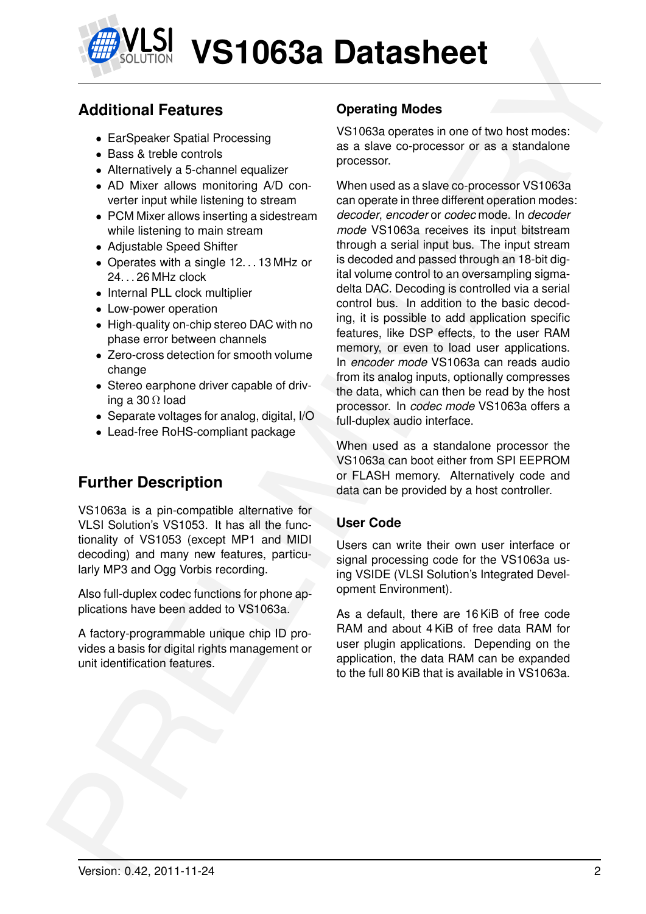## Additional Features

- EarSpeaker Spatial Processing
- Bass & treble controls
- Alternatively a 5-channel equalizer
- AD Mixer allows monitoring A/D converter input while listening to stream
- PCM Mixer allows inserting a sidestream while listening to main stream
- Adjustable Speed Shifter
- Operates with a single 12. . . 13 MHz or 24. . . 26 MHz clock
- Internal PLL clock multiplier
- Low-power operation
- High-quality on-chip stereo DAC with no phase error between channels
- Zero-cross detection for smooth volume change
- Stereo earphone driver capable of driving a 30 Ω load
- Separate voltages for analog, digital, I/O
- Lead-free RoHS-compliant package

## Further Description

VS1063a is a pin-compatible alternative for VLSI Solution's VS1053. It has all the functionality of VS1053 (except MP1 and MIDI decoding) and many new features, particularly MP3 and Ogg Vorbis recording.

Also full-duplex codec functions for phone applications have been added to VS1063a.

A factory-programmable unique chip ID provides a basis for digital rights management or unit identification features.

### Operating Modes

VS1063a operates in one of two host modes: as a slave co-processor or as a standalone processor.

When used as a slave co-processor VS1063a can operate in three different operation modes: *decoder*, *encoder* or *codec* mode. In *decoder mode* VS1063a receives its input bitstream through a serial input bus. The input stream is decoded and passed through an 18-bit digital volume control to an oversampling sigma-delta DAC. Decoding is controlled via a serial control bus. In addition to the basic decoding, it is possible to add application specific features, like DSP effects, to the user RAM memory, or even to load user applications. In *encoder mode* VS1063a can reads audio from its analog inputs, optionally compresses the data, which can then be read by the host processor. In *codec mode* VS1063a offers a full-duplex audio interface.

When used as a standalone processor the VS1063a can boot either from SPI EEPROM or FLASH memory. Alternatively code and data can be provided by a host controller.

### User Code

Users can write their own user interface or signal processing code for the VS1063a using VSIDE (VLSI Solution's Integrated Development Environment).

As a default, there are 16 KiB of free code RAM and about 4 KiB of free data RAM for user plugin applications. Depending on the application, the data RAM can be expanded to the full 80 KiB that is available in VS1063a.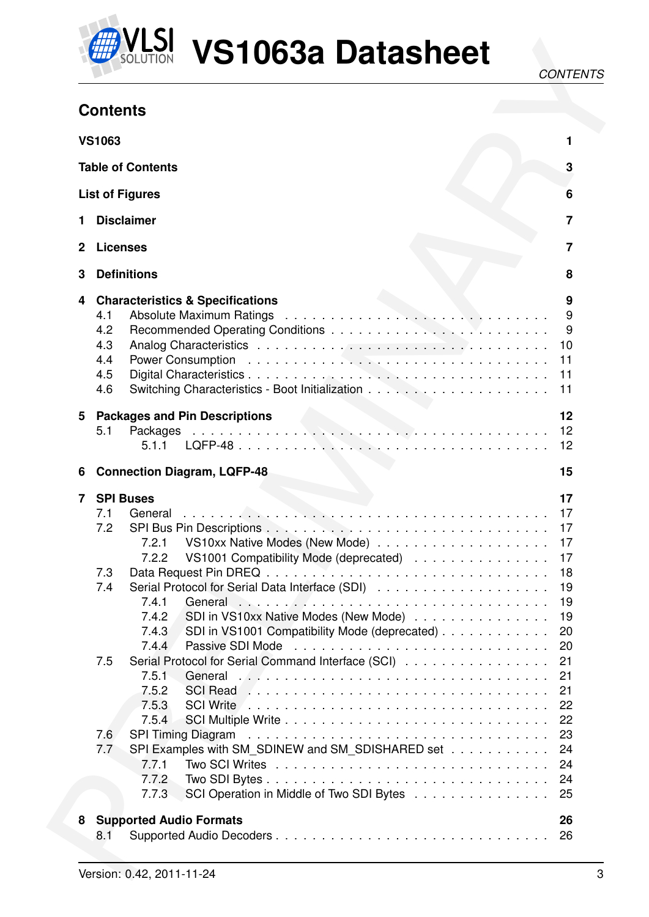## Contents

| | | |
|---|---|---|
| **VS1063** | | **1** |
| **Table of Contents** | | **3** |
| **List of Figures** | | **6** |
| **1** | **Disclaimer** | **7** |
| **2** | **Licenses** | **7** |
| **3** | **Definitions** | **8** |
| **4** | **Characteristics & Specifications** | **9** |
| 4.1 | Absolute Maximum Ratings | 9 |
| 4.2 | Recommended Operating Conditions | 9 |
| 4.3 | Analog Characteristics | 10 |
| 4.4 | Power Consumption | 11 |
| 4.5 | Digital Characteristics | 11 |
| 4.6 | Switching Characteristics - Boot Initialization | 11 |
| **5** | **Packages and Pin Descriptions** | **12** |
| 5.1 | Packages | 12 |
| 5.1.1 | LQFP-48 | 12 |
| **6** | **Connection Diagram, LQFP-48** | **15** |
| **7** | **SPI Buses** | **17** |
| 7.1 | General | 17 |
| 7.2 | SPI Bus Pin Descriptions | 17 |
| 7.2.1 | VS10xx Native Modes (New Mode) | 17 |
| 7.2.2 | VS1001 Compatibility Mode (deprecated) | 17 |
| 7.3 | Data Request Pin DREQ | 18 |
| 7.4 | Serial Protocol for Serial Data Interface (SDI) | 19 |
| 7.4.1 | General | 19 |
| 7.4.2 | SDI in VS10xx Native Modes (New Mode) | 19 |
| 7.4.3 | SDI in VS1001 Compatibility Mode (deprecated) | 20 |
| 7.4.4 | Passive SDI Mode | 20 |
| 7.5 | Serial Protocol for Serial Command Interface (SCI) | 21 |
| 7.5.1 | General | 21 |
| 7.5.2 | SCI Read | 21 |
| 7.5.3 | SCI Write | 22 |
| 7.5.4 | SCI Multiple Write | 22 |
| 7.6 | SPI Timing Diagram | 23 |
| 7.7 | SPI Examples with SM_SDINEW and SM_SDISHARED set | 24 |
| 7.7.1 | Two SCI Writes | 24 |
| 7.7.2 | Two SDI Bytes | 24 |
| 7.7.3 | SCI Operation in Middle of Two SDI Bytes | 25 |
| **8** | **Supported Audio Formats** | **26** |
| 8.1 | Supported Audio Decoders | 26 |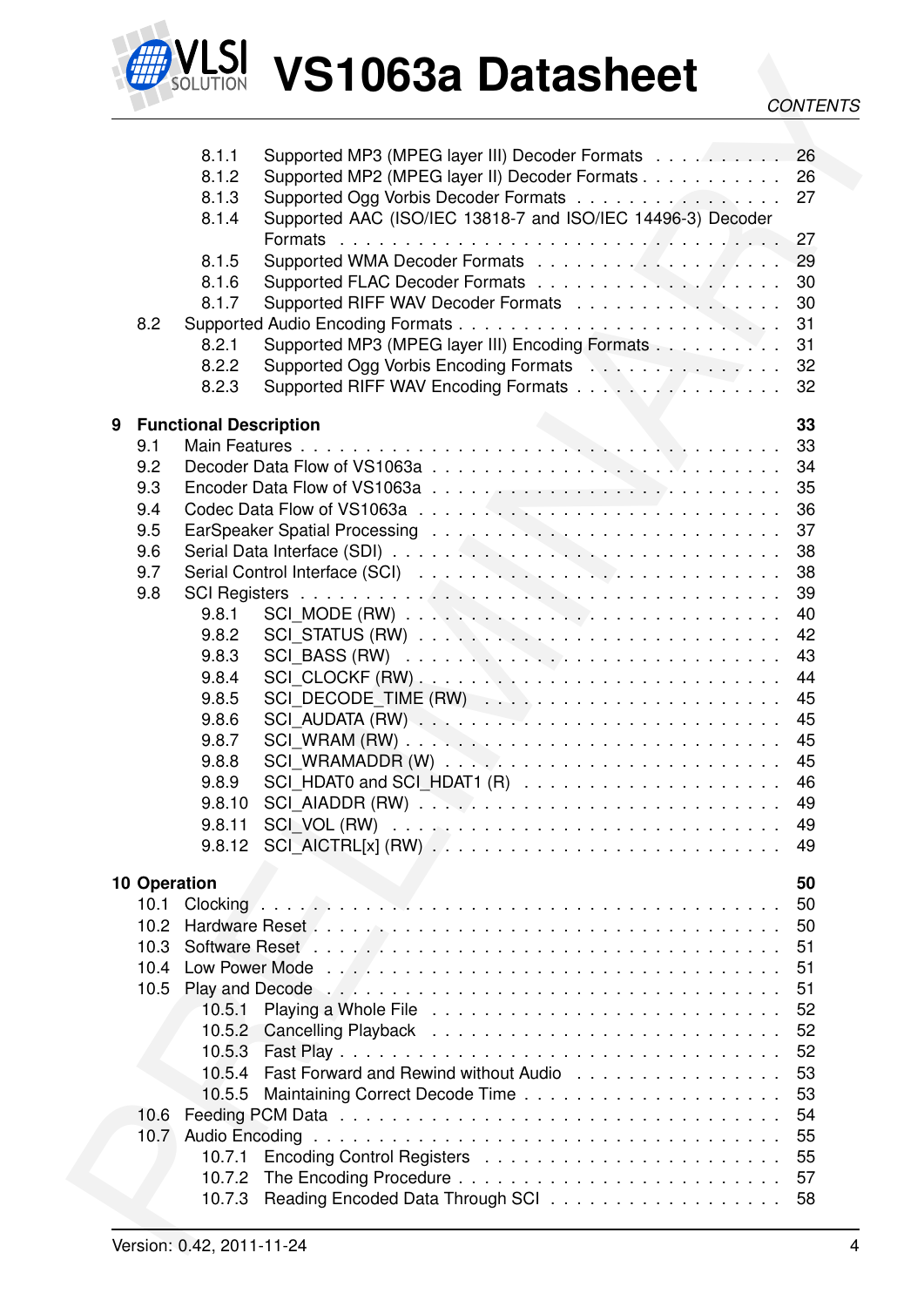8.1.1 Supported MP3 (MPEG layer III) Decoder Formats . . . . . . . . . . 26
8.1.2 Supported MP2 (MPEG layer II) Decoder Formats . . . . . . . . . . . 26
8.1.3 Supported Ogg Vorbis Decoder Formats . . . . . . . . . . . . . . . . 27
8.1.4 Supported AAC (ISO/IEC 13818-7 and ISO/IEC 14496-3) Decoder Formats . . . . . . . . . . . . . . . . . . . . . . . . . . . . . . . 27
8.1.5 Supported WMA Decoder Formats . . . . . . . . . . . . . . . . . . 29
8.1.6 Supported FLAC Decoder Formats . . . . . . . . . . . . . . . . . . 30
8.1.7 Supported RIFF WAV Decoder Formats . . . . . . . . . . . . . . . 30
8.2 Supported Audio Encoding Formats . . . . . . . . . . . . . . . . . . . . . . 31
8.2.1 Supported MP3 (MPEG layer III) Encoding Formats . . . . . . . . . . 31
8.2.2 Supported Ogg Vorbis Encoding Formats . . . . . . . . . . . . . . . 32
8.2.3 Supported RIFF WAV Encoding Formats . . . . . . . . . . . . . . . 32

**9 Functional Description** **33**
9.1 Main Features . . . . . . . . . . . . . . . . . . . . . . . . . . . . . . . 33
9.2 Decoder Data Flow of VS1063a . . . . . . . . . . . . . . . . . . . . . . . 34
9.3 Encoder Data Flow of VS1063a . . . . . . . . . . . . . . . . . . . . . . . 35
9.4 Codec Data Flow of VS1063a . . . . . . . . . . . . . . . . . . . . . . . . 36
9.5 EarSpeaker Spatial Processing . . . . . . . . . . . . . . . . . . . . . . . 37
9.6 Serial Data Interface (SDI) . . . . . . . . . . . . . . . . . . . . . . . . . 38
9.7 Serial Control Interface (SCI) . . . . . . . . . . . . . . . . . . . . . . . . 38
9.8 SCI Registers . . . . . . . . . . . . . . . . . . . . . . . . . . . . . . . . 39
9.8.1 SCI_MODE (RW) . . . . . . . . . . . . . . . . . . . . . . . . . . 40
9.8.2 SCI_STATUS (RW) . . . . . . . . . . . . . . . . . . . . . . . . . 42
9.8.3 SCI_BASS (RW) . . . . . . . . . . . . . . . . . . . . . . . . . . 43
9.8.4 SCI_CLOCKF (RW) . . . . . . . . . . . . . . . . . . . . . . . . . 44
9.8.5 SCI_DECODE_TIME (RW) . . . . . . . . . . . . . . . . . . . . . 45
9.8.6 SCI_AUDATA (RW) . . . . . . . . . . . . . . . . . . . . . . . . . 45
9.8.7 SCI_WRAM (RW) . . . . . . . . . . . . . . . . . . . . . . . . . . 45
9.8.8 SCI_WRAMADDR (W) . . . . . . . . . . . . . . . . . . . . . . . 45
9.8.9 SCI_HDAT0 and SCI_HDAT1 (R) . . . . . . . . . . . . . . . . . . 46
9.8.10 SCI_AIADDR (RW) . . . . . . . . . . . . . . . . . . . . . . . . . 49
9.8.11 SCI_VOL (RW) . . . . . . . . . . . . . . . . . . . . . . . . . . . 49
9.8.12 SCI_AICTRL[x] (RW) . . . . . . . . . . . . . . . . . . . . . . . . 49

**10 Operation** **50**
10.1 Clocking . . . . . . . . . . . . . . . . . . . . . . . . . . . . . . . . . . 50
10.2 Hardware Reset . . . . . . . . . . . . . . . . . . . . . . . . . . . . . . 50
10.3 Software Reset . . . . . . . . . . . . . . . . . . . . . . . . . . . . . . . 51
10.4 Low Power Mode . . . . . . . . . . . . . . . . . . . . . . . . . . . . . . 51
10.5 Play and Decode . . . . . . . . . . . . . . . . . . . . . . . . . . . . . . 51
10.5.1 Playing a Whole File . . . . . . . . . . . . . . . . . . . . . . . . 52
10.5.2 Cancelling Playback . . . . . . . . . . . . . . . . . . . . . . . . . 52
10.5.3 Fast Play . . . . . . . . . . . . . . . . . . . . . . . . . . . . . . 52
10.5.4 Fast Forward and Rewind without Audio . . . . . . . . . . . . . . 53
10.5.5 Maintaining Correct Decode Time . . . . . . . . . . . . . . . . . . 53
10.6 Feeding PCM Data . . . . . . . . . . . . . . . . . . . . . . . . . . . . . 54
10.7 Audio Encoding . . . . . . . . . . . . . . . . . . . . . . . . . . . . . . . 55
10.7.1 Encoding Control Registers . . . . . . . . . . . . . . . . . . . . . 55
10.7.2 The Encoding Procedure . . . . . . . . . . . . . . . . . . . . . . 57
10.7.3 Reading Encoded Data Through SCI . . . . . . . . . . . . . . . . 58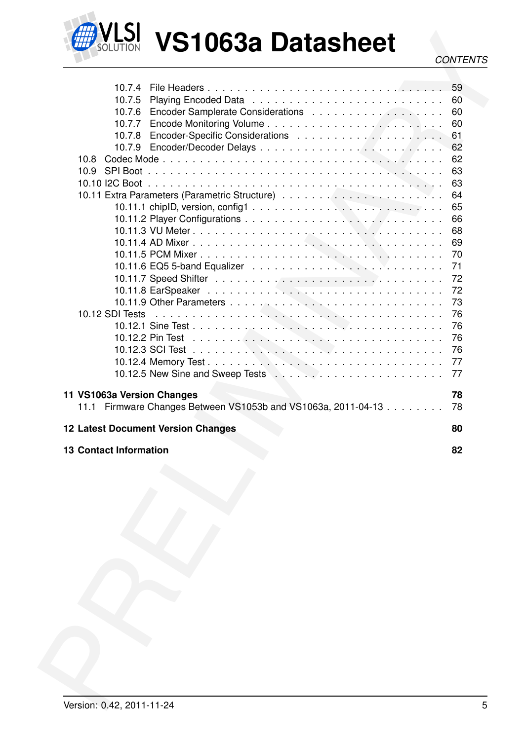10.7.4 File Headers . . . . . . . . . . . . . . . . . . . . . . . . . . . . 59
10.7.5 Playing Encoded Data . . . . . . . . . . . . . . . . . . . . . . . . 60
10.7.6 Encoder Samplerate Considerations . . . . . . . . . . . . . . . . . 60
10.7.7 Encode Monitoring Volume . . . . . . . . . . . . . . . . . . . . . . 60
10.7.8 Encoder-Specific Considerations . . . . . . . . . . . . . . . . . . 61
10.7.9 Encoder/Decoder Delays . . . . . . . . . . . . . . . . . . . . . . . 62

10.8 Codec Mode . . . . . . . . . . . . . . . . . . . . . . . . . . . . . . . 62
10.9 SPI Boot . . . . . . . . . . . . . . . . . . . . . . . . . . . . . . . . 63
10.10 I2C Boot . . . . . . . . . . . . . . . . . . . . . . . . . . . . . . . . 63
10.11 Extra Parameters (Parametric Structure) . . . . . . . . . . . . . . . 64

10.11.1 chipID, version, config1 . . . . . . . . . . . . . . . . . . . . . . 65
10.11.2 Player Configurations . . . . . . . . . . . . . . . . . . . . . . . . 66
10.11.3 VU Meter . . . . . . . . . . . . . . . . . . . . . . . . . . . . . . 68
10.11.4 AD Mixer . . . . . . . . . . . . . . . . . . . . . . . . . . . . . . 69
10.11.5 PCM Mixer . . . . . . . . . . . . . . . . . . . . . . . . . . . . . 70
10.11.6 EQ5 5-band Equalizer . . . . . . . . . . . . . . . . . . . . . . . . 71
10.11.7 Speed Shifter . . . . . . . . . . . . . . . . . . . . . . . . . . . . 72
10.11.8 EarSpeaker . . . . . . . . . . . . . . . . . . . . . . . . . . . . . 72
10.11.9 Other Parameters . . . . . . . . . . . . . . . . . . . . . . . . . . 73

10.12 SDI Tests . . . . . . . . . . . . . . . . . . . . . . . . . . . . . . . . 76

10.12.1 Sine Test . . . . . . . . . . . . . . . . . . . . . . . . . . . . . . 76
10.12.2 Pin Test . . . . . . . . . . . . . . . . . . . . . . . . . . . . . . . 76
10.12.3 SCI Test . . . . . . . . . . . . . . . . . . . . . . . . . . . . . . . 76
10.12.4 Memory Test . . . . . . . . . . . . . . . . . . . . . . . . . . . . . 77
10.12.5 New Sine and Sweep Tests . . . . . . . . . . . . . . . . . . . . . . 77

**11 VS1063a Version Changes** **78**

11.1 Firmware Changes Between VS1053b and VS1063a, 2011-04-13 . . . . . . . . 78

**12 Latest Document Version Changes** **80**

**13 Contact Information** **82**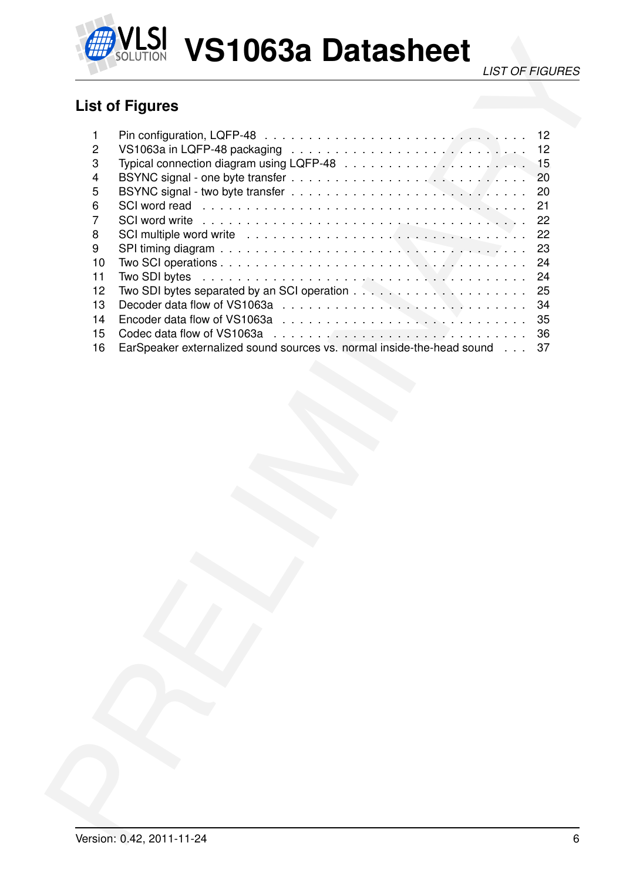## List of Figures

| | | |
|---|---|---|
| 1 | Pin configuration, LQFP-48 | 12 |
| 2 | VS1063a in LQFP-48 packaging | 12 |
| 3 | Typical connection diagram using LQFP-48 | 15 |
| 4 | BSYNC signal - one byte transfer | 20 |
| 5 | BSYNC signal - two byte transfer | 20 |
| 6 | SCI word read | 21 |
| 7 | SCI word write | 22 |
| 8 | SCI multiple word write | 22 |
| 9 | SPI timing diagram | 23 |
| 10 | Two SCI operations | 24 |
| 11 | Two SDI bytes | 24 |
| 12 | Two SDI bytes separated by an SCI operation | 25 |
| 13 | Decoder data flow of VS1063a | 34 |
| 14 | Encoder data flow of VS1063a | 35 |
| 15 | Codec data flow of VS1063a | 36 |
| 16 | EarSpeaker externalized sound sources vs. normal inside-the-head sound | 37 |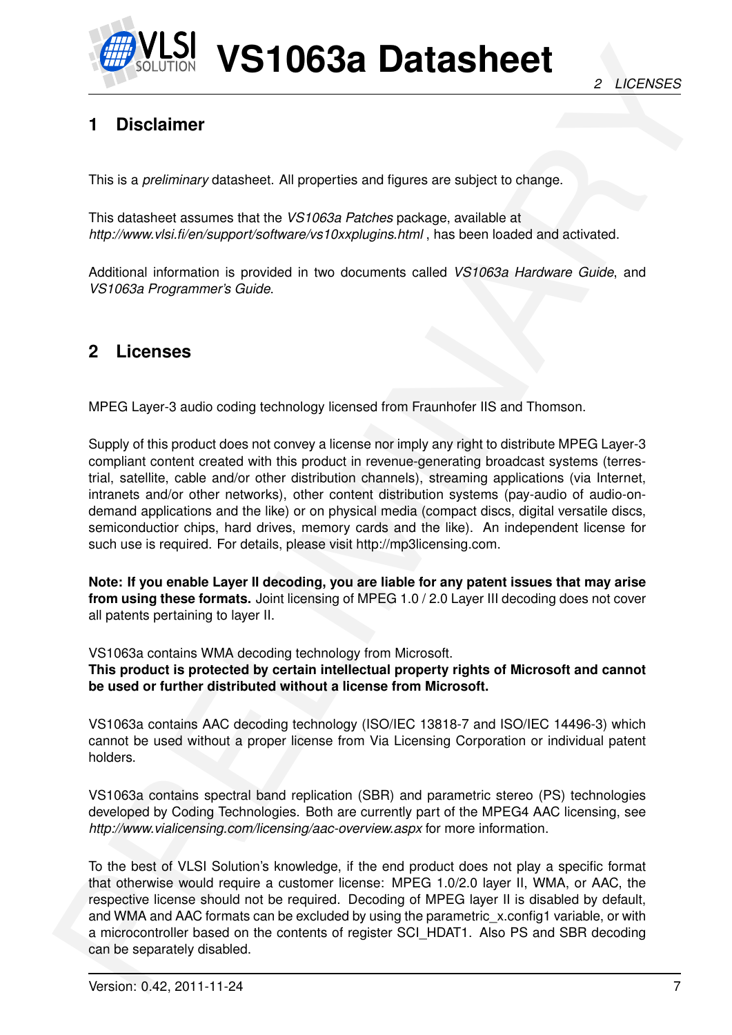# 1 Disclaimer

This is a *preliminary* datasheet. All properties and figures are subject to change.

This datasheet assumes that the *VS1063a Patches* package, available at *http://www.vlsi.fi/en/support/software/vs10xxplugins.html* , has been loaded and activated.

Additional information is provided in two documents called *VS1063a Hardware Guide*, and *VS1063a Programmer's Guide*.

# 2 Licenses

MPEG Layer-3 audio coding technology licensed from Fraunhofer IIS and Thomson.

Supply of this product does not convey a license nor imply any right to distribute MPEG Layer-3 compliant content created with this product in revenue-generating broadcast systems (terrestrial, satellite, cable and/or other distribution channels), streaming applications (via Internet, intranets and/or other networks), other content distribution systems (pay-audio of audio-on-demand applications and the like) or on physical media (compact discs, digital versatile discs, semiconductior chips, hard drives, memory cards and the like). An independent license for such use is required. For details, please visit http://mp3licensing.com.

**Note: If you enable Layer II decoding, you are liable for any patent issues that may arise from using these formats.** Joint licensing of MPEG 1.0 / 2.0 Layer III decoding does not cover all patents pertaining to layer II.

VS1063a contains WMA decoding technology from Microsoft.
**This product is protected by certain intellectual property rights of Microsoft and cannot be used or further distributed without a license from Microsoft.**

VS1063a contains AAC decoding technology (ISO/IEC 13818-7 and ISO/IEC 14496-3) which cannot be used without a proper license from Via Licensing Corporation or individual patent holders.

VS1063a contains spectral band replication (SBR) and parametric stereo (PS) technologies developed by Coding Technologies. Both are currently part of the MPEG4 AAC licensing, see *http://www.vialicensing.com/licensing/aac-overview.aspx* for more information.

To the best of VLSI Solution's knowledge, if the end product does not play a specific format that otherwise would require a customer license: MPEG 1.0/2.0 layer II, WMA, or AAC, the respective license should not be required. Decoding of MPEG layer II is disabled by default, and WMA and AAC formats can be excluded by using the parametric_x.config1 variable, or with a microcontroller based on the contents of register SCI_HDAT1. Also PS and SBR decoding can be separately disabled.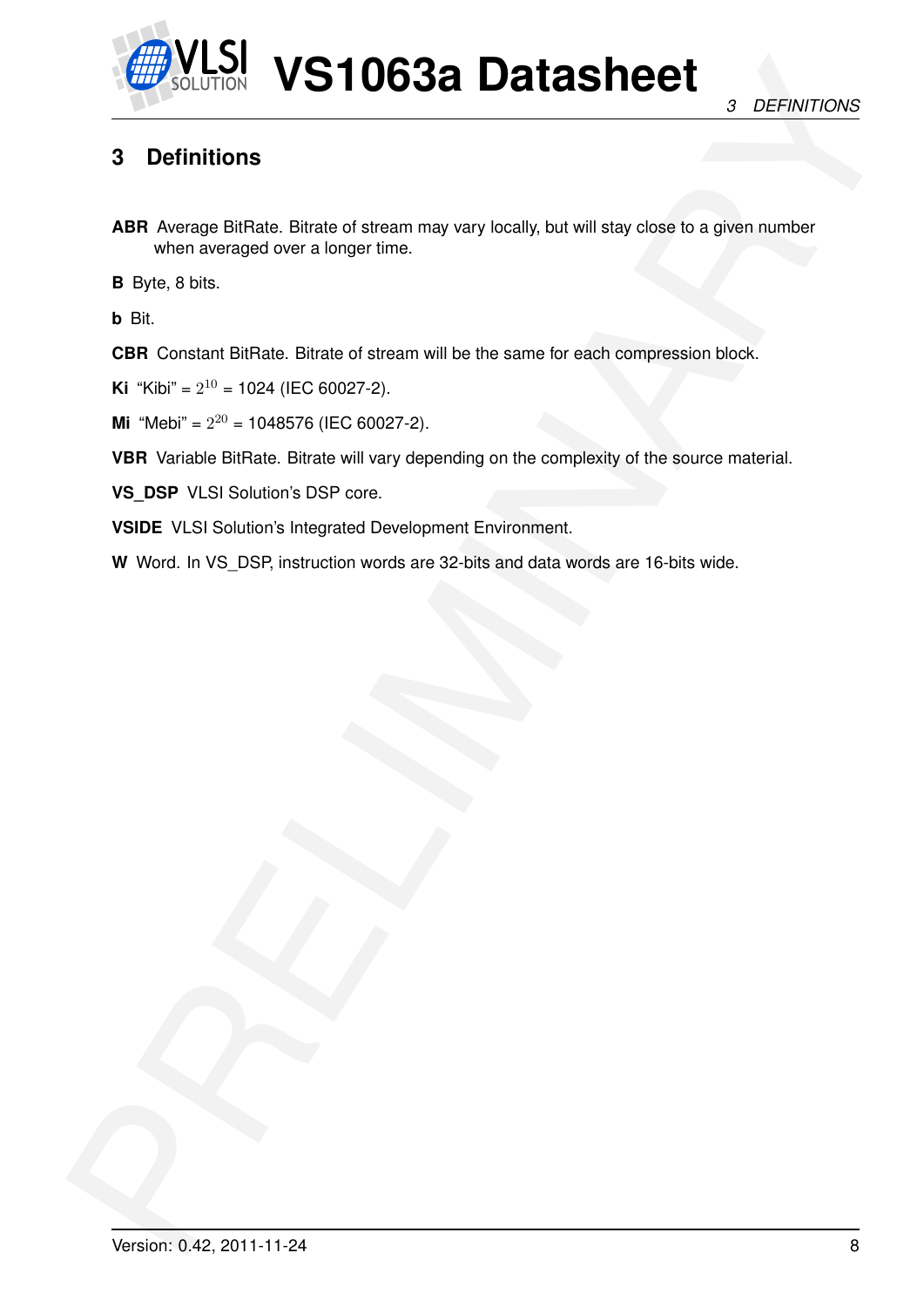# 3 Definitions

**ABR** Average BitRate. Bitrate of stream may vary locally, but will stay close to a given number when averaged over a longer time.

**B** Byte, 8 bits.

**b** Bit.

**CBR** Constant BitRate. Bitrate of stream will be the same for each compression block.

**Ki** "Kibi" = $2^{10}$ = 1024 (IEC 60027-2).

**Mi** "Mebi" = $2^{20}$ = 1048576 (IEC 60027-2).

**VBR** Variable BitRate. Bitrate will vary depending on the complexity of the source material.

**VS_DSP** VLSI Solution's DSP core.

**VSIDE** VLSI Solution's Integrated Development Environment.

**W** Word. In VS_DSP, instruction words are 32-bits and data words are 16-bits wide.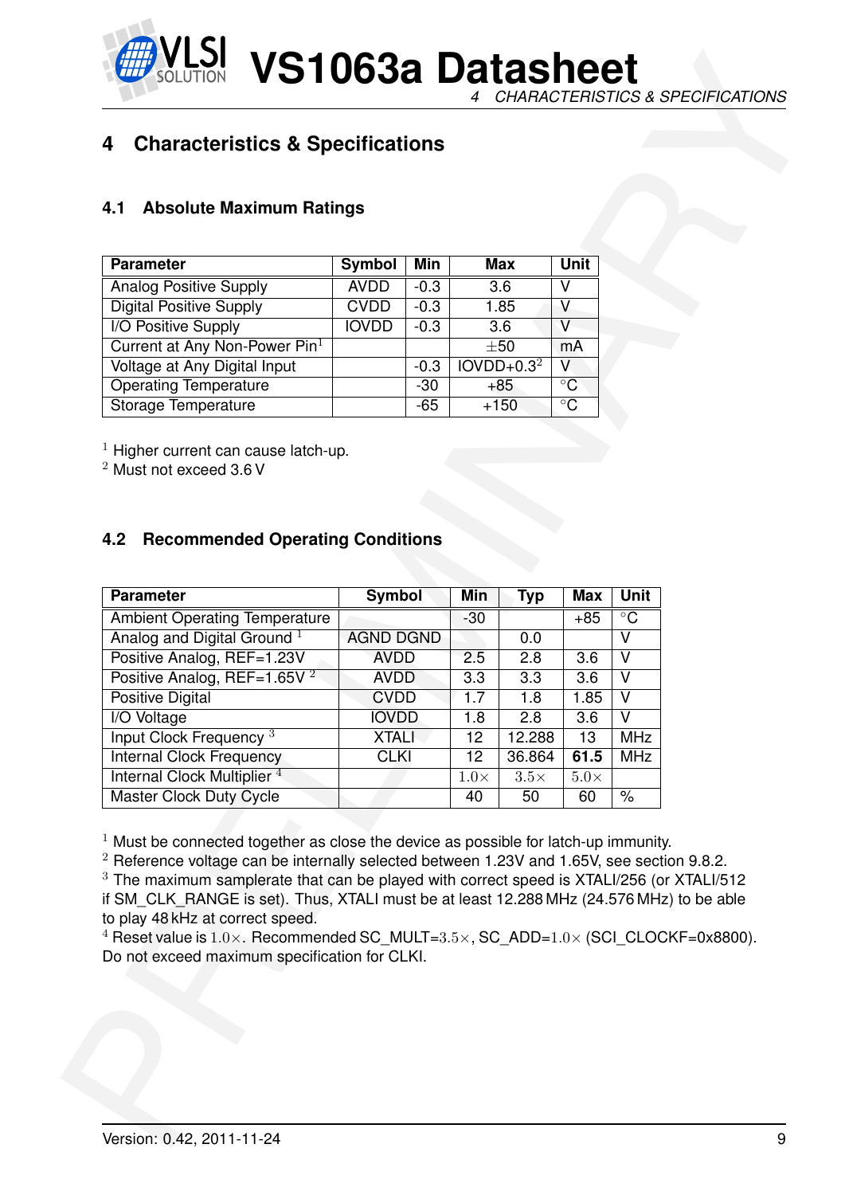# 4 Characteristics & Specifications

## 4.1 Absolute Maximum Ratings

| Parameter | Symbol | Min | Max | Unit |
|---|---|---|---|---|
| Analog Positive Supply | AVDD | -0.3 | 3.6 | V |
| Digital Positive Supply | CVDD | -0.3 | 1.85 | V |
| I/O Positive Supply | IOVDD | -0.3 | 3.6 | V |
| Current at Any Non-Power Pin[1] | | | ±50 | mA |
| Voltage at Any Digital Input | | -0.3 | IOVDD+0.3[2] | V |
| Operating Temperature | | -30 | +85 | °C |
| Storage Temperature | | -65 | +150 | °C |

[1] Higher current can cause latch-up.
[2] Must not exceed 3.6 V

## 4.2 Recommended Operating Conditions

| Parameter | Symbol | Min | Typ | Max | Unit |
|---|---|---|---|---|---|
| Ambient Operating Temperature | | -30 | | +85 | °C |
| Analog and Digital Ground [1] | AGND DGND | | 0.0 | | V |
| Positive Analog, REF=1.23V | AVDD | 2.5 | 2.8 | 3.6 | V |
| Positive Analog, REF=1.65V [2] | AVDD | 3.3 | 3.3 | 3.6 | V |
| Positive Digital | CVDD | 1.7 | 1.8 | 1.85 | V |
| I/O Voltage | IOVDD | 1.8 | 2.8 | 3.6 | V |
| Input Clock Frequency [3] | XTALI | 12 | 12.288 | 13 | MHz |
| Internal Clock Frequency | CLKI | 12 | 36.864 | **61.5** | MHz |
| Internal Clock Multiplier [4] | | $1.0\times$ | $3.5\times$ | $5.0\times$ | |
| Master Clock Duty Cycle | | 40 | 50 | 60 | % |

[1] Must be connected together as close the device as possible for latch-up immunity.
[2] Reference voltage can be internally selected between 1.23V and 1.65V, see section 9.8.2.
[3] The maximum samplerate that can be played with correct speed is XTALI/256 (or XTALI/512 if SM_CLK_RANGE is set). Thus, XTALI must be at least 12.288 MHz (24.576 MHz) to be able to play 48 kHz at correct speed.
[4] Reset value is $1.0\times$. Recommended SC_MULT=$3.5\times$, SC_ADD=$1.0\times$ (SCI_CLOCKF=0x8800). Do not exceed maximum specification for CLKI.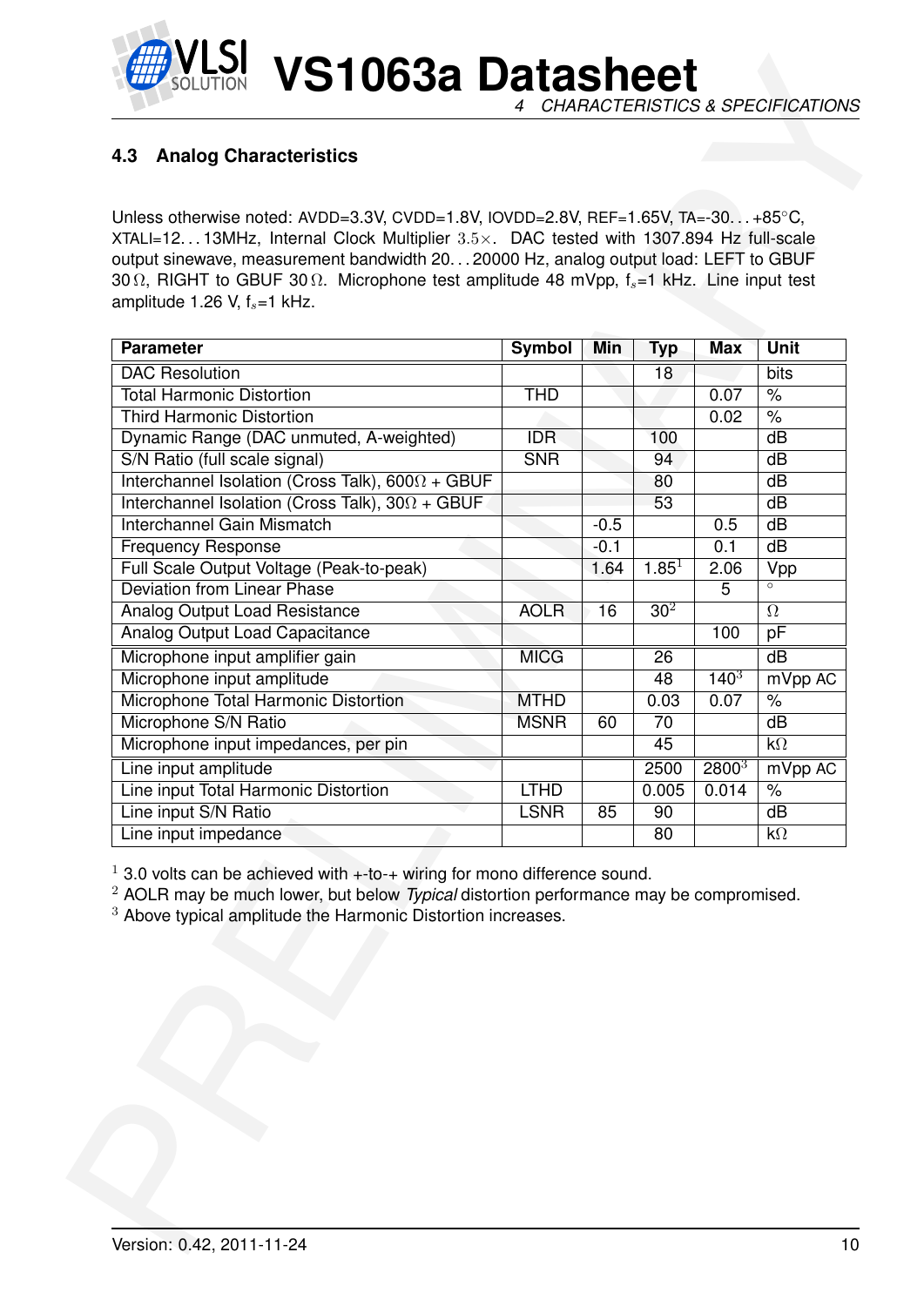### 4.3 Analog Characteristics

Unless otherwise noted: AVDD=3.3V, CVDD=1.8V, IOVDD=2.8V, REF=1.65V, TA=-30. . . +85°C, XTALI=12. . . 13MHz, Internal Clock Multiplier $3.5\times$. DAC tested with 1307.894 Hz full-scale output sinewave, measurement bandwidth 20. . . 20000 Hz, analog output load: LEFT to GBUF 30 Ω, RIGHT to GBUF 30 Ω. Microphone test amplitude 48 mVpp, $f_s$=1 kHz. Line input test amplitude 1.26 V, $f_s$=1 kHz.

| Parameter | Symbol | Min | Typ | Max | Unit |
|---|---|---|---|---|---|
| DAC Resolution | | | 18 | | bits |
| Total Harmonic Distortion | THD | | | 0.07 | % |
| Third Harmonic Distortion | | | | 0.02 | % |
| Dynamic Range (DAC unmuted, A-weighted) | IDR | | 100 | | dB |
| S/N Ratio (full scale signal) | SNR | | 94 | | dB |
| Interchannel Isolation (Cross Talk), 600Ω + GBUF | | | 80 | | dB |
| Interchannel Isolation (Cross Talk), 30Ω + GBUF | | | 53 | | dB |
| Interchannel Gain Mismatch | | -0.5 | | 0.5 | dB |
| Frequency Response | | -0.1 | | 0.1 | dB |
| Full Scale Output Voltage (Peak-to-peak) | | 1.64 | 1.85[1] | 2.06 | Vpp |
| Deviation from Linear Phase | | | | 5 | ° |
| Analog Output Load Resistance | AOLR | 16 | 30[2] | | Ω |
| Analog Output Load Capacitance | | | | 100 | pF |
| Microphone input amplifier gain | MICG | | 26 | | dB |
| Microphone input amplitude | | | 48 | 140[3] | mVpp AC |
| Microphone Total Harmonic Distortion | MTHD | | 0.03 | 0.07 | % |
| Microphone S/N Ratio | MSNR | 60 | 70 | | dB |
| Microphone input impedances, per pin | | | 45 | | kΩ |
| Line input amplitude | | | 2500 | 2800[3] | mVpp AC |
| Line input Total Harmonic Distortion | LTHD | | 0.005 | 0.014 | % |
| Line input S/N Ratio | LSNR | 85 | 90 | | dB |
| Line input impedance | | | 80 | | kΩ |

[1] 3.0 volts can be achieved with +-to-+ wiring for mono difference sound.
[2] AOLR may be much lower, but below *Typical* distortion performance may be compromised.
[3] Above typical amplitude the Harmonic Distortion increases.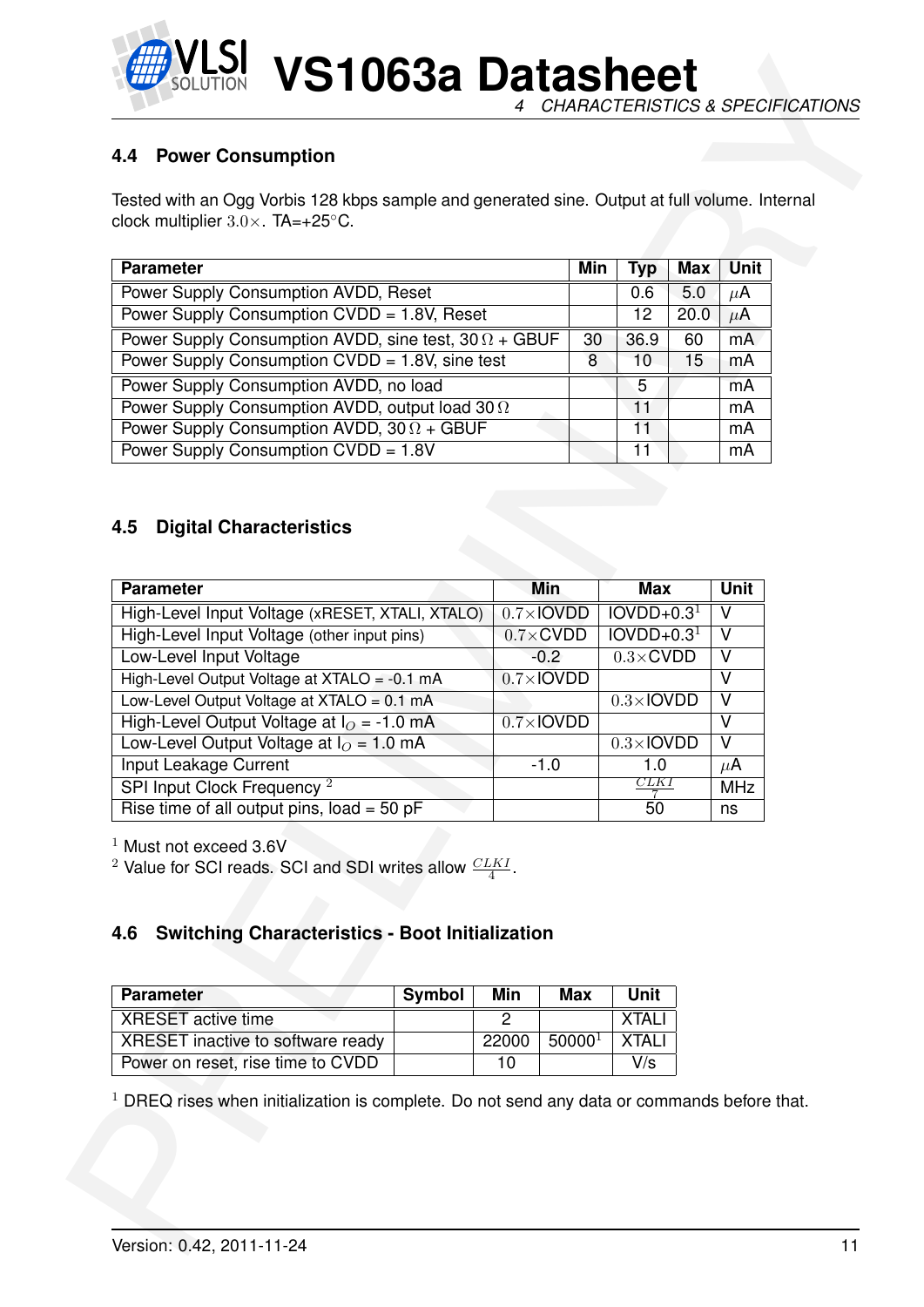## 4.4 Power Consumption

Tested with an Ogg Vorbis 128 kbps sample and generated sine. Output at full volume. Internal clock multiplier $3.0\times$. TA=+25°C.

| Parameter | Min | Typ | Max | Unit |
|---|---|---|---|---|
| Power Supply Consumption AVDD, Reset | | 0.6 | 5.0 | $\mu$A |
| Power Supply Consumption CVDD = 1.8V, Reset | | 12 | 20.0 | $\mu$A |
| Power Supply Consumption AVDD, sine test, 30 $\Omega$ + GBUF | 30 | 36.9 | 60 | mA |
| Power Supply Consumption CVDD = 1.8V, sine test | 8 | 10 | 15 | mA |
| Power Supply Consumption AVDD, no load | | 5 | | mA |
| Power Supply Consumption AVDD, output load 30 $\Omega$ | | 11 | | mA |
| Power Supply Consumption AVDD, 30 $\Omega$ + GBUF | | 11 | | mA |
| Power Supply Consumption CVDD = 1.8V | | 11 | | mA |

## 4.5 Digital Characteristics

| Parameter | Min | Max | Unit |
|---|---|---|---|
| High-Level Input Voltage (xRESET, XTALI, XTALO) | $0.7\times$IOVDD | IOVDD+0.3[1] | V |
| High-Level Input Voltage (other input pins) | $0.7\times$CVDD | IOVDD+0.3[1] | V |
| Low-Level Input Voltage | -0.2 | $0.3\times$CVDD | V |
| High-Level Output Voltage at XTALO = -0.1 mA | $0.7\times$IOVDD | | V |
| Low-Level Output Voltage at XTALO = 0.1 mA | | $0.3\times$IOVDD | V |
| High-Level Output Voltage at $I_O$ = -1.0 mA | $0.7\times$IOVDD | | V |
| Low-Level Output Voltage at $I_O$ = 1.0 mA | | $0.3\times$IOVDD | V |
| Input Leakage Current | -1.0 | 1.0 | $\mu$A |
| SPI Input Clock Frequency [2] | | $\frac{CLKI}{7}$ | MHz |
| Rise time of all output pins, load = 50 pF | | 50 | ns |

[1] Must not exceed 3.6V
[2] Value for SCI reads. SCI and SDI writes allow $\frac{CLKI}{4}$.

## 4.6 Switching Characteristics - Boot Initialization

| Parameter | Symbol | Min | Max | Unit |
|---|---|---|---|---|
| XRESET active time | | 2 | | XTALI |
| XRESET inactive to software ready | | 22000 | 50000[1] | XTALI |
| Power on reset, rise time to CVDD | | 10 | | V/s |

[1] DREQ rises when initialization is complete. Do not send any data or commands before that.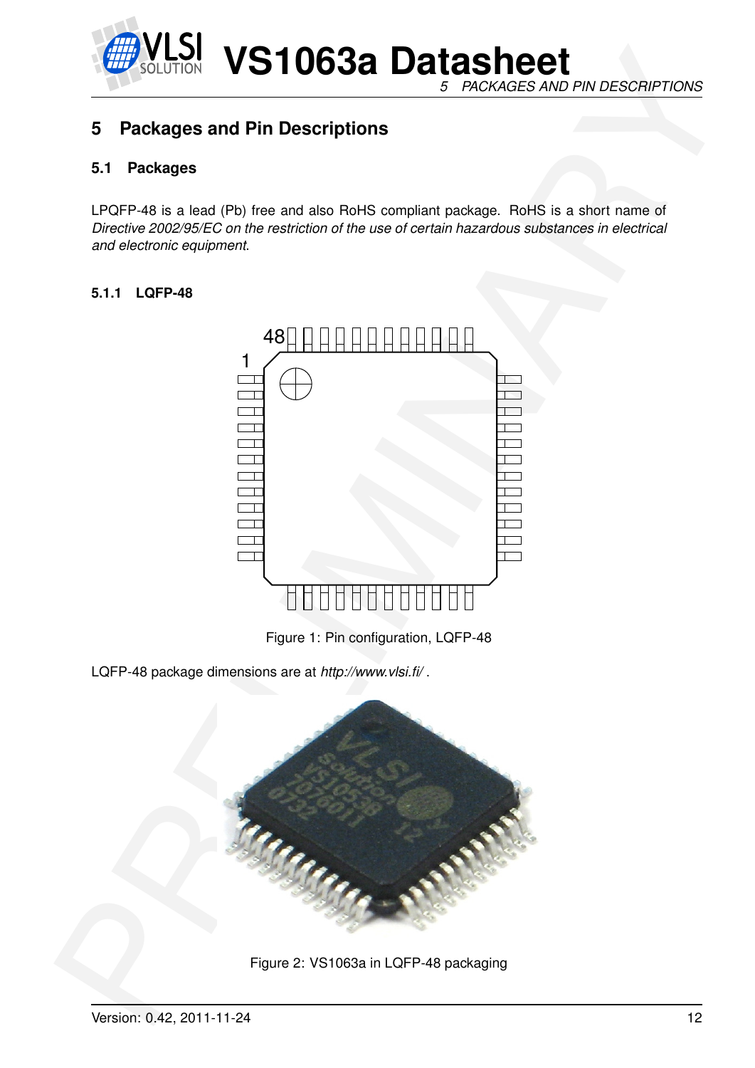# 5 Packages and Pin Descriptions

## 5.1 Packages

LPQFP-48 is a lead (Pb) free and also RoHS compliant package. RoHS is a short name of *Directive 2002/95/EC on the restriction of the use of certain hazardous substances in electrical and electronic equipment*.

### 5.1.1 LQFP-48

Figure 1: Pin configuration, LQFP-48

LQFP-48 package dimensions are at *http://www.vlsi.fi/* .

Figure 2: VS1063a in LQFP-48 packaging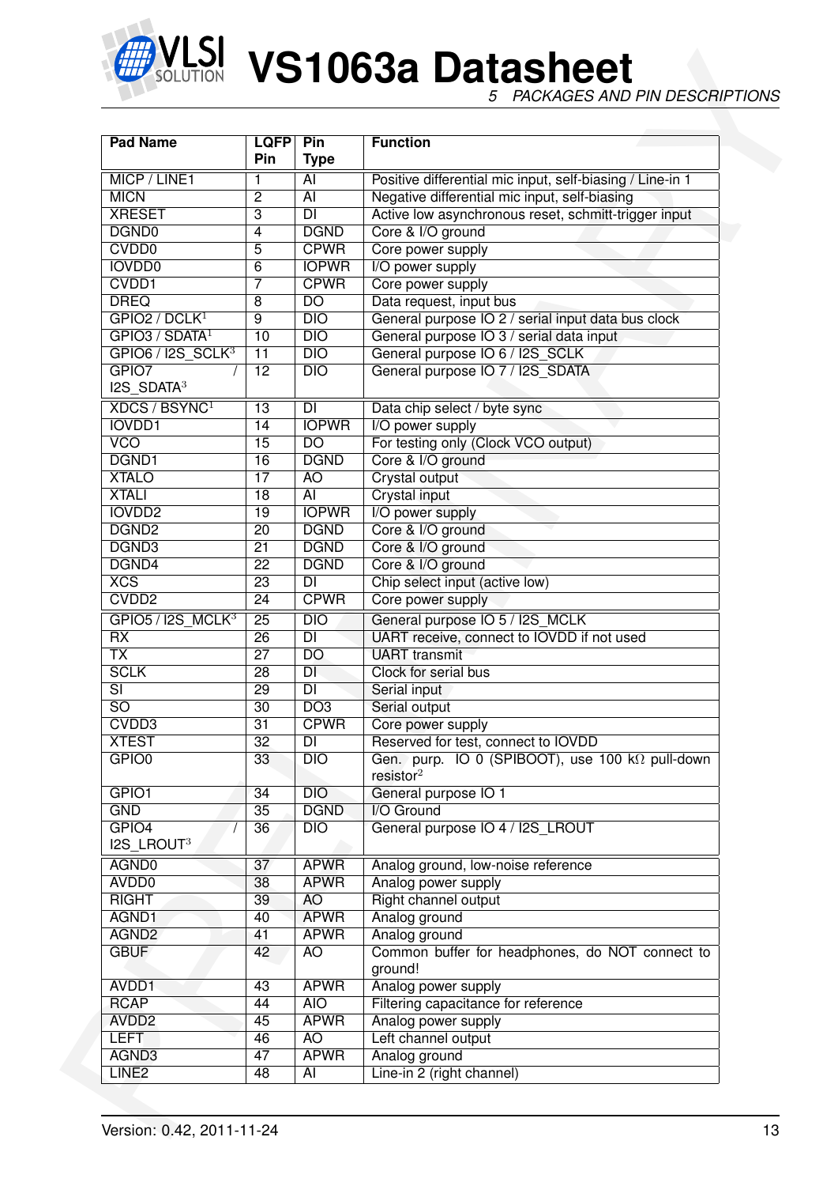| Pad Name | LQFP Pin | Pin Type | Function |
|---|---|---|---|
| MICP / LINE1 | 1 | AI | Positive differential mic input, self-biasing / Line-in 1 |
| MICN | 2 | AI | Negative differential mic input, self-biasing |
| XRESET | 3 | DI | Active low asynchronous reset, schmitt-trigger input |
| DGND0 | 4 | DGND | Core & I/O ground |
| CVDD0 | 5 | CPWR | Core power supply |
| IOVDD0 | 6 | IOPWR | I/O power supply |
| CVDD1 | 7 | CPWR | Core power supply |
| DREQ | 8 | DO | Data request, input bus |
| GPIO2 / DCLK[1] | 9 | DIO | General purpose IO 2 / serial input data bus clock |
| GPIO3 / SDATA[1] | 10 | DIO | General purpose IO 3 / serial data input |
| GPIO6 / I2S_SCLK[3] | 11 | DIO | General purpose IO 6 / I2S_SCLK |
| GPIO7 / I2S_SDATA[3] | 12 | DIO | General purpose IO 7 / I2S_SDATA |
| XDCS / BSYNC[1] | 13 | DI | Data chip select / byte sync |
| IOVDD1 | 14 | IOPWR | I/O power supply |
| VCO | 15 | DO | For testing only (Clock VCO output) |
| DGND1 | 16 | DGND | Core & I/O ground |
| XTALO | 17 | AO | Crystal output |
| XTALI | 18 | AI | Crystal input |
| IOVDD2 | 19 | IOPWR | I/O power supply |
| DGND2 | 20 | DGND | Core & I/O ground |
| DGND3 | 21 | DGND | Core & I/O ground |
| DGND4 | 22 | DGND | Core & I/O ground |
| XCS | 23 | DI | Chip select input (active low) |
| CVDD2 | 24 | CPWR | Core power supply |
| GPIO5 / I2S_MCLK[3] | 25 | DIO | General purpose IO 5 / I2S_MCLK |
| RX | 26 | DI | UART receive, connect to IOVDD if not used |
| TX | 27 | DO | UART transmit |
| SCLK | 28 | DI | Clock for serial bus |
| SI | 29 | DI | Serial input |
| SO | 30 | DO3 | Serial output |
| CVDD3 | 31 | CPWR | Core power supply |
| XTEST | 32 | DI | Reserved for test, connect to IOVDD |
| GPIO0 | 33 | DIO | Gen. purp. IO 0 (SPIBOOT), use 100 kΩ pull-down resistor[2] |
| GPIO1 | 34 | DIO | General purpose IO 1 |
| GND | 35 | DGND | I/O Ground |
| GPIO4 / I2S_LROUT[3] | 36 | DIO | General purpose IO 4 / I2S_LROUT |
| AGND0 | 37 | APWR | Analog ground, low-noise reference |
| AVDD0 | 38 | APWR | Analog power supply |
| RIGHT | 39 | AO | Right channel output |
| AGND1 | 40 | APWR | Analog ground |
| AGND2 | 41 | APWR | Analog ground |
| GBUF | 42 | AO | Common buffer for headphones, do NOT connect to ground! |
| AVDD1 | 43 | APWR | Analog power supply |
| RCAP | 44 | AIO | Filtering capacitance for reference |
| AVDD2 | 45 | APWR | Analog power supply |
| LEFT | 46 | AO | Left channel output |
| AGND3 | 47 | APWR | Analog ground |
| LINE2 | 48 | AI | Line-in 2 (right channel) |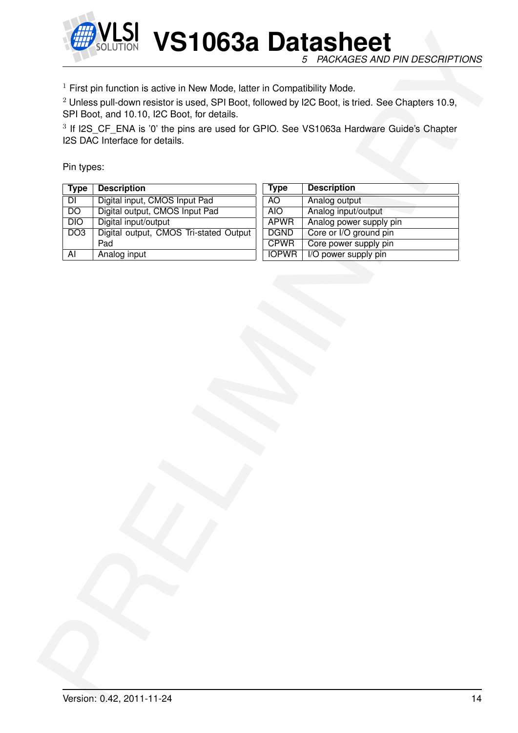[1] First pin function is active in New Mode, latter in Compatibility Mode.

[2] Unless pull-down resistor is used, SPI Boot, followed by I2C Boot, is tried. See Chapters 10.9, SPI Boot, and 10.10, I2C Boot, for details.

[3] If I2S_CF_ENA is '0' the pins are used for GPIO. See VS1063a Hardware Guide's Chapter I2S DAC Interface for details.

Pin types:

| Type | Description |
|---|---|
| DI | Digital input, CMOS Input Pad |
| DO | Digital output, CMOS Input Pad |
| DIO | Digital input/output |
| DO3 | Digital output, CMOS Tri-stated Output Pad |
| AI | Analog input |

| Type | Description |
|---|---|
| AO | Analog output |
| AIO | Analog input/output |
| APWR | Analog power supply pin |
| DGND | Core or I/O ground pin |
| CPWR | Core power supply pin |
| IOPWR | I/O power supply pin |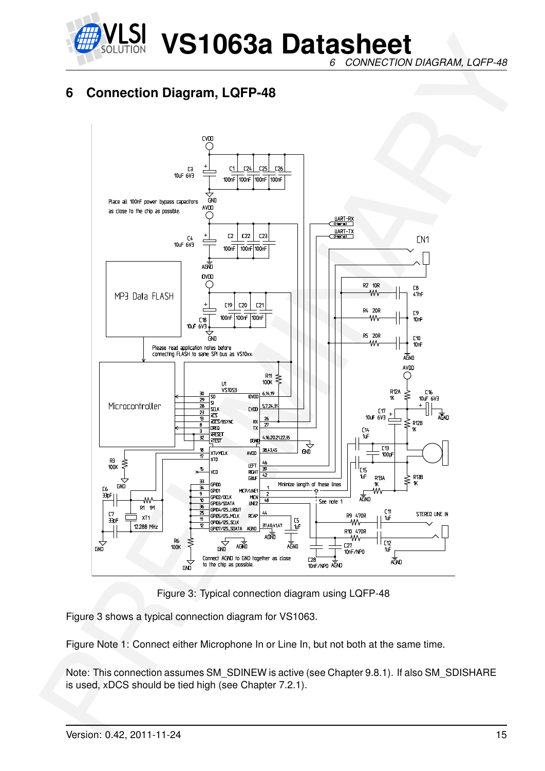# 6 Connection Diagram, LQFP-48

Figure 3: Typical connection diagram using LQFP-48

Figure 3 shows a typical connection diagram for VS1063.

Figure Note 1: Connect either Microphone In or Line In, but not both at the same time.

Note: This connection assumes SM_SDINEW is active (see Chapter 9.8.1). If also SM_SDISHARE is used, xDCS should be tied high (see Chapter 7.2.1).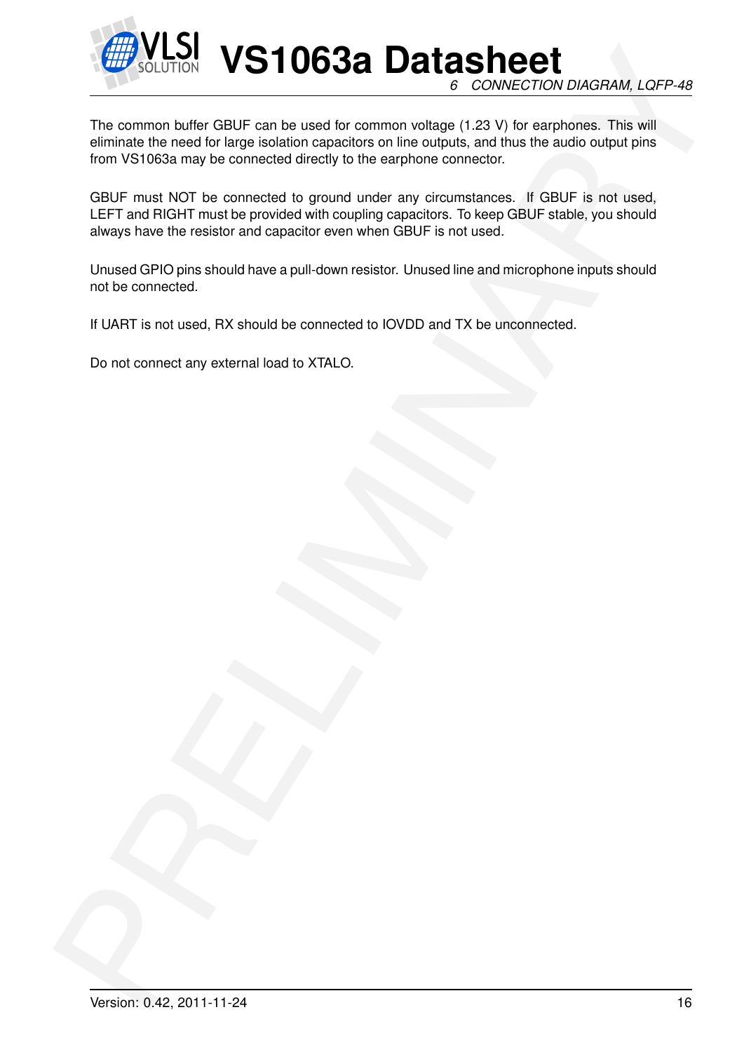The common buffer GBUF can be used for common voltage (1.23 V) for earphones. This will eliminate the need for large isolation capacitors on line outputs, and thus the audio output pins from VS1063a may be connected directly to the earphone connector.

GBUF must NOT be connected to ground under any circumstances. If GBUF is not used, LEFT and RIGHT must be provided with coupling capacitors. To keep GBUF stable, you should always have the resistor and capacitor even when GBUF is not used.

Unused GPIO pins should have a pull-down resistor. Unused line and microphone inputs should not be connected.

If UART is not used, RX should be connected to IOVDD and TX be unconnected.

Do not connect any external load to XTALO.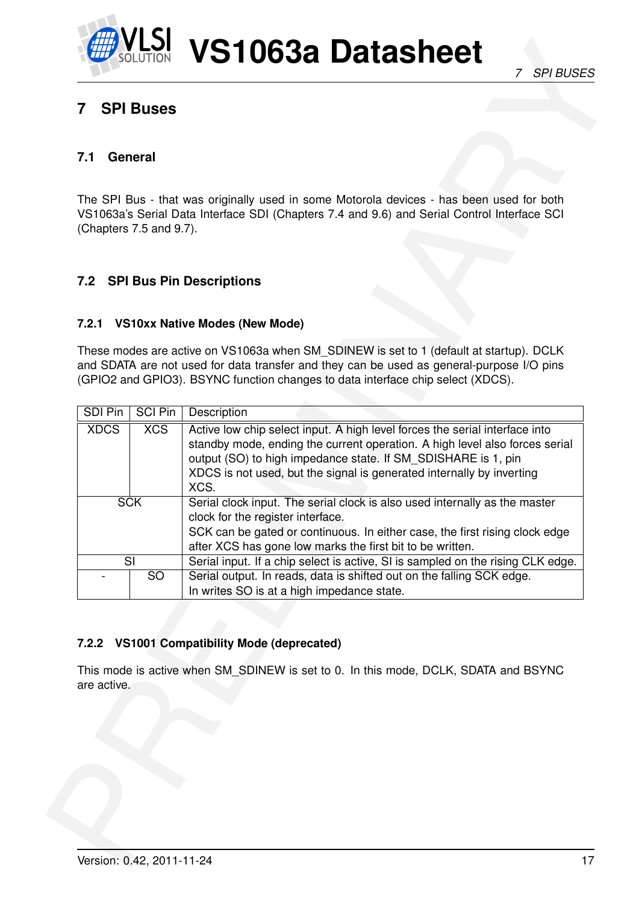# 7 SPI Buses

## 7.1 General

The SPI Bus - that was originally used in some Motorola devices - has been used for both VS1063a's Serial Data Interface SDI (Chapters 7.4 and 9.6) and Serial Control Interface SCI (Chapters 7.5 and 9.7).

## 7.2 SPI Bus Pin Descriptions

### 7.2.1 VS10xx Native Modes (New Mode)

These modes are active on VS1063a when SM_SDINEW is set to 1 (default at startup). DCLK and SDATA are not used for data transfer and they can be used as general-purpose I/O pins (GPIO2 and GPIO3). BSYNC function changes to data interface chip select (XDCS).

| SDI Pin | SCI Pin | Description |
|---|---|---|
| XDCS | XCS | Active low chip select input. A high level forces the serial interface into standby mode, ending the current operation. A high level also forces serial output (SO) to high impedance state. If SM_SDISHARE is 1, pin XDCS is not used, but the signal is generated internally by inverting XCS. |
| SCK | | Serial clock input. The serial clock is also used internally as the master clock for the register interface. SCK can be gated or continuous. In either case, the first rising clock edge after XCS has gone low marks the first bit to be written. |
| SI | | Serial input. If a chip select is active, SI is sampled on the rising CLK edge. |
| - | SO | Serial output. In reads, data is shifted out on the falling SCK edge. In writes SO is at a high impedance state. |

### 7.2.2 VS1001 Compatibility Mode (deprecated)

This mode is active when SM_SDINEW is set to 0. In this mode, DCLK, SDATA and BSYNC are active.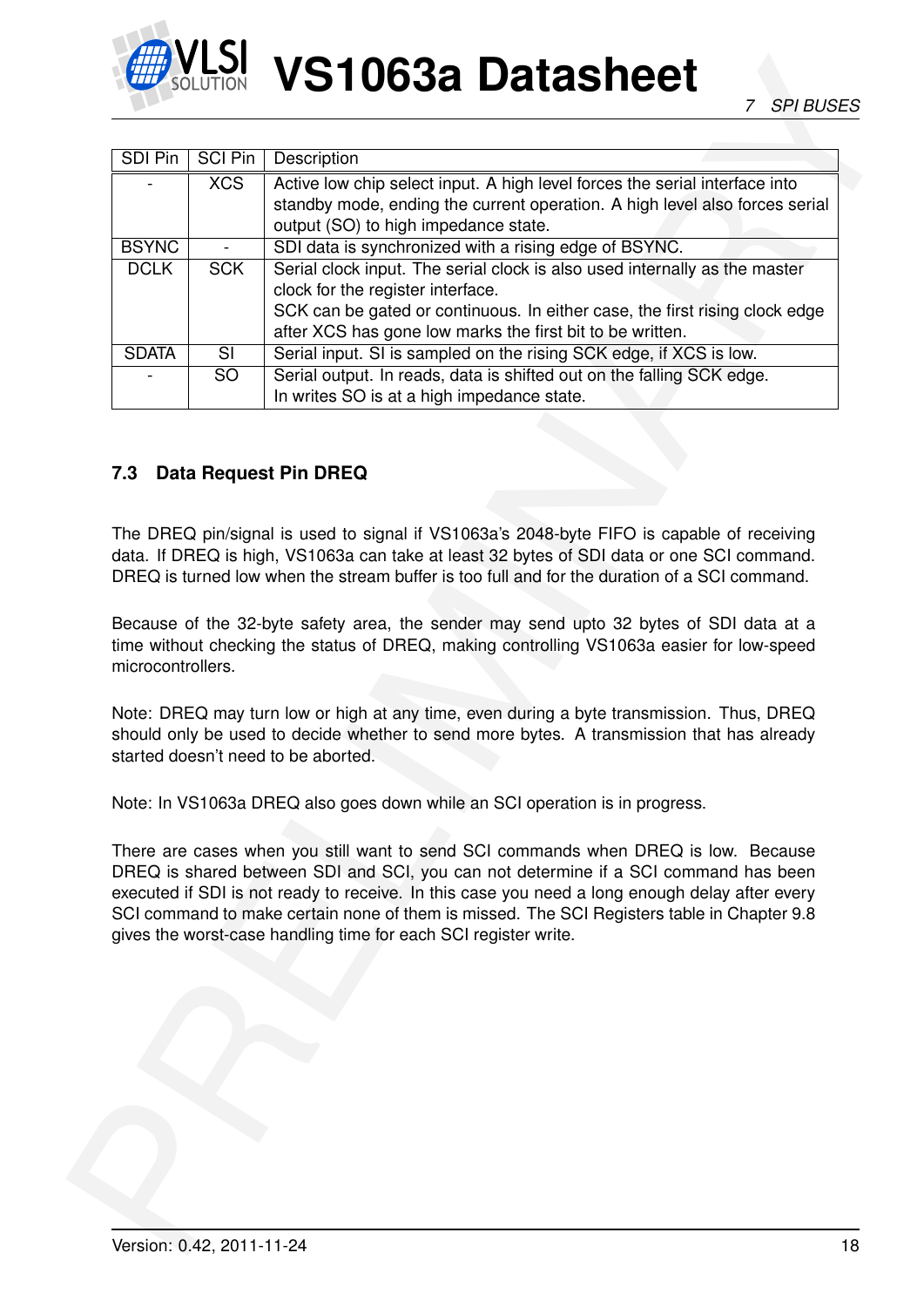| SDI Pin | SCI Pin | Description |
|---|---|---|
| - | XCS | Active low chip select input. A high level forces the serial interface into standby mode, ending the current operation. A high level also forces serial output (SO) to high impedance state. |
| BSYNC | - | SDI data is synchronized with a rising edge of BSYNC. |
| DCLK | SCK | Serial clock input. The serial clock is also used internally as the master clock for the register interface.<br>SCK can be gated or continuous. In either case, the first rising clock edge after XCS has gone low marks the first bit to be written. |
| SDATA | SI | Serial input. SI is sampled on the rising SCK edge, if XCS is low. |
| - | SO | Serial output. In reads, data is shifted out on the falling SCK edge.<br>In writes SO is at a high impedance state. |

### 7.3 Data Request Pin DREQ

The DREQ pin/signal is used to signal if VS1063a's 2048-byte FIFO is capable of receiving data. If DREQ is high, VS1063a can take at least 32 bytes of SDI data or one SCI command. DREQ is turned low when the stream buffer is too full and for the duration of a SCI command.

Because of the 32-byte safety area, the sender may send upto 32 bytes of SDI data at a time without checking the status of DREQ, making controlling VS1063a easier for low-speed microcontrollers.

Note: DREQ may turn low or high at any time, even during a byte transmission. Thus, DREQ should only be used to decide whether to send more bytes. A transmission that has already started doesn't need to be aborted.

Note: In VS1063a DREQ also goes down while an SCI operation is in progress.

There are cases when you still want to send SCI commands when DREQ is low. Because DREQ is shared between SDI and SCI, you can not determine if a SCI command has been executed if SDI is not ready to receive. In this case you need a long enough delay after every SCI command to make certain none of them is missed. The SCI Registers table in Chapter 9.8 gives the worst-case handling time for each SCI register write.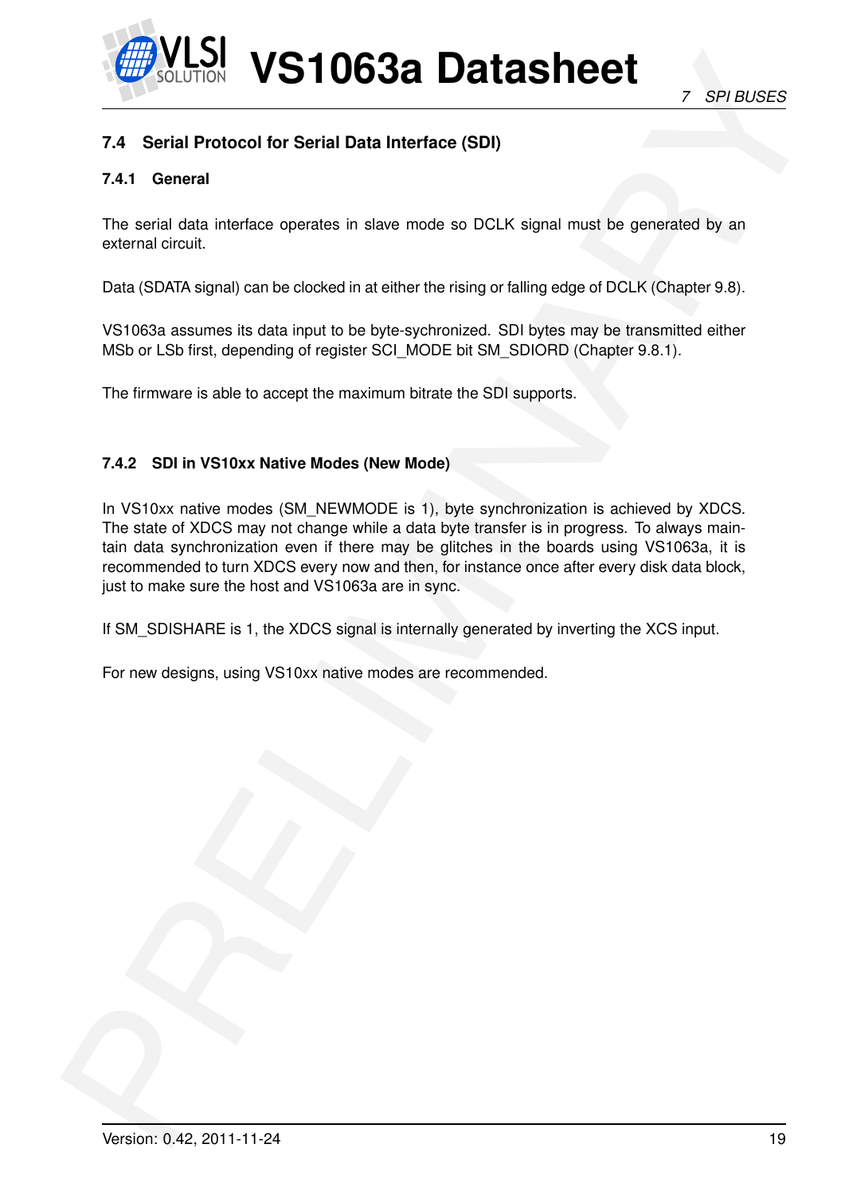## 7.4 Serial Protocol for Serial Data Interface (SDI)

### 7.4.1 General

The serial data interface operates in slave mode so DCLK signal must be generated by an external circuit.

Data (SDATA signal) can be clocked in at either the rising or falling edge of DCLK (Chapter 9.8).

VS1063a assumes its data input to be byte-sychronized. SDI bytes may be transmitted either MSb or LSb first, depending of register SCI_MODE bit SM_SDIORD (Chapter 9.8.1).

The firmware is able to accept the maximum bitrate the SDI supports.

### 7.4.2 SDI in VS10xx Native Modes (New Mode)

In VS10xx native modes (SM_NEWMODE is 1), byte synchronization is achieved by XDCS. The state of XDCS may not change while a data byte transfer is in progress. To always maintain data synchronization even if there may be glitches in the boards using VS1063a, it is recommended to turn XDCS every now and then, for instance once after every disk data block, just to make sure the host and VS1063a are in sync.

If SM_SDISHARE is 1, the XDCS signal is internally generated by inverting the XCS input.

For new designs, using VS10xx native modes are recommended.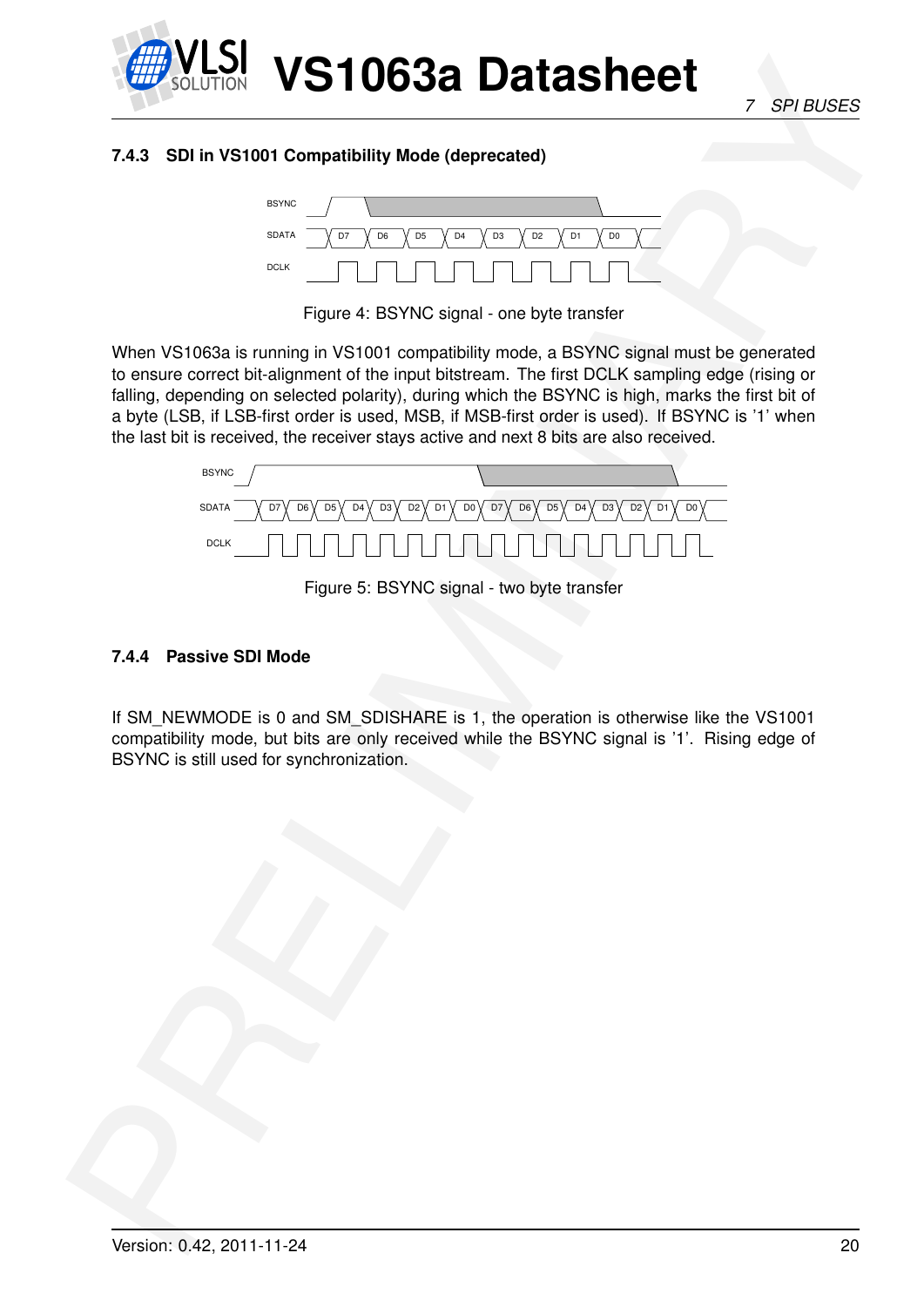#### 7.4.3 SDI in VS1001 Compatibility Mode (deprecated)

Figure 4: BSYNC signal - one byte transfer

When VS1063a is running in VS1001 compatibility mode, a BSYNC signal must be generated to ensure correct bit-alignment of the input bitstream. The first DCLK sampling edge (rising or falling, depending on selected polarity), during which the BSYNC is high, marks the first bit of a byte (LSB, if LSB-first order is used, MSB, if MSB-first order is used). If BSYNC is '1' when the last bit is received, the receiver stays active and next 8 bits are also received.

Figure 5: BSYNC signal - two byte transfer

#### 7.4.4 Passive SDI Mode

If SM_NEWMODE is 0 and SM_SDISHARE is 1, the operation is otherwise like the VS1001 compatibility mode, but bits are only received while the BSYNC signal is '1'. Rising edge of BSYNC is still used for synchronization.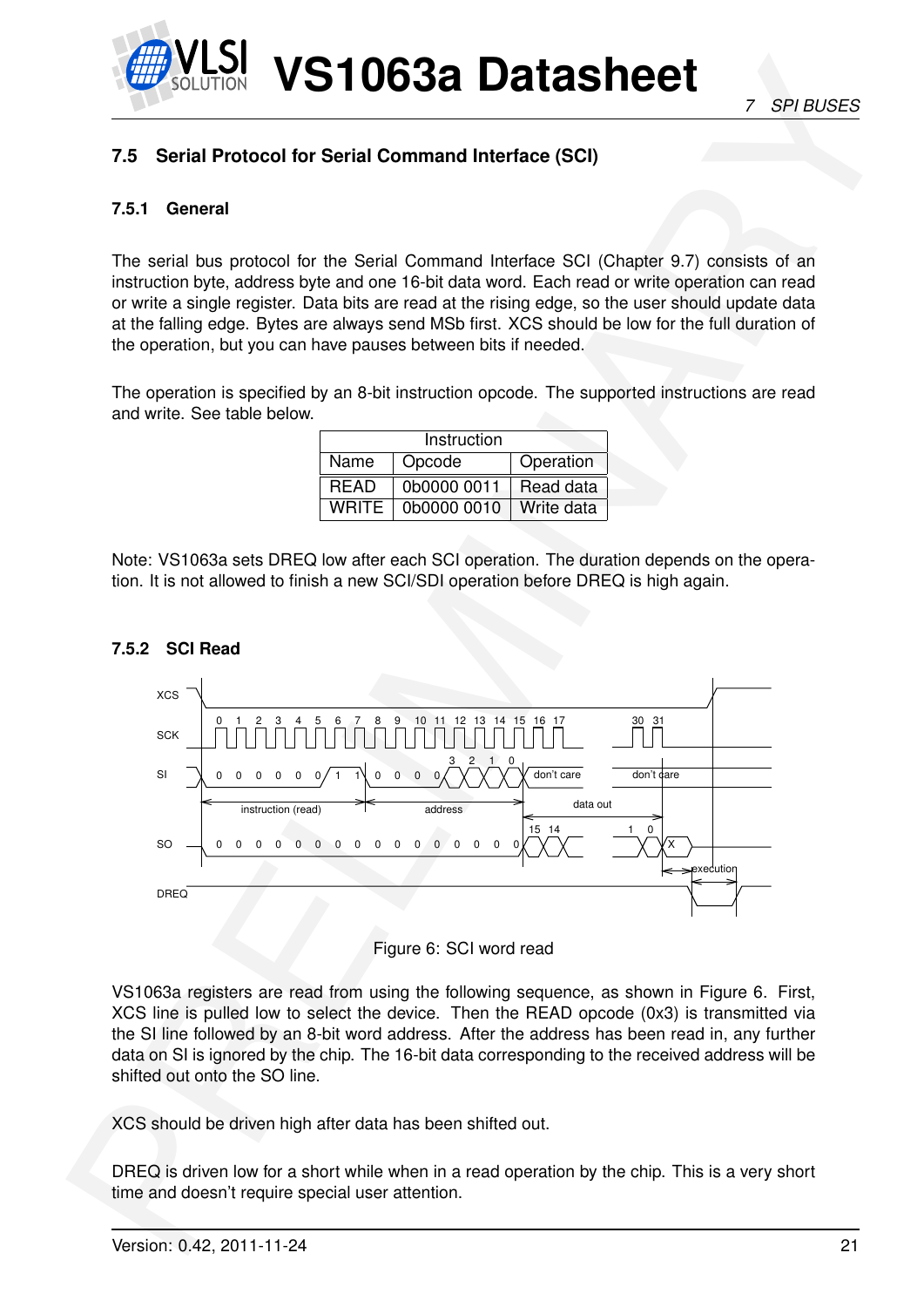## 7.5 Serial Protocol for Serial Command Interface (SCI)

### 7.5.1 General

The serial bus protocol for the Serial Command Interface SCI (Chapter 9.7) consists of an instruction byte, address byte and one 16-bit data word. Each read or write operation can read or write a single register. Data bits are read at the rising edge, so the user should update data at the falling edge. Bytes are always send MSb first. XCS should be low for the full duration of the operation, but you can have pauses between bits if needed.

The operation is specified by an 8-bit instruction opcode. The supported instructions are read and write. See table below.

| Instruction | | |
|---|---|---|
| Name | Opcode | Operation |
| READ | 0b0000 0011 | Read data |
| WRITE | 0b0000 0010 | Write data |

Note: VS1063a sets DREQ low after each SCI operation. The duration depends on the operation. It is not allowed to finish a new SCI/SDI operation before DREQ is high again.

### 7.5.2 SCI Read

Figure 6: SCI word read

VS1063a registers are read from using the following sequence, as shown in Figure 6. First, XCS line is pulled low to select the device. Then the READ opcode (0x3) is transmitted via the SI line followed by an 8-bit word address. After the address has been read in, any further data on SI is ignored by the chip. The 16-bit data corresponding to the received address will be shifted out onto the SO line.

XCS should be driven high after data has been shifted out.

DREQ is driven low for a short while when in a read operation by the chip. This is a very short time and doesn't require special user attention.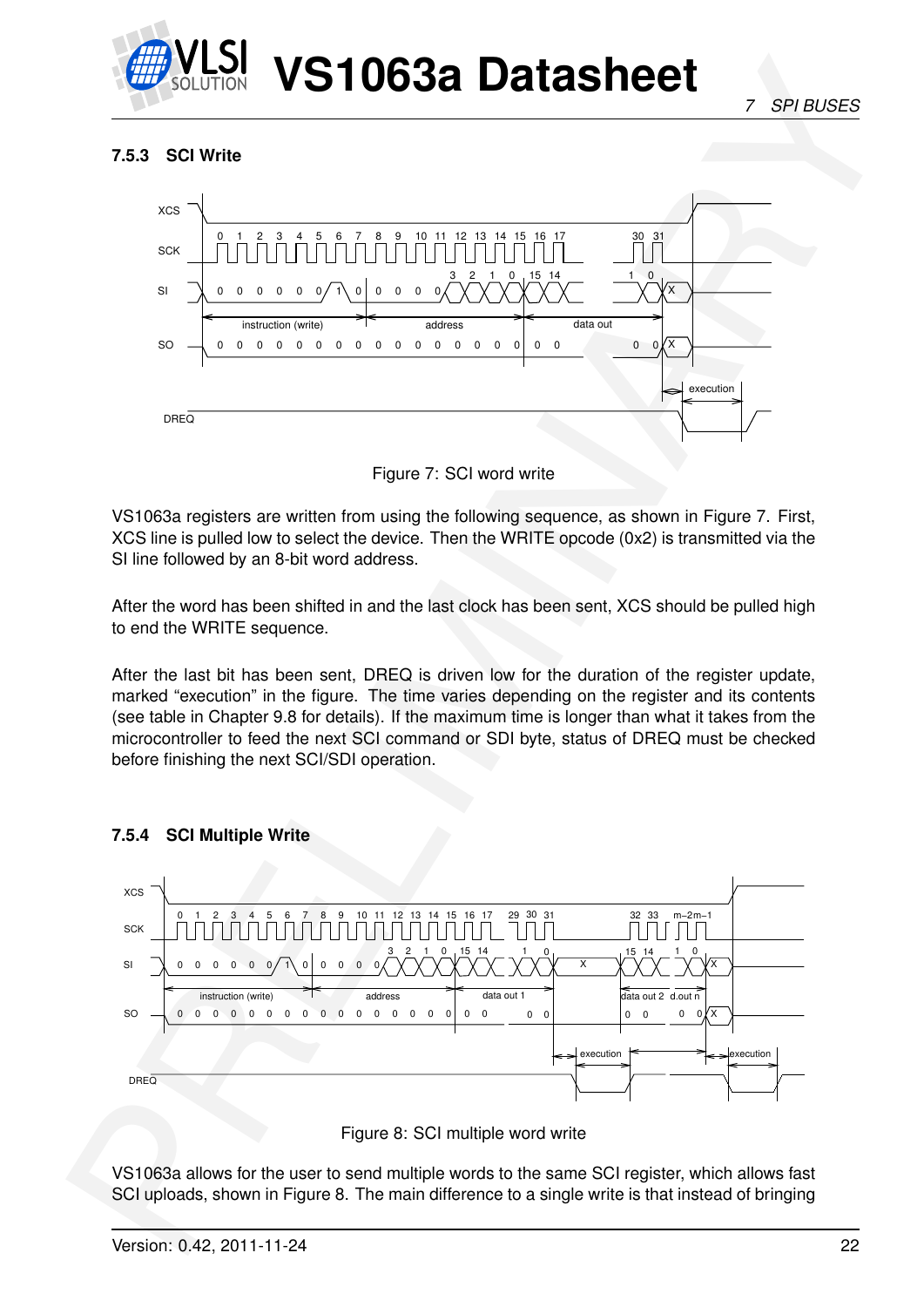### 7.5.3 SCI Write

Figure 7: SCI word write

VS1063a registers are written from using the following sequence, as shown in Figure 7. First, XCS line is pulled low to select the device. Then the WRITE opcode (0x2) is transmitted via the SI line followed by an 8-bit word address.

After the word has been shifted in and the last clock has been sent, XCS should be pulled high to end the WRITE sequence.

After the last bit has been sent, DREQ is driven low for the duration of the register update, marked "execution" in the figure. The time varies depending on the register and its contents (see table in Chapter 9.8 for details). If the maximum time is longer than what it takes from the microcontroller to feed the next SCI command or SDI byte, status of DREQ must be checked before finishing the next SCI/SDI operation.

### 7.5.4 SCI Multiple Write

Figure 8: SCI multiple word write

VS1063a allows for the user to send multiple words to the same SCI register, which allows fast SCI uploads, shown in Figure 8. The main difference to a single write is that instead of bringing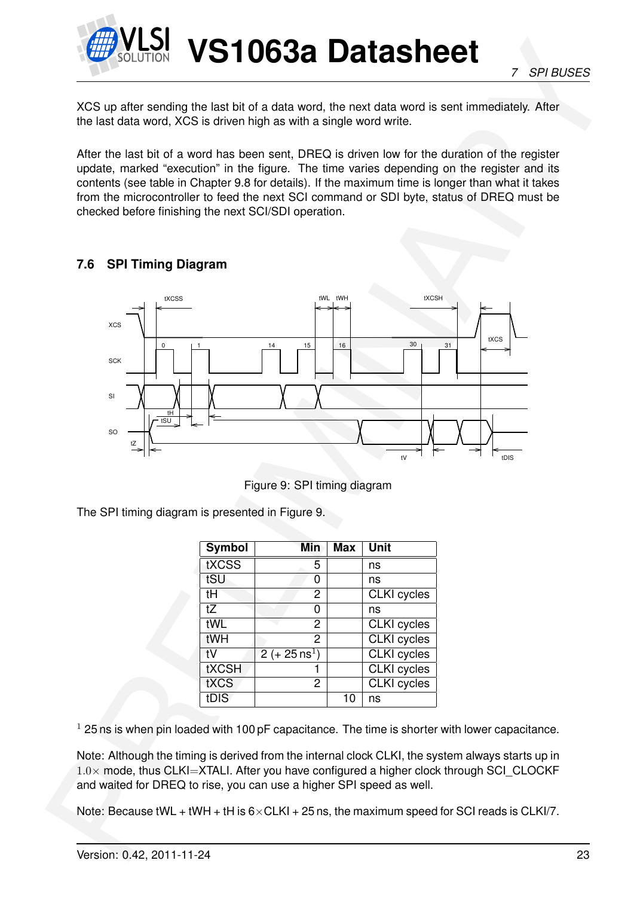XCS up after sending the last bit of a data word, the next data word is sent immediately. After the last data word, XCS is driven high as with a single word write.

After the last bit of a word has been sent, DREQ is driven low for the duration of the register update, marked "execution" in the figure. The time varies depending on the register and its contents (see table in Chapter 9.8 for details). If the maximum time is longer than what it takes from the microcontroller to feed the next SCI command or SDI byte, status of DREQ must be checked before finishing the next SCI/SDI operation.

## 7.6 SPI Timing Diagram

Figure 9: SPI timing diagram

The SPI timing diagram is presented in Figure 9.

| Symbol | Min | Max | Unit |
|---|---|---|---|
| tXCSS | 5 | | ns |
| tSU | 0 | | ns |
| tH | 2 | | CLKI cycles |
| tZ | 0 | | ns |
| tWL | 2 | | CLKI cycles |
| tWH | 2 | | CLKI cycles |
| tV | 2 (+ 25 ns[1]) | | CLKI cycles |
| tXCSH | 1 | | CLKI cycles |
| tXCS | 2 | | CLKI cycles |
| tDIS | | 10 | ns |

[1] 25 ns is when pin loaded with 100 pF capacitance. The time is shorter with lower capacitance.

Note: Although the timing is derived from the internal clock CLKI, the system always starts up in $1.0\times$ mode, thus CLKI=XTALI. After you have configured a higher clock through SCI_CLOCKF and waited for DREQ to rise, you can use a higher SPI speed as well.

Note: Because tWL + tWH + tH is $6\times$CLKI + 25 ns, the maximum speed for SCI reads is CLKI/7.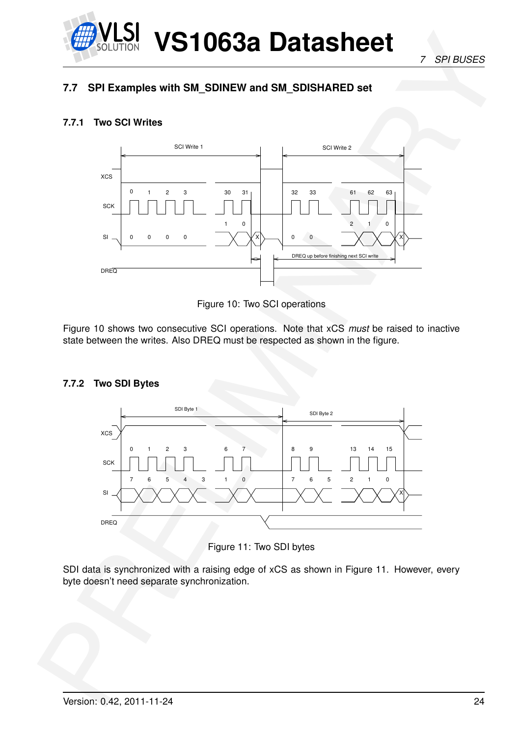## 7.7 SPI Examples with SM_SDINEW and SM_SDISHARED set

### 7.7.1 Two SCI Writes

Figure 10: Two SCI operations

Figure 10 shows two consecutive SCI operations. Note that xCS *must* be raised to inactive state between the writes. Also DREQ must be respected as shown in the figure.

### 7.7.2 Two SDI Bytes

Figure 11: Two SDI bytes

SDI data is synchronized with a raising edge of xCS as shown in Figure 11. However, every byte doesn't need separate synchronization.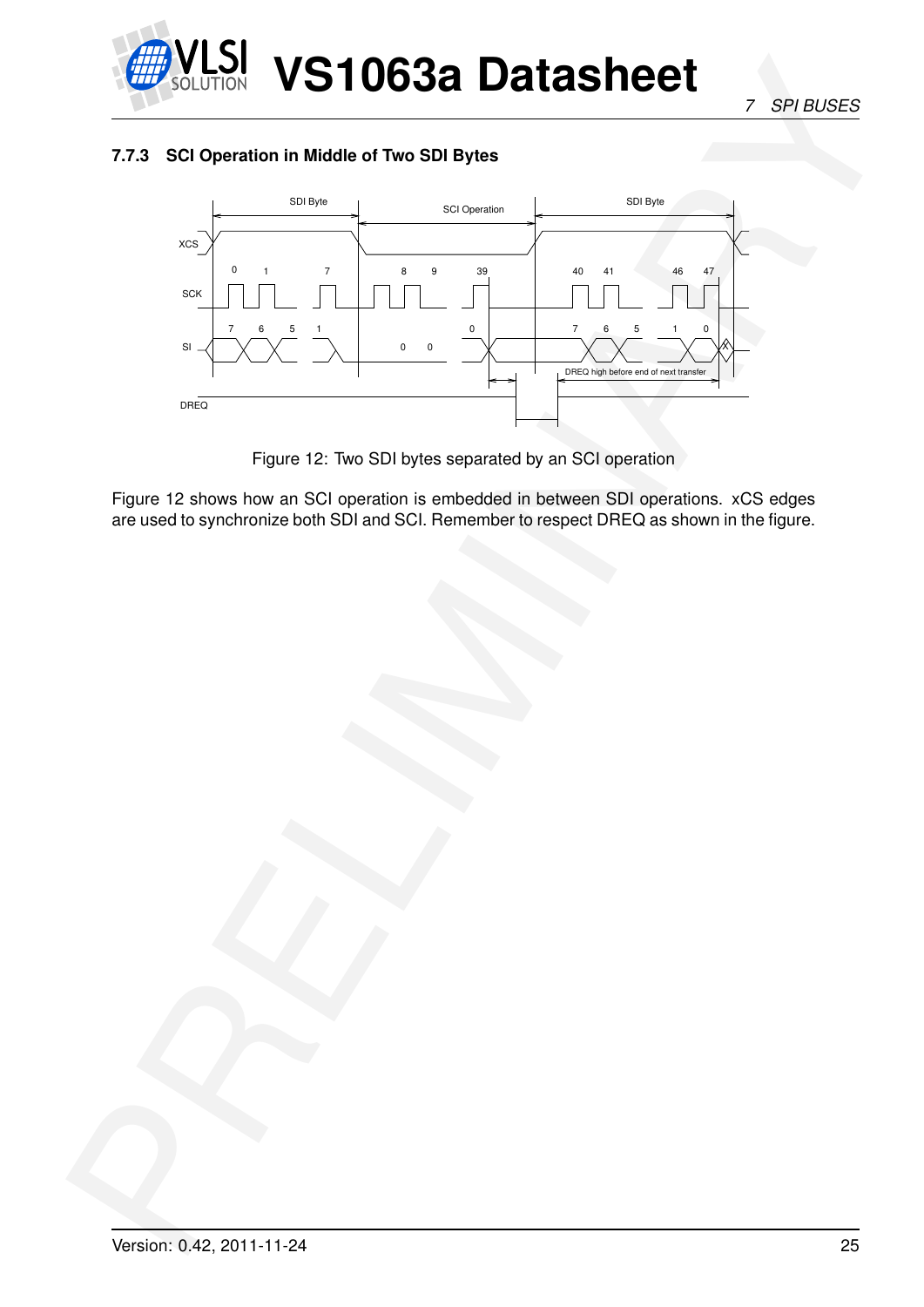### 7.7.3 SCI Operation in Middle of Two SDI Bytes

Figure 12: Two SDI bytes separated by an SCI operation

Figure 12 shows how an SCI operation is embedded in between SDI operations. xCS edges are used to synchronize both SDI and SCI. Remember to respect DREQ as shown in the figure.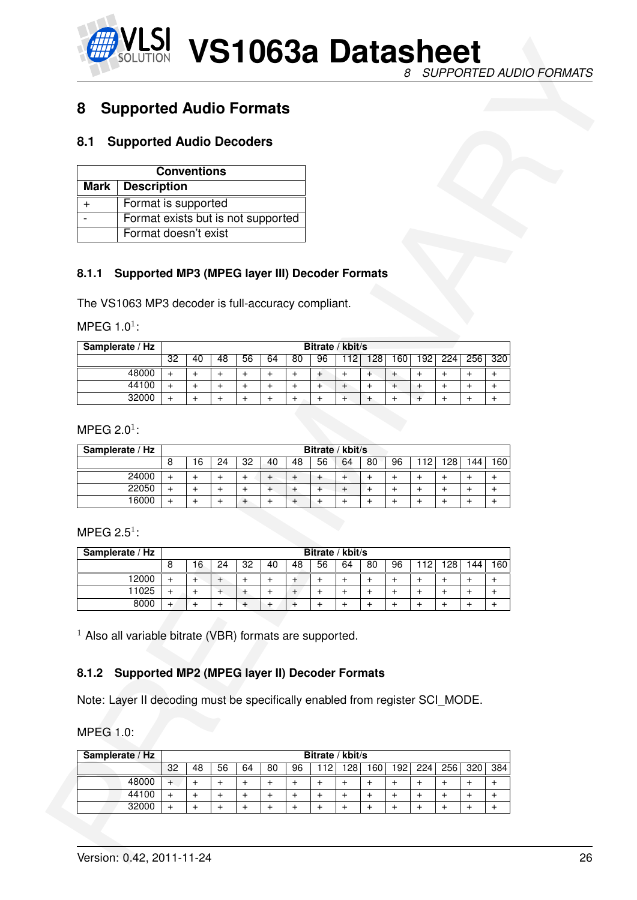# 8 Supported Audio Formats

## 8.1 Supported Audio Decoders

| Conventions | |
|---|---|
| **Mark** | **Description** |
| + | Format is supported |
| - | Format exists but is not supported |
| | Format doesn't exist |

### 8.1.1 Supported MP3 (MPEG layer III) Decoder Formats

The VS1063 MP3 decoder is full-accuracy compliant.

MPEG 1.0[1]:

| Samplerate / Hz | Bitrate / kbit/s | | | | | | | | | | | | | |
|---|---|---|---|---|---|---|---|---|---|---|---|---|---|---|
| | 32 | 40 | 48 | 56 | 64 | 80 | 96 | 112 | 128 | 160 | 192 | 224 | 256 | 320 |
| 48000 | + | + | + | + | + | + | + | + | + | + | + | + | + | + |
| 44100 | + | + | + | + | + | + | + | + | + | + | + | + | + | + |
| 32000 | + | + | + | + | + | + | + | + | + | + | + | + | + | + |

MPEG 2.0[1]:

| Samplerate / Hz | Bitrate / kbit/s | | | | | | | | | | | | | |
|---|---|---|---|---|---|---|---|---|---|---|---|---|---|---|
| | 8 | 16 | 24 | 32 | 40 | 48 | 56 | 64 | 80 | 96 | 112 | 128 | 144 | 160 |
| 24000 | + | + | + | + | + | + | + | + | + | + | + | + | + | + |
| 22050 | + | + | + | + | + | + | + | + | + | + | + | + | + | + |
| 16000 | + | + | + | + | + | + | + | + | + | + | + | + | + | + |

MPEG 2.5[1]:

| Samplerate / Hz | Bitrate / kbit/s | | | | | | | | | | | | | |
|---|---|---|---|---|---|---|---|---|---|---|---|---|---|---|
| | 8 | 16 | 24 | 32 | 40 | 48 | 56 | 64 | 80 | 96 | 112 | 128 | 144 | 160 |
| 12000 | + | + | + | + | + | + | + | + | + | + | + | + | + | + |
| 11025 | + | + | + | + | + | + | + | + | + | + | + | + | + | + |
| 8000 | + | + | + | + | + | + | + | + | + | + | + | + | + | + |

[1] Also all variable bitrate (VBR) formats are supported.

### 8.1.2 Supported MP2 (MPEG layer II) Decoder Formats

Note: Layer II decoding must be specifically enabled from register SCI_MODE.

MPEG 1.0:

| Samplerate / Hz | Bitrate / kbit/s | | | | | | | | | | | | | |
|---|---|---|---|---|---|---|---|---|---|---|---|---|---|---|
| | 32 | 48 | 56 | 64 | 80 | 96 | 112 | 128 | 160 | 192 | 224 | 256 | 320 | 384 |
| 48000 | + | + | + | + | + | + | + | + | + | + | + | + | + | + |
| 44100 | + | + | + | + | + | + | + | + | + | + | + | + | + | + |
| 32000 | + | + | + | + | + | + | + | + | + | + | + | + | + | + |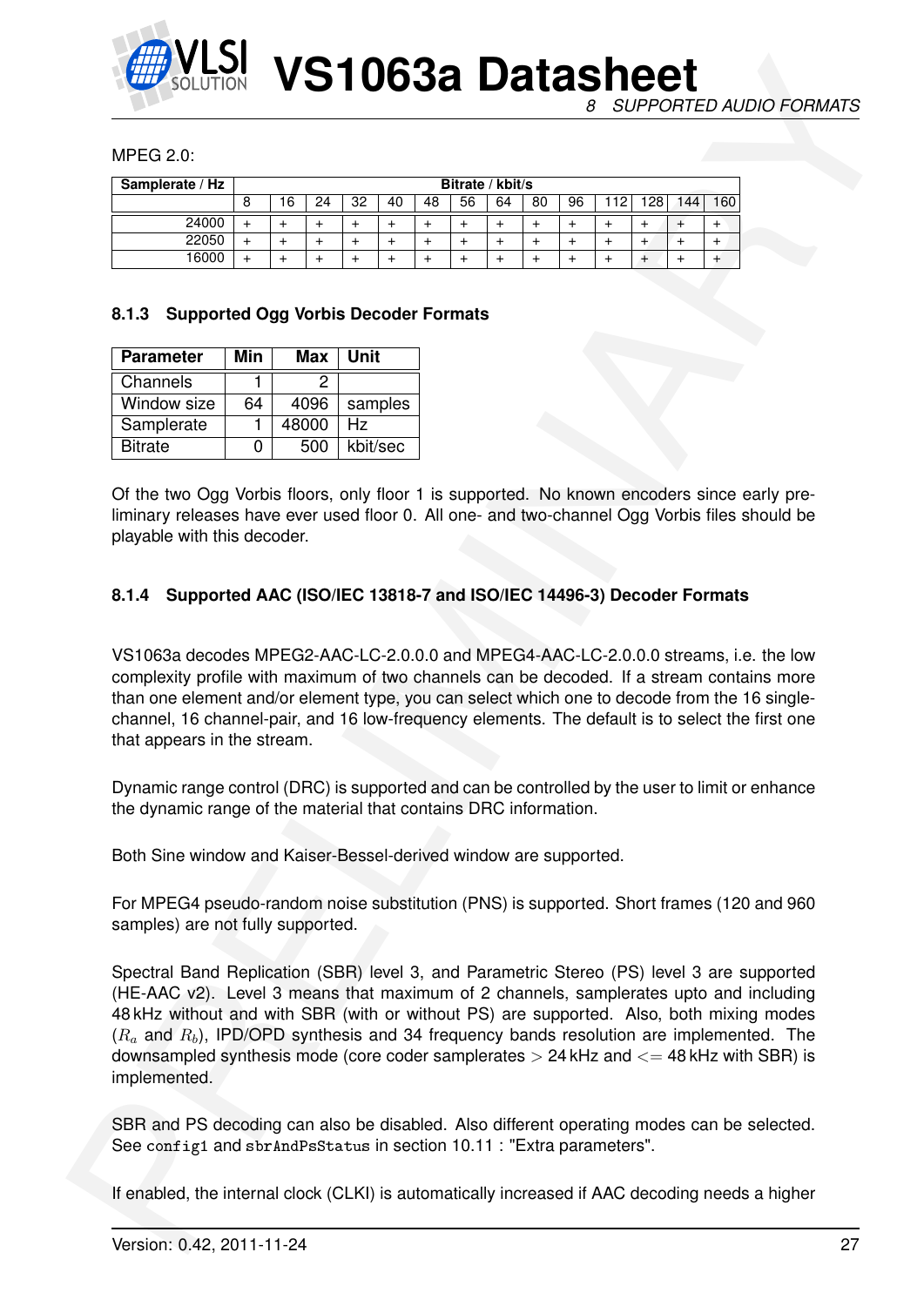MPEG 2.0:

| Samplerate / Hz | Bitrate / kbit/s | | | | | | | | | | | | | |
|---|---|---|---|---|---|---|---|---|---|---|---|---|---|---|
| | 8 | 16 | 24 | 32 | 40 | 48 | 56 | 64 | 80 | 96 | 112 | 128 | 144 | 160 |
| 24000 | + | + | + | + | + | + | + | + | + | + | + | + | + | + |
| 22050 | + | + | + | + | + | + | + | + | + | + | + | + | + | + |
| 16000 | + | + | + | + | + | + | + | + | + | + | + | + | + | + |

### 8.1.3 Supported Ogg Vorbis Decoder Formats

| Parameter | Min | Max | Unit |
|---|---|---|---|
| Channels | 1 | 2 | |
| Window size | 64 | 4096 | samples |
| Samplerate | 1 | 48000 | Hz |
| Bitrate | 0 | 500 | kbit/sec |

Of the two Ogg Vorbis floors, only floor 1 is supported. No known encoders since early preliminary releases have ever used floor 0. All one- and two-channel Ogg Vorbis files should be playable with this decoder.

### 8.1.4 Supported AAC (ISO/IEC 13818-7 and ISO/IEC 14496-3) Decoder Formats

VS1063a decodes MPEG2-AAC-LC-2.0.0.0 and MPEG4-AAC-LC-2.0.0.0 streams, i.e. the low complexity profile with maximum of two channels can be decoded. If a stream contains more than one element and/or element type, you can select which one to decode from the 16 single-channel, 16 channel-pair, and 16 low-frequency elements. The default is to select the first one that appears in the stream.

Dynamic range control (DRC) is supported and can be controlled by the user to limit or enhance the dynamic range of the material that contains DRC information.

Both Sine window and Kaiser-Bessel-derived window are supported.

For MPEG4 pseudo-random noise substitution (PNS) is supported. Short frames (120 and 960 samples) are not fully supported.

Spectral Band Replication (SBR) level 3, and Parametric Stereo (PS) level 3 are supported (HE-AAC v2). Level 3 means that maximum of 2 channels, samplerates upto and including 48 kHz without and with SBR (with or without PS) are supported. Also, both mixing modes ($R_a$ and $R_b$), IPD/OPD synthesis and 34 frequency bands resolution are implemented. The downsampled synthesis mode (core coder samplerates $>$ 24 kHz and $<=$ 48 kHz with SBR) is implemented.

SBR and PS decoding can also be disabled. Also different operating modes can be selected. See `config1` and `sbrAndPsStatus` in section 10.11 : "Extra parameters".

If enabled, the internal clock (CLKI) is automatically increased if AAC decoding needs a higher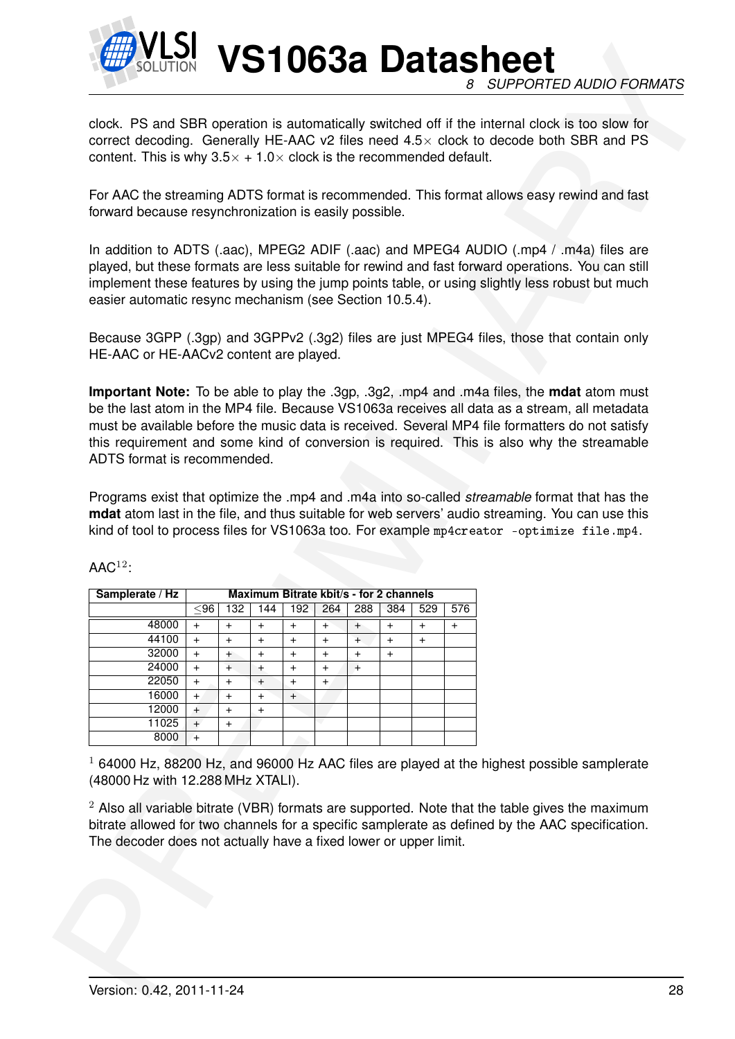clock. PS and SBR operation is automatically switched off if the internal clock is too slow for correct decoding. Generally HE-AAC v2 files need 4.5× clock to decode both SBR and PS content. This is why 3.5× + 1.0× clock is the recommended default.

For AAC the streaming ADTS format is recommended. This format allows easy rewind and fast forward because resynchronization is easily possible.

In addition to ADTS (.aac), MPEG2 ADIF (.aac) and MPEG4 AUDIO (.mp4 / .m4a) files are played, but these formats are less suitable for rewind and fast forward operations. You can still implement these features by using the jump points table, or using slightly less robust but much easier automatic resync mechanism (see Section 10.5.4).

Because 3GPP (.3gp) and 3GPPv2 (.3g2) files are just MPEG4 files, those that contain only HE-AAC or HE-AACv2 content are played.

**Important Note:** To be able to play the .3gp, .3g2, .mp4 and .m4a files, the **mdat** atom must be the last atom in the MP4 file. Because VS1063a receives all data as a stream, all metadata must be available before the music data is received. Several MP4 file formatters do not satisfy this requirement and some kind of conversion is required. This is also why the streamable ADTS format is recommended.

Programs exist that optimize the .mp4 and .m4a into so-called *streamable* format that has the **mdat** atom last in the file, and thus suitable for web servers' audio streaming. You can use this kind of tool to process files for VS1063a too. For example `mp4creator -optimize file.mp4`.

AAC[1,2]:

| Samplerate / Hz | Maximum Bitrate kbit/s - for 2 channels | | | | | | | | |
|---|---|---|---|---|---|---|---|---|---|
| | ≤96 | 132 | 144 | 192 | 264 | 288 | 384 | 529 | 576 |
| 48000 | + | + | + | + | + | + | + | + | + |
| 44100 | + | + | + | + | + | + | + | + | |
| 32000 | + | + | + | + | + | + | + | | |
| 24000 | + | + | + | + | + | + | | | |
| 22050 | + | + | + | + | + | | | | |
| 16000 | + | + | + | + | | | | | |
| 12000 | + | + | + | | | | | | |
| 11025 | + | + | | | | | | | |
| 8000 | + | | | | | | | | |

[1] 64000 Hz, 88200 Hz, and 96000 Hz AAC files are played at the highest possible samplerate (48000 Hz with 12.288 MHz XTALI).

[2] Also all variable bitrate (VBR) formats are supported. Note that the table gives the maximum bitrate allowed for two channels for a specific samplerate as defined by the AAC specification. The decoder does not actually have a fixed lower or upper limit.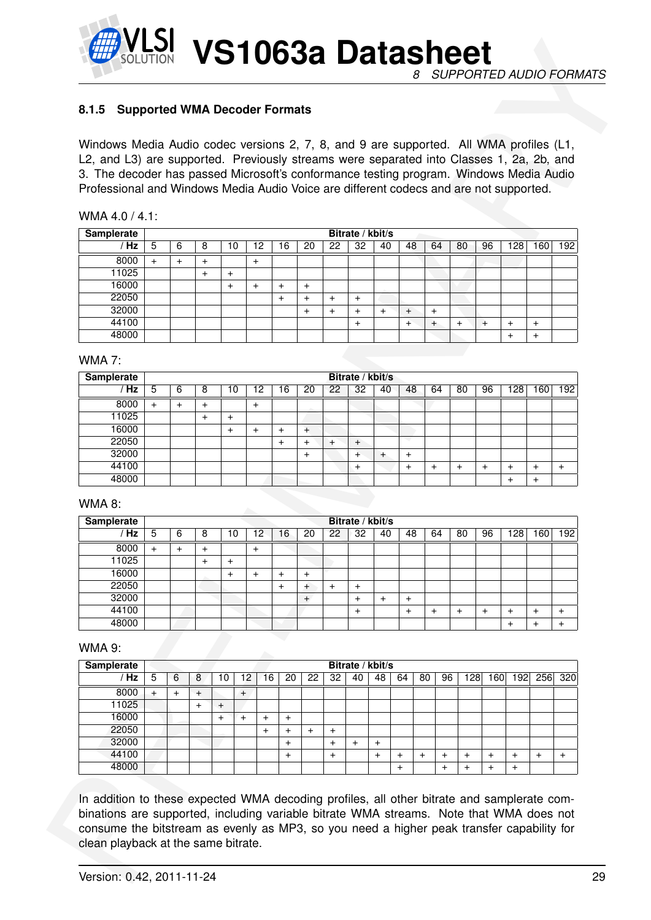### 8.1.5 Supported WMA Decoder Formats

Windows Media Audio codec versions 2, 7, 8, and 9 are supported. All WMA profiles (L1, L2, and L3) are supported. Previously streams were separated into Classes 1, 2a, 2b, and 3. The decoder has passed Microsoft's conformance testing program. Windows Media Audio Professional and Windows Media Audio Voice are different codecs and are not supported.

WMA 4.0 / 4.1:

| Samplerate | Bitrate / kbit/s | | | | | | | | | | | | | | | | |
|---|---|---|---|---|---|---|---|---|---|---|---|---|---|---|---|---|---|
| / Hz | 5 | 6 | 8 | 10 | 12 | 16 | 20 | 22 | 32 | 40 | 48 | 64 | 80 | 96 | 128 | 160 | 192 |
| 8000 | + | + | + | | + | | | | | | | | | | | | |
| 11025 | | | + | + | | | | | | | | | | | | | |
| 16000 | | | | + | + | + | + | | | | | | | | | | |
| 22050 | | | | | | + | + | + | + | | | | | | | | |
| 32000 | | | | | | | + | + | + | + | + | + | | | | | |
| 44100 | | | | | | | | | + | | + | + | + | + | + | + | |
| 48000 | | | | | | | | | | | | | | | + | + | |

WMA 7:

| Samplerate | Bitrate / kbit/s | | | | | | | | | | | | | | | | |
|---|---|---|---|---|---|---|---|---|---|---|---|---|---|---|---|---|---|
| / Hz | 5 | 6 | 8 | 10 | 12 | 16 | 20 | 22 | 32 | 40 | 48 | 64 | 80 | 96 | 128 | 160 | 192 |
| 8000 | + | + | + | | + | | | | | | | | | | | | |
| 11025 | | | + | + | | | | | | | | | | | | | |
| 16000 | | | | + | + | + | + | | | | | | | | | | |
| 22050 | | | | | | + | + | + | + | | | | | | | | |
| 32000 | | | | | | | + | | + | + | + | | | | | | |
| 44100 | | | | | | | | | + | | + | + | + | + | + | + | + |
| 48000 | | | | | | | | | | | | | | | + | + | |

WMA 8:

| Samplerate | Bitrate / kbit/s | | | | | | | | | | | | | | | | |
|---|---|---|---|---|---|---|---|---|---|---|---|---|---|---|---|---|---|
| / Hz | 5 | 6 | 8 | 10 | 12 | 16 | 20 | 22 | 32 | 40 | 48 | 64 | 80 | 96 | 128 | 160 | 192 |
| 8000 | + | + | + | | + | | | | | | | | | | | | |
| 11025 | | | + | + | | | | | | | | | | | | | |
| 16000 | | | | + | + | + | + | | | | | | | | | | |
| 22050 | | | | | | + | + | + | + | | | | | | | | |
| 32000 | | | | | | | + | | + | + | + | | | | | | |
| 44100 | | | | | | | | | + | | + | + | + | + | + | + | + |
| 48000 | | | | | | | | | | | | | | | + | + | + |

WMA 9:

| Samplerate | Bitrate / kbit/s | | | | | | | | | | | | | | | | | | |
|---|---|---|---|---|---|---|---|---|---|---|---|---|---|---|---|---|---|---|---|
| / Hz | 5 | 6 | 8 | 10 | 12 | 16 | 20 | 22 | 32 | 40 | 48 | 64 | 80 | 96 | 128 | 160 | 192 | 256 | 320 |
| 8000 | + | + | + | | + | | | | | | | | | | | | | | |
| 11025 | | | + | + | | | | | | | | | | | | | | | |
| 16000 | | | | + | + | + | + | | | | | | | | | | | | |
| 22050 | | | | | | + | + | + | + | | | | | | | | | | |
| 32000 | | | | | | | + | | + | + | + | | | | | | | | |
| 44100 | | | | | | | + | | + | | + | + | + | + | + | + | + | + | + |
| 48000 | | | | | | | | | | | | + | | + | + | + | + | | |

In addition to these expected WMA decoding profiles, all other bitrate and samplerate combinations are supported, including variable bitrate WMA streams. Note that WMA does not consume the bitstream as evenly as MP3, so you need a higher peak transfer capability for clean playback at the same bitrate.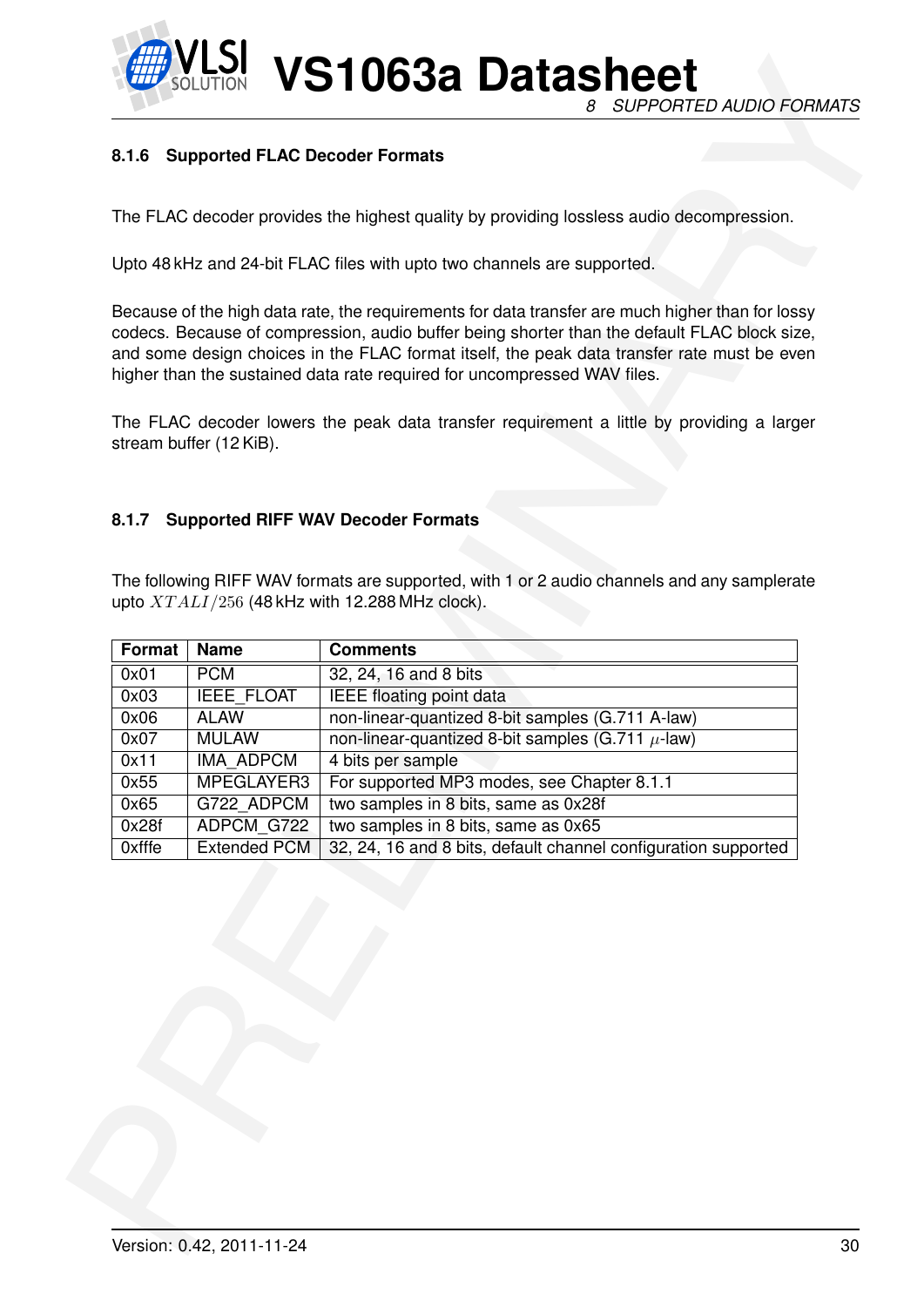#### 8.1.6 Supported FLAC Decoder Formats

The FLAC decoder provides the highest quality by providing lossless audio decompression.

Upto 48 kHz and 24-bit FLAC files with upto two channels are supported.

Because of the high data rate, the requirements for data transfer are much higher than for lossy codecs. Because of compression, audio buffer being shorter than the default FLAC block size, and some design choices in the FLAC format itself, the peak data transfer rate must be even higher than the sustained data rate required for uncompressed WAV files.

The FLAC decoder lowers the peak data transfer requirement a little by providing a larger stream buffer (12 KiB).

#### 8.1.7 Supported RIFF WAV Decoder Formats

The following RIFF WAV formats are supported, with 1 or 2 audio channels and any samplerate upto $XTALI/256$ (48 kHz with 12.288 MHz clock).

| Format | Name | Comments |
|---|---|---|
| 0x01 | PCM | 32, 24, 16 and 8 bits |
| 0x03 | IEEE_FLOAT | IEEE floating point data |
| 0x06 | ALAW | non-linear-quantized 8-bit samples (G.711 A-law) |
| 0x07 | MULAW | non-linear-quantized 8-bit samples (G.711 $\mu$-law) |
| 0x11 | IMA_ADPCM | 4 bits per sample |
| 0x55 | MPEGLAYER3 | For supported MP3 modes, see Chapter 8.1.1 |
| 0x65 | G722_ADPCM | two samples in 8 bits, same as 0x28f |
| 0x28f | ADPCM_G722 | two samples in 8 bits, same as 0x65 |
| 0xfffe | Extended PCM | 32, 24, 16 and 8 bits, default channel configuration supported |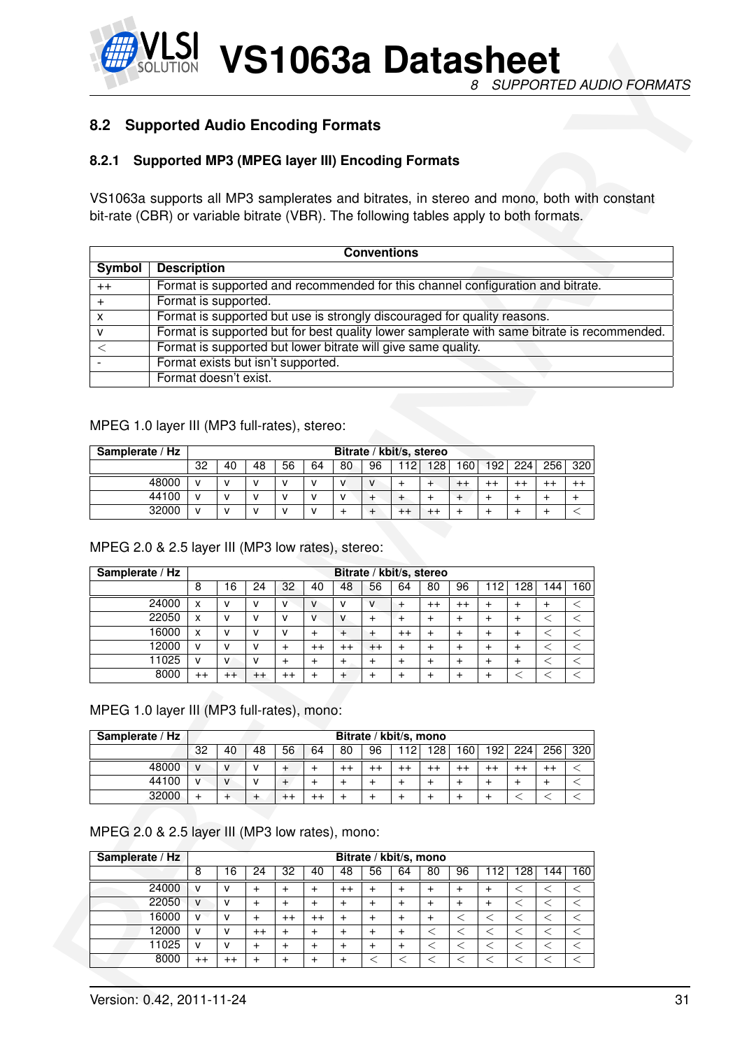## 8.2 Supported Audio Encoding Formats

### 8.2.1 Supported MP3 (MPEG layer III) Encoding Formats

VS1063a supports all MP3 samplerates and bitrates, in stereo and mono, both with constant bit-rate (CBR) or variable bitrate (VBR). The following tables apply to both formats.

| Conventions | |
|---|---|
| **Symbol** | **Description** |
| ++ | Format is supported and recommended for this channel configuration and bitrate. |
| + | Format is supported. |
| x | Format is supported but use is strongly discouraged for quality reasons. |
| v | Format is supported but for best quality lower samplerate with same bitrate is recommended. |
| < | Format is supported but lower bitrate will give same quality. |
| - | Format exists but isn't supported. |
| | Format doesn't exist. |

MPEG 1.0 layer III (MP3 full-rates), stereo:

| Samplerate / Hz | Bitrate / kbit/s, stereo | | | | | | | | | | | | | |
|---|---|---|---|---|---|---|---|---|---|---|---|---|---|---|
| | 32 | 40 | 48 | 56 | 64 | 80 | 96 | 112 | 128 | 160 | 192 | 224 | 256 | 320 |
| 48000 | v | v | v | v | v | v | v | + | + | ++ | ++ | ++ | ++ | ++ |
| 44100 | v | v | v | v | v | v | + | + | + | + | + | + | + | + |
| 32000 | v | v | v | v | v | + | + | ++ | ++ | + | + | + | + | < |

MPEG 2.0 & 2.5 layer III (MP3 low rates), stereo:

| Samplerate / Hz | Bitrate / kbit/s, stereo | | | | | | | | | | | | | |
|---|---|---|---|---|---|---|---|---|---|---|---|---|---|---|
| | 8 | 16 | 24 | 32 | 40 | 48 | 56 | 64 | 80 | 96 | 112 | 128 | 144 | 160 |
| 24000 | x | v | v | v | v | v | v | + | ++ | ++ | + | + | + | < |
| 22050 | x | v | v | v | v | v | + | + | + | + | + | + | < | < |
| 16000 | x | v | v | v | + | + | + | ++ | + | + | + | + | < | < |
| 12000 | v | v | v | + | ++ | ++ | ++ | + | + | + | + | + | < | < |
| 11025 | v | v | v | + | + | + | + | + | + | + | + | + | < | < |
| 8000 | ++ | ++ | ++ | ++ | + | + | + | + | + | + | + | < | < | < |

MPEG 1.0 layer III (MP3 full-rates), mono:

| Samplerate / Hz | Bitrate / kbit/s, mono | | | | | | | | | | | | | |
|---|---|---|---|---|---|---|---|---|---|---|---|---|---|---|
| | 32 | 40 | 48 | 56 | 64 | 80 | 96 | 112 | 128 | 160 | 192 | 224 | 256 | 320 |
| 48000 | v | v | v | + | + | ++ | ++ | ++ | ++ | ++ | ++ | ++ | ++ | < |
| 44100 | v | v | v | + | + | + | + | + | + | + | + | + | + | < |
| 32000 | + | + | + | ++ | ++ | + | + | + | + | + | + | < | < | < |

MPEG 2.0 & 2.5 layer III (MP3 low rates), mono:

| Samplerate / Hz | Bitrate / kbit/s, mono | | | | | | | | | | | | | |
|---|---|---|---|---|---|---|---|---|---|---|---|---|---|---|
| | 8 | 16 | 24 | 32 | 40 | 48 | 56 | 64 | 80 | 96 | 112 | 128 | 144 | 160 |
| 24000 | v | v | + | + | + | ++ | + | + | + | + | + | < | < | < |
| 22050 | v | v | + | + | + | + | + | + | + | + | + | < | < | < |
| 16000 | v | v | + | ++ | ++ | + | + | + | + | < | < | < | < | < |
| 12000 | v | v | ++ | + | + | + | + | + | < | < | < | < | < | < |
| 11025 | v | v | + | + | + | + | + | + | < | < | < | < | < | < |
| 8000 | ++ | ++ | + | + | + | + | < | < | < | < | < | < | < | < |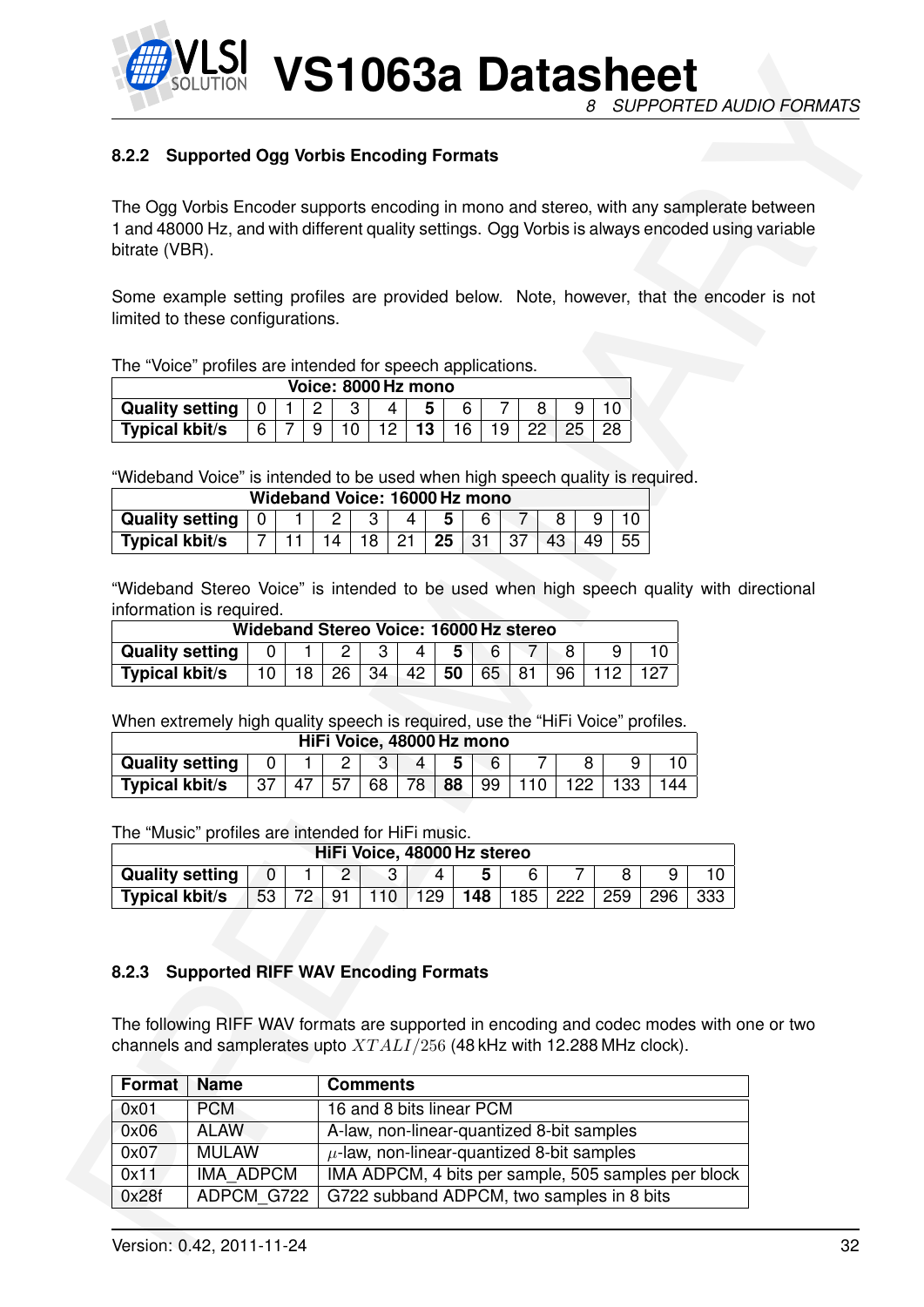### 8.2.2 Supported Ogg Vorbis Encoding Formats

The Ogg Vorbis Encoder supports encoding in mono and stereo, with any samplerate between 1 and 48000 Hz, and with different quality settings. Ogg Vorbis is always encoded using variable bitrate (VBR).

Some example setting profiles are provided below. Note, however, that the encoder is not limited to these configurations.

The "Voice" profiles are intended for speech applications.

| Voice: 8000 Hz mono | | | | | | | | | | | |
|---|---|---|---|---|---|---|---|---|---|---|---|
| **Quality setting** | 0 | 1 | 2 | 3 | 4 | **5** | 6 | 7 | 8 | 9 | 10 |
| **Typical kbit/s** | 6 | 7 | 9 | 10 | 12 | **13** | 16 | 19 | 22 | 25 | 28 |

"Wideband Voice" is intended to be used when high speech quality is required.

| Wideband Voice: 16000 Hz mono | | | | | | | | | | | |
|---|---|---|---|---|---|---|---|---|---|---|---|
| **Quality setting** | 0 | 1 | 2 | 3 | 4 | **5** | 6 | 7 | 8 | 9 | 10 |
| **Typical kbit/s** | 7 | 11 | 14 | 18 | 21 | **25** | 31 | 37 | 43 | 49 | 55 |

"Wideband Stereo Voice" is intended to be used when high speech quality with directional information is required.

| Wideband Stereo Voice: 16000 Hz stereo | | | | | | | | | | | |
|---|---|---|---|---|---|---|---|---|---|---|---|
| **Quality setting** | 0 | 1 | 2 | 3 | 4 | **5** | 6 | 7 | 8 | 9 | 10 |
| **Typical kbit/s** | 10 | 18 | 26 | 34 | 42 | **50** | 65 | 81 | 96 | 112 | 127 |

When extremely high quality speech is required, use the "HiFi Voice" profiles.

| HiFi Voice, 48000 Hz mono | | | | | | | | | | | |
|---|---|---|---|---|---|---|---|---|---|---|---|
| **Quality setting** | 0 | 1 | 2 | 3 | 4 | **5** | 6 | 7 | 8 | 9 | 10 |
| **Typical kbit/s** | 37 | 47 | 57 | 68 | 78 | **88** | 99 | 110 | 122 | 133 | 144 |

The "Music" profiles are intended for HiFi music.

| HiFi Voice, 48000 Hz stereo | | | | | | | | | | | |
|---|---|---|---|---|---|---|---|---|---|---|---|
| **Quality setting** | 0 | 1 | 2 | 3 | 4 | **5** | 6 | 7 | 8 | 9 | 10 |
| **Typical kbit/s** | 53 | 72 | 91 | 110 | 129 | **148** | 185 | 222 | 259 | 296 | 333 |

### 8.2.3 Supported RIFF WAV Encoding Formats

The following RIFF WAV formats are supported in encoding and codec modes with one or two channels and samplerates upto $XTALI/256$ (48 kHz with 12.288 MHz clock).

| Format | Name | Comments |
|---|---|---|
| 0x01 | PCM | 16 and 8 bits linear PCM |
| 0x06 | ALAW | A-law, non-linear-quantized 8-bit samples |
| 0x07 | MULAW | $\mu$-law, non-linear-quantized 8-bit samples |
| 0x11 | IMA_ADPCM | IMA ADPCM, 4 bits per sample, 505 samples per block |
| 0x28f | ADPCM_G722 | G722 subband ADPCM, two samples in 8 bits |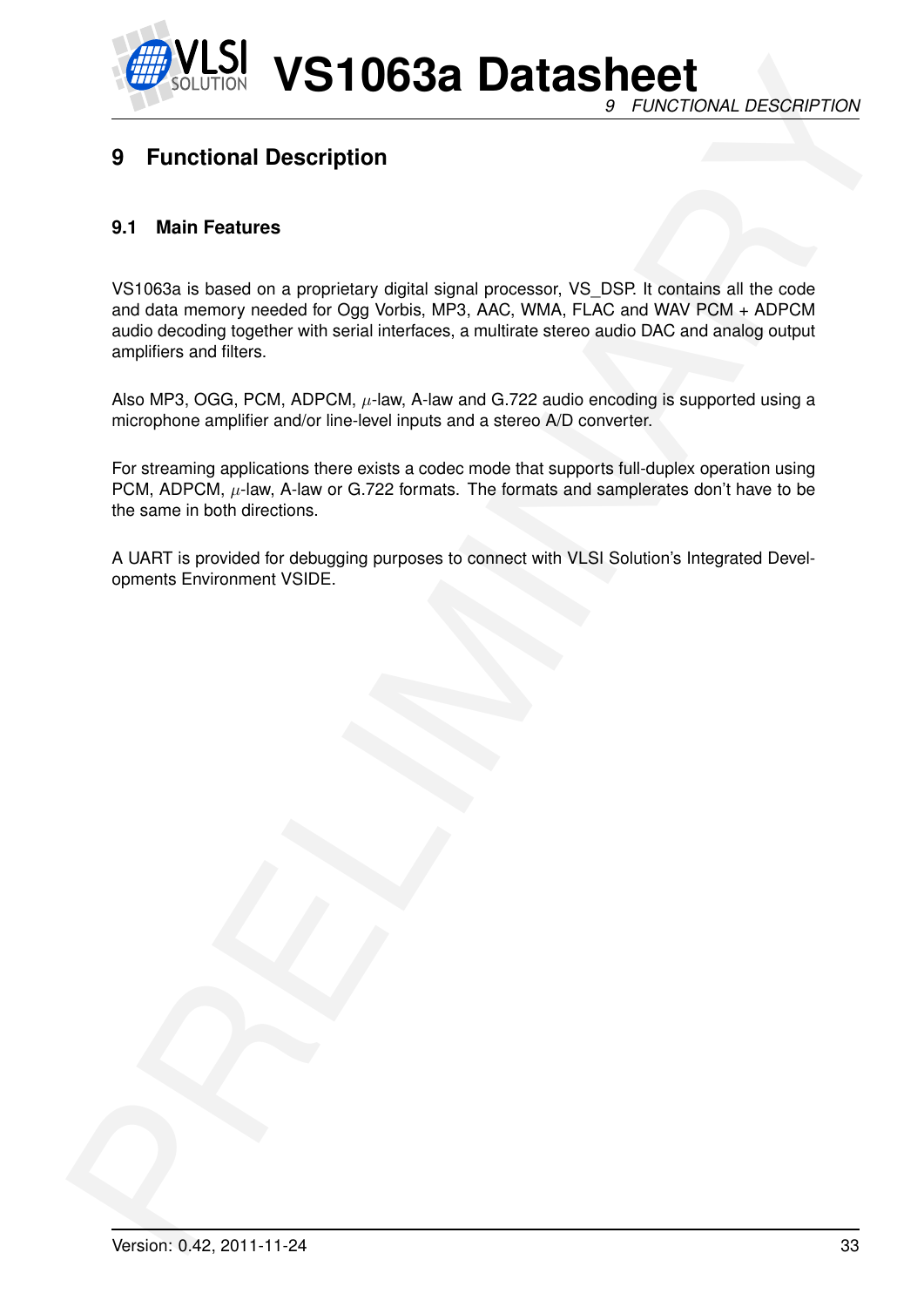# 9 Functional Description

## 9.1 Main Features

VS1063a is based on a proprietary digital signal processor, VS_DSP. It contains all the code and data memory needed for Ogg Vorbis, MP3, AAC, WMA, FLAC and WAV PCM + ADPCM audio decoding together with serial interfaces, a multirate stereo audio DAC and analog output amplifiers and filters.

Also MP3, OGG, PCM, ADPCM, $\mu$-law, A-law and G.722 audio encoding is supported using a microphone amplifier and/or line-level inputs and a stereo A/D converter.

For streaming applications there exists a codec mode that supports full-duplex operation using PCM, ADPCM, $\mu$-law, A-law or G.722 formats. The formats and samplerates don't have to be the same in both directions.

A UART is provided for debugging purposes to connect with VLSI Solution's Integrated Developments Environment VSIDE.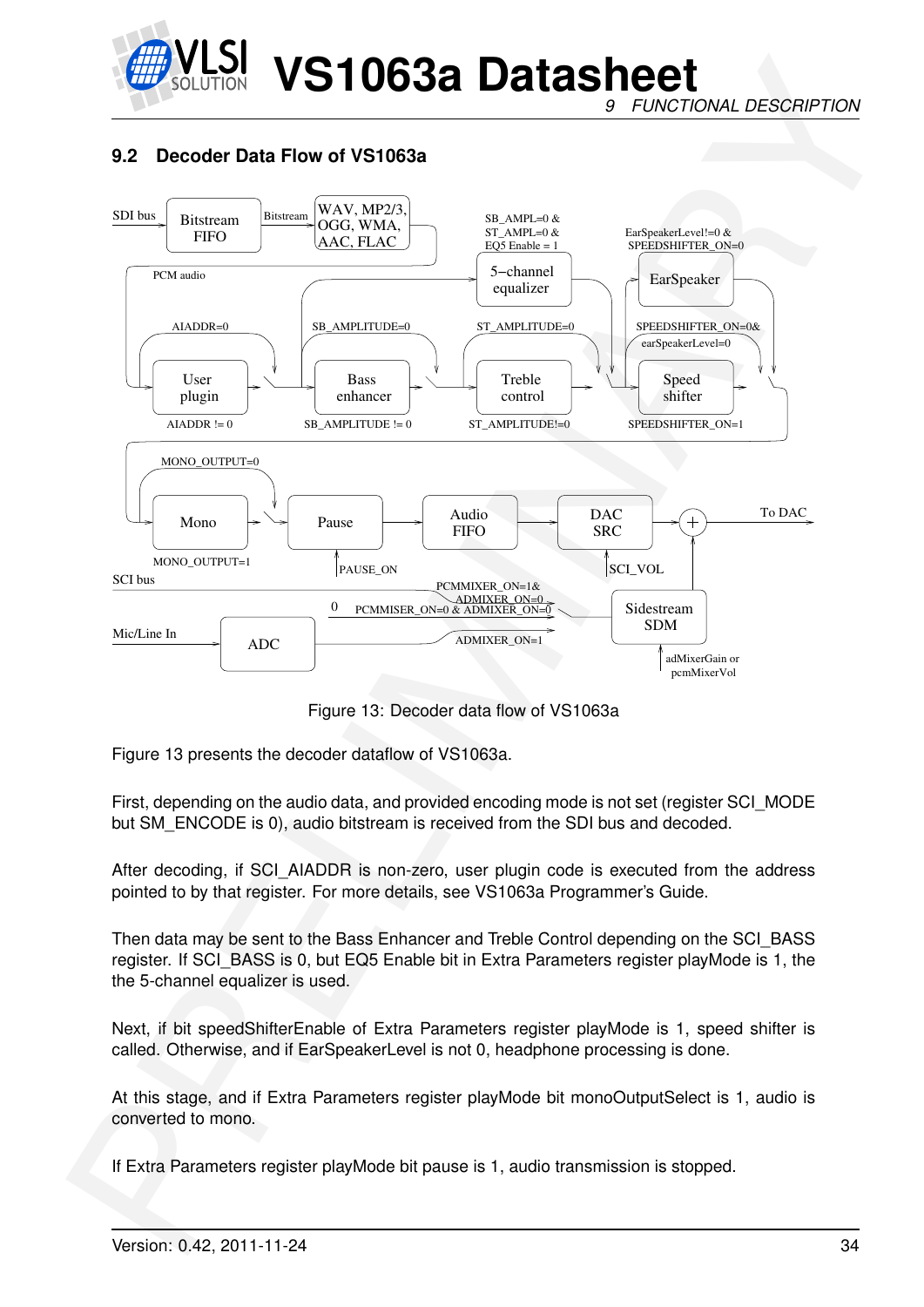## 9.2 Decoder Data Flow of VS1063a

Figure 13: Decoder data flow of VS1063a

Figure 13 presents the decoder dataflow of VS1063a.

First, depending on the audio data, and provided encoding mode is not set (register SCI_MODE but SM_ENCODE is 0), audio bitstream is received from the SDI bus and decoded.

After decoding, if SCI_AIADDR is non-zero, user plugin code is executed from the address pointed to by that register. For more details, see VS1063a Programmer's Guide.

Then data may be sent to the Bass Enhancer and Treble Control depending on the SCI_BASS register. If SCI_BASS is 0, but EQ5 Enable bit in Extra Parameters register playMode is 1, the the 5-channel equalizer is used.

Next, if bit speedShifterEnable of Extra Parameters register playMode is 1, speed shifter is called. Otherwise, and if EarSpeakerLevel is not 0, headphone processing is done.

At this stage, and if Extra Parameters register playMode bit monoOutputSelect is 1, audio is converted to mono.

If Extra Parameters register playMode bit pause is 1, audio transmission is stopped.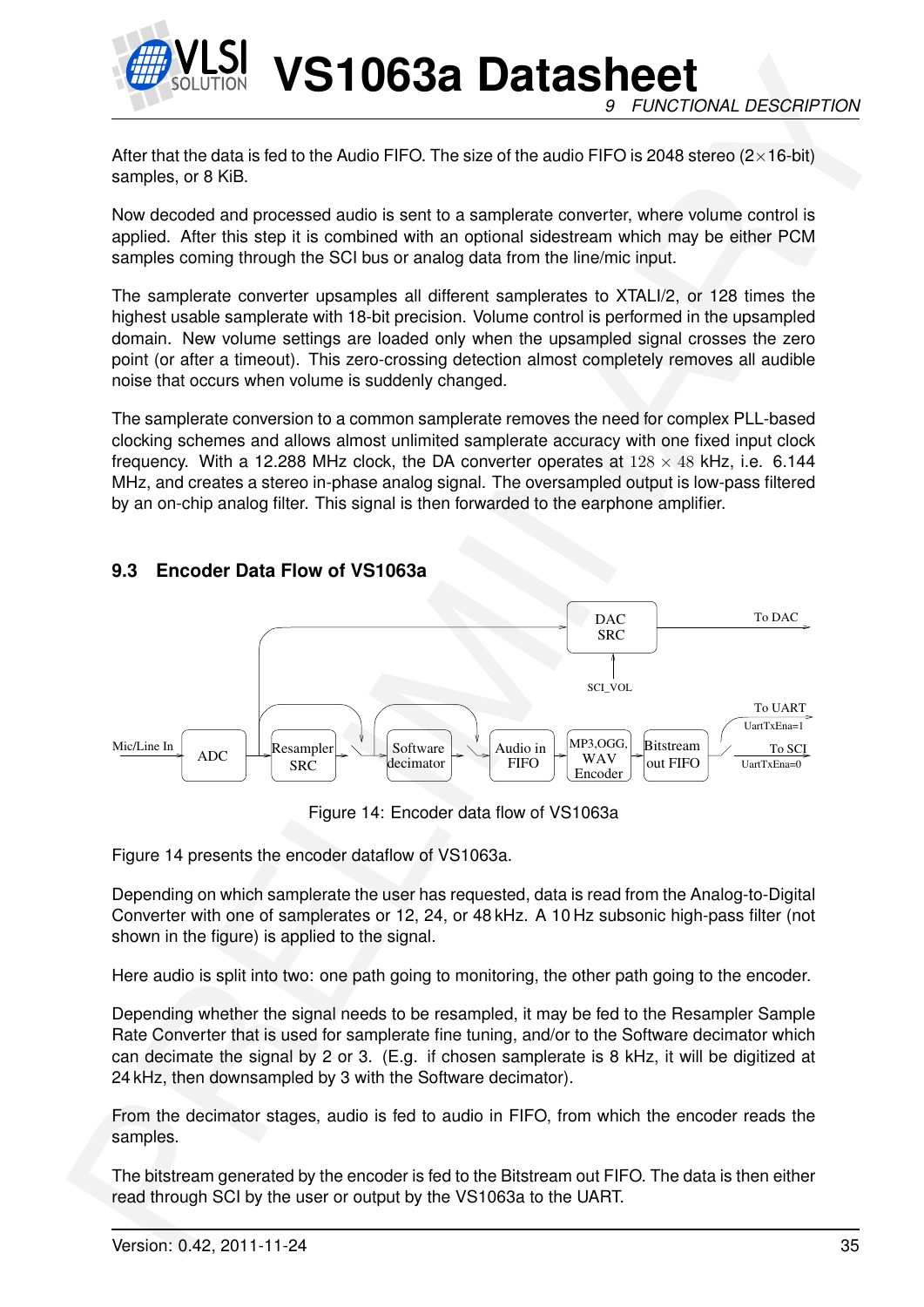After that the data is fed to the Audio FIFO. The size of the audio FIFO is 2048 stereo (2×16-bit) samples, or 8 KiB.

Now decoded and processed audio is sent to a samplerate converter, where volume control is applied. After this step it is combined with an optional sidestream which may be either PCM samples coming through the SCI bus or analog data from the line/mic input.

The samplerate converter upsamples all different samplerates to XTALI/2, or 128 times the highest usable samplerate with 18-bit precision. Volume control is performed in the upsampled domain. New volume settings are loaded only when the upsampled signal crosses the zero point (or after a timeout). This zero-crossing detection almost completely removes all audible noise that occurs when volume is suddenly changed.

The samplerate conversion to a common samplerate removes the need for complex PLL-based clocking schemes and allows almost unlimited samplerate accuracy with one fixed input clock frequency. With a 12.288 MHz clock, the DA converter operates at $128 \times 48$ kHz, i.e. 6.144 MHz, and creates a stereo in-phase analog signal. The oversampled output is low-pass filtered by an on-chip analog filter. This signal is then forwarded to the earphone amplifier.

### 9.3 Encoder Data Flow of VS1063a

Figure 14: Encoder data flow of VS1063a

Figure 14 presents the encoder dataflow of VS1063a.

Depending on which samplerate the user has requested, data is read from the Analog-to-Digital Converter with one of samplerates or 12, 24, or 48 kHz. A 10 Hz subsonic high-pass filter (not shown in the figure) is applied to the signal.

Here audio is split into two: one path going to monitoring, the other path going to the encoder.

Depending whether the signal needs to be resampled, it may be fed to the Resampler Sample Rate Converter that is used for samplerate fine tuning, and/or to the Software decimator which can decimate the signal by 2 or 3. (E.g. if chosen samplerate is 8 kHz, it will be digitized at 24 kHz, then downsampled by 3 with the Software decimator).

From the decimator stages, audio is fed to audio in FIFO, from which the encoder reads the samples.

The bitstream generated by the encoder is fed to the Bitstream out FIFO. The data is then either read through SCI by the user or output by the VS1063a to the UART.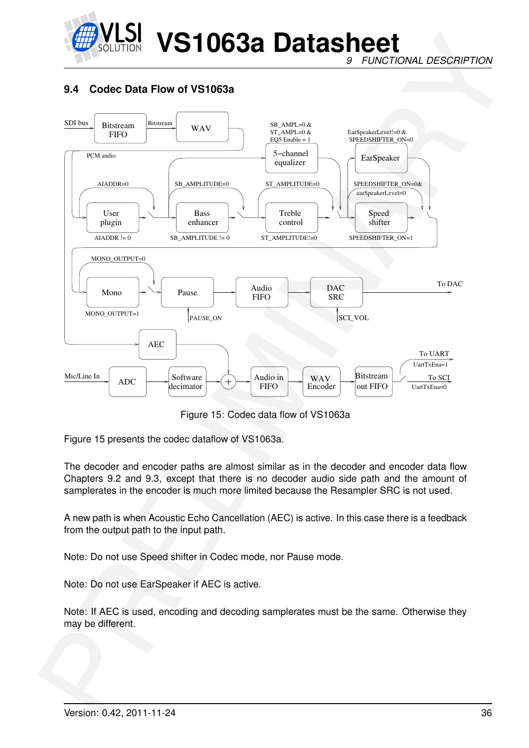## 9.4 Codec Data Flow of VS1063a

Figure 15: Codec data flow of VS1063a

Figure 15 presents the codec dataflow of VS1063a.

The decoder and encoder paths are almost similar as in the decoder and encoder data flow Chapters 9.2 and 9.3, except that there is no decoder audio side path and the amount of samplerates in the encoder is much more limited because the Resampler SRC is not used.

A new path is when Acoustic Echo Cancellation (AEC) is active. In this case there is a feedback from the output path to the input path.

Note: Do not use Speed shifter in Codec mode, nor Pause mode.

Note: Do not use EarSpeaker if AEC is active.

Note: If AEC is used, encoding and decoding samplerates must be the same. Otherwise they may be different.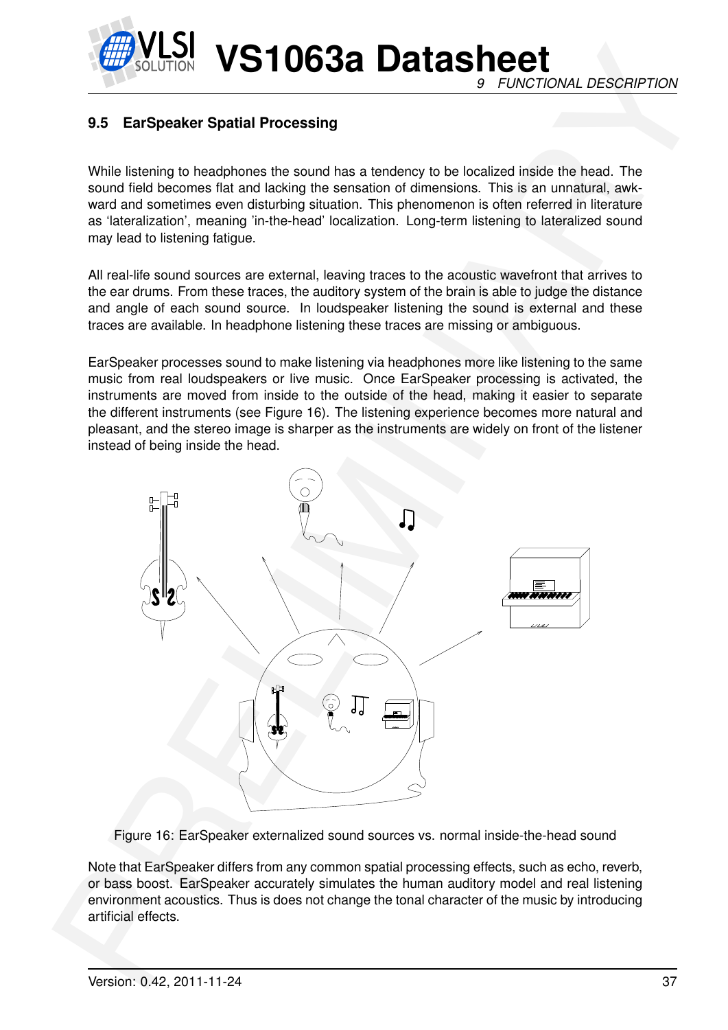## 9.5 EarSpeaker Spatial Processing

While listening to headphones the sound has a tendency to be localized inside the head. The sound field becomes flat and lacking the sensation of dimensions. This is an unnatural, awkward and sometimes even disturbing situation. This phenomenon is often referred in literature as 'lateralization', meaning 'in-the-head' localization. Long-term listening to lateralized sound may lead to listening fatigue.

All real-life sound sources are external, leaving traces to the acoustic wavefront that arrives to the ear drums. From these traces, the auditory system of the brain is able to judge the distance and angle of each sound source. In loudspeaker listening the sound is external and these traces are available. In headphone listening these traces are missing or ambiguous.

EarSpeaker processes sound to make listening via headphones more like listening to the same music from real loudspeakers or live music. Once EarSpeaker processing is activated, the instruments are moved from inside to the outside of the head, making it easier to separate the different instruments (see Figure 16). The listening experience becomes more natural and pleasant, and the stereo image is sharper as the instruments are widely on front of the listener instead of being inside the head.

Figure 16: EarSpeaker externalized sound sources vs. normal inside-the-head sound

Note that EarSpeaker differs from any common spatial processing effects, such as echo, reverb, or bass boost. EarSpeaker accurately simulates the human auditory model and real listening environment acoustics. Thus is does not change the tonal character of the music by introducing artificial effects.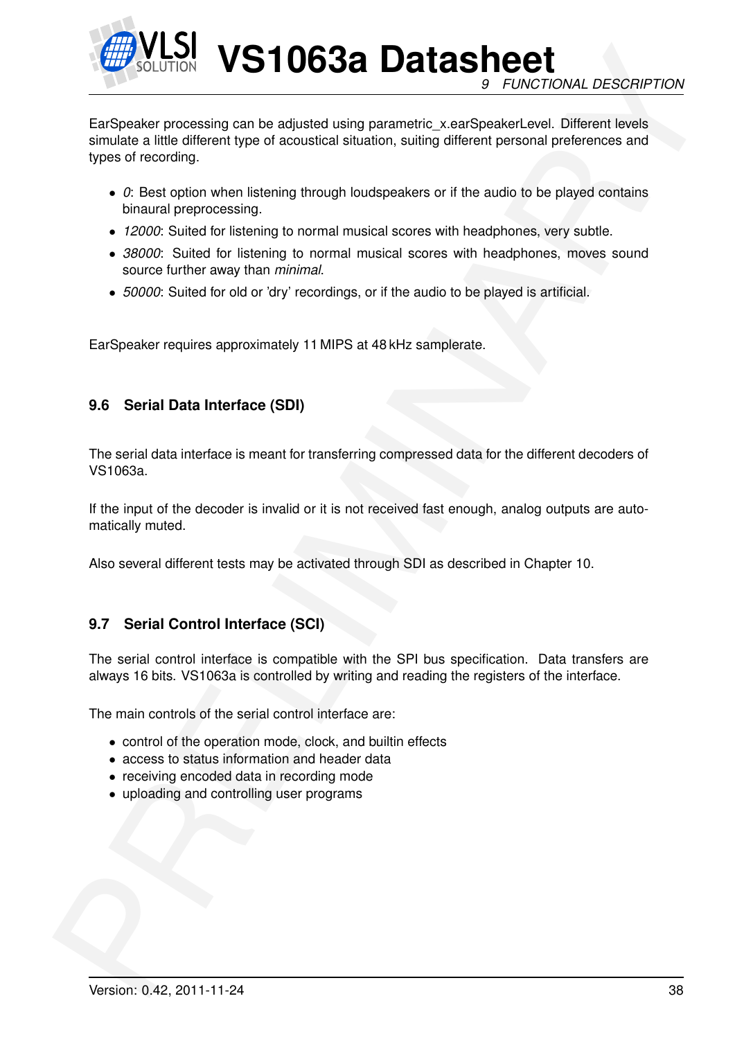EarSpeaker processing can be adjusted using parametric_x.earSpeakerLevel. Different levels simulate a little different type of acoustical situation, suiting different personal preferences and types of recording.

- *0*: Best option when listening through loudspeakers or if the audio to be played contains binaural preprocessing.
- *12000*: Suited for listening to normal musical scores with headphones, very subtle.
- *38000*: Suited for listening to normal musical scores with headphones, moves sound source further away than *minimal*.
- *50000*: Suited for old or 'dry' recordings, or if the audio to be played is artificial.

EarSpeaker requires approximately 11 MIPS at 48 kHz samplerate.

## 9.6 Serial Data Interface (SDI)

The serial data interface is meant for transferring compressed data for the different decoders of VS1063a.

If the input of the decoder is invalid or it is not received fast enough, analog outputs are automatically muted.

Also several different tests may be activated through SDI as described in Chapter 10.

## 9.7 Serial Control Interface (SCI)

The serial control interface is compatible with the SPI bus specification. Data transfers are always 16 bits. VS1063a is controlled by writing and reading the registers of the interface.

The main controls of the serial control interface are:

- control of the operation mode, clock, and builtin effects
- access to status information and header data
- receiving encoded data in recording mode
- uploading and controlling user programs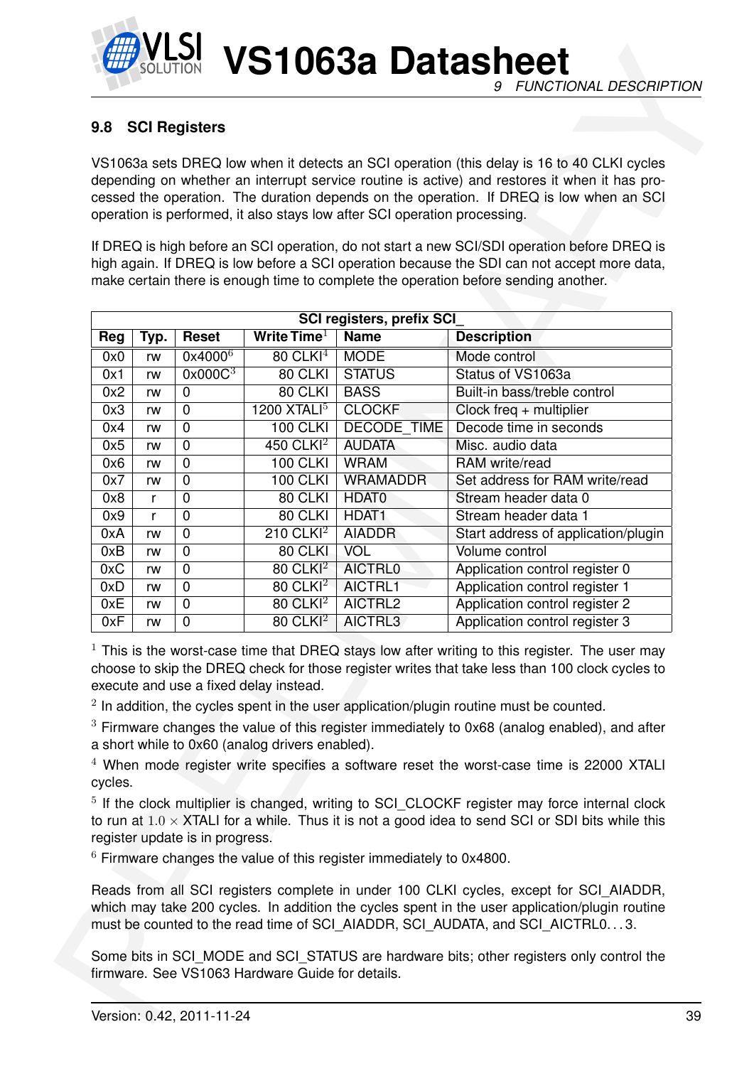## 9.8 SCI Registers

VS1063a sets DREQ low when it detects an SCI operation (this delay is 16 to 40 CLKI cycles depending on whether an interrupt service routine is active) and restores it when it has processed the operation. The duration depends on the operation. If DREQ is low when an SCI operation is performed, it also stays low after SCI operation processing.

If DREQ is high before an SCI operation, do not start a new SCI/SDI operation before DREQ is high again. If DREQ is low before a SCI operation because the SDI can not accept more data, make certain there is enough time to complete the operation before sending another.

| SCI registers, prefix SCI_ | | | | | |
|---|---|---|---|---|---|
| **Reg** | **Typ.** | **Reset** | **Write Time**[1] | **Name** | **Description** |
| 0x0 | rw | 0x4000[6] | 80 CLKI[4] | MODE | Mode control |
| 0x1 | rw | 0x000C[3] | 80 CLKI | STATUS | Status of VS1063a |
| 0x2 | rw | 0 | 80 CLKI | BASS | Built-in bass/treble control |
| 0x3 | rw | 0 | 1200 XTALI[5] | CLOCKF | Clock freq + multiplier |
| 0x4 | rw | 0 | 100 CLKI | DECODE_TIME | Decode time in seconds |
| 0x5 | rw | 0 | 450 CLKI[2] | AUDATA | Misc. audio data |
| 0x6 | rw | 0 | 100 CLKI | WRAM | RAM write/read |
| 0x7 | rw | 0 | 100 CLKI | WRAMADDR | Set address for RAM write/read |
| 0x8 | r | 0 | 80 CLKI | HDAT0 | Stream header data 0 |
| 0x9 | r | 0 | 80 CLKI | HDAT1 | Stream header data 1 |
| 0xA | rw | 0 | 210 CLKI[2] | AIADDR | Start address of application/plugin |
| 0xB | rw | 0 | 80 CLKI | VOL | Volume control |
| 0xC | rw | 0 | 80 CLKI[2] | AICTRL0 | Application control register 0 |
| 0xD | rw | 0 | 80 CLKI[2] | AICTRL1 | Application control register 1 |
| 0xE | rw | 0 | 80 CLKI[2] | AICTRL2 | Application control register 2 |
| 0xF | rw | 0 | 80 CLKI[2] | AICTRL3 | Application control register 3 |

[1] This is the worst-case time that DREQ stays low after writing to this register. The user may choose to skip the DREQ check for those register writes that take less than 100 clock cycles to execute and use a fixed delay instead.

[2] In addition, the cycles spent in the user application/plugin routine must be counted.

[3] Firmware changes the value of this register immediately to 0x68 (analog enabled), and after a short while to 0x60 (analog drivers enabled).

[4] When mode register write specifies a software reset the worst-case time is 22000 XTALI cycles.

[5] If the clock multiplier is changed, writing to SCI_CLOCKF register may force internal clock to run at $1.0 \times$ XTALI for a while. Thus it is not a good idea to send SCI or SDI bits while this register update is in progress.

[6] Firmware changes the value of this register immediately to 0x4800.

Reads from all SCI registers complete in under 100 CLKI cycles, except for SCI_AIADDR, which may take 200 cycles. In addition the cycles spent in the user application/plugin routine must be counted to the read time of SCI_AIADDR, SCI_AUDATA, and SCI_AICTRL0. . . 3.

Some bits in SCI_MODE and SCI_STATUS are hardware bits; other registers only control the firmware. See VS1063 Hardware Guide for details.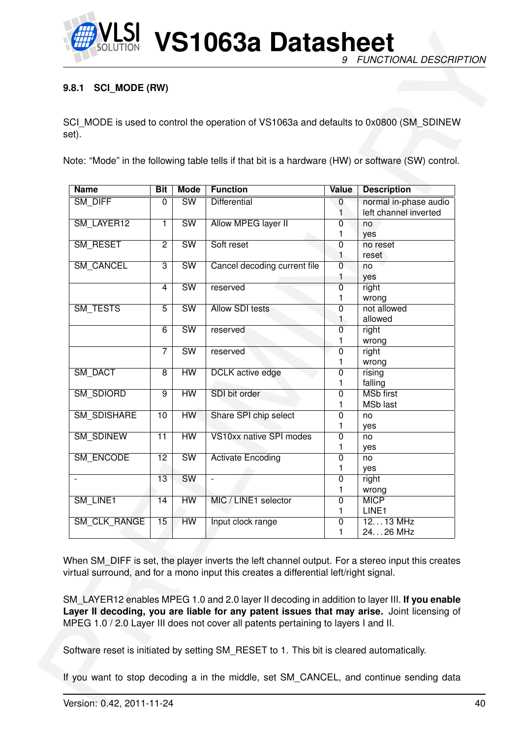#### 9.8.1 SCI_MODE (RW)

SCI_MODE is used to control the operation of VS1063a and defaults to 0x0800 (SM_SDINEW set).

Note: “Mode” in the following table tells if that bit is a hardware (HW) or software (SW) control.

| Name | Bit | Mode | Function | Value | Description |
|---|---|---|---|---|---|
| SM_DIFF | 0 | SW | Differential | 0 | normal in-phase audio |
| | | | | 1 | left channel inverted |
| SM_LAYER12 | 1 | SW | Allow MPEG layer II | 0 | no |
| | | | | 1 | yes |
| SM_RESET | 2 | SW | Soft reset | 0 | no reset |
| | | | | 1 | reset |
| SM_CANCEL | 3 | SW | Cancel decoding current file | 0 | no |
| | | | | 1 | yes |
| | 4 | SW | reserved | 0 | right |
| | | | | 1 | wrong |
| SM_TESTS | 5 | SW | Allow SDI tests | 0 | not allowed |
| | | | | 1 | allowed |
| | 6 | SW | reserved | 0 | right |
| | | | | 1 | wrong |
| | 7 | SW | reserved | 0 | right |
| | | | | 1 | wrong |
| SM_DACT | 8 | HW | DCLK active edge | 0 | rising |
| | | | | 1 | falling |
| SM_SDIORD | 9 | HW | SDI bit order | 0 | MSb first |
| | | | | 1 | MSb last |
| SM_SDISHARE | 10 | HW | Share SPI chip select | 0 | no |
| | | | | 1 | yes |
| SM_SDINEW | 11 | HW | VS10xx native SPI modes | 0 | no |
| | | | | 1 | yes |
| SM_ENCODE | 12 | SW | Activate Encoding | 0 | no |
| | | | | 1 | yes |
| - | 13 | SW | - | 0 | right |
| | | | | 1 | wrong |
| SM_LINE1 | 14 | HW | MIC / LINE1 selector | 0 | MICP |
| | | | | 1 | LINE1 |
| SM_CLK_RANGE | 15 | HW | Input clock range | 0 | 12. . . 13 MHz |
| | | | | 1 | 24. . . 26 MHz |

When SM_DIFF is set, the player inverts the left channel output. For a stereo input this creates virtual surround, and for a mono input this creates a differential left/right signal.

SM_LAYER12 enables MPEG 1.0 and 2.0 layer II decoding in addition to layer III. **If you enable Layer II decoding, you are liable for any patent issues that may arise.** Joint licensing of MPEG 1.0 / 2.0 Layer III does not cover all patents pertaining to layers I and II.

Software reset is initiated by setting SM_RESET to 1. This bit is cleared automatically.

If you want to stop decoding a in the middle, set SM_CANCEL, and continue sending data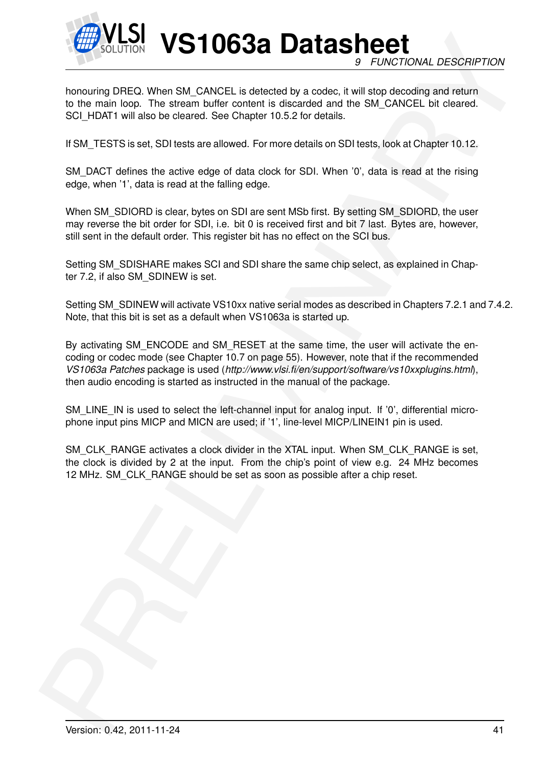honouring DREQ. When SM_CANCEL is detected by a codec, it will stop decoding and return to the main loop. The stream buffer content is discarded and the SM_CANCEL bit cleared. SCI_HDAT1 will also be cleared. See Chapter 10.5.2 for details.

If SM_TESTS is set, SDI tests are allowed. For more details on SDI tests, look at Chapter 10.12.

SM_DACT defines the active edge of data clock for SDI. When '0', data is read at the rising edge, when '1', data is read at the falling edge.

When SM_SDIORD is clear, bytes on SDI are sent MSb first. By setting SM_SDIORD, the user may reverse the bit order for SDI, i.e. bit 0 is received first and bit 7 last. Bytes are, however, still sent in the default order. This register bit has no effect on the SCI bus.

Setting SM_SDISHARE makes SCI and SDI share the same chip select, as explained in Chapter 7.2, if also SM_SDINEW is set.

Setting SM_SDINEW will activate VS10xx native serial modes as described in Chapters 7.2.1 and 7.4.2. Note, that this bit is set as a default when VS1063a is started up.

By activating SM_ENCODE and SM_RESET at the same time, the user will activate the encoding or codec mode (see Chapter 10.7 on page 55). However, note that if the recommended *VS1063a Patches* package is used (*http://www.vlsi.fi/en/support/software/vs10xxplugins.html*), then audio encoding is started as instructed in the manual of the package.

SM_LINE_IN is used to select the left-channel input for analog input. If '0', differential microphone input pins MICP and MICN are used; if '1', line-level MICP/LINEIN1 pin is used.

SM_CLK_RANGE activates a clock divider in the XTAL input. When SM_CLK_RANGE is set, the clock is divided by 2 at the input. From the chip's point of view e.g. 24 MHz becomes 12 MHz. SM_CLK_RANGE should be set as soon as possible after a chip reset.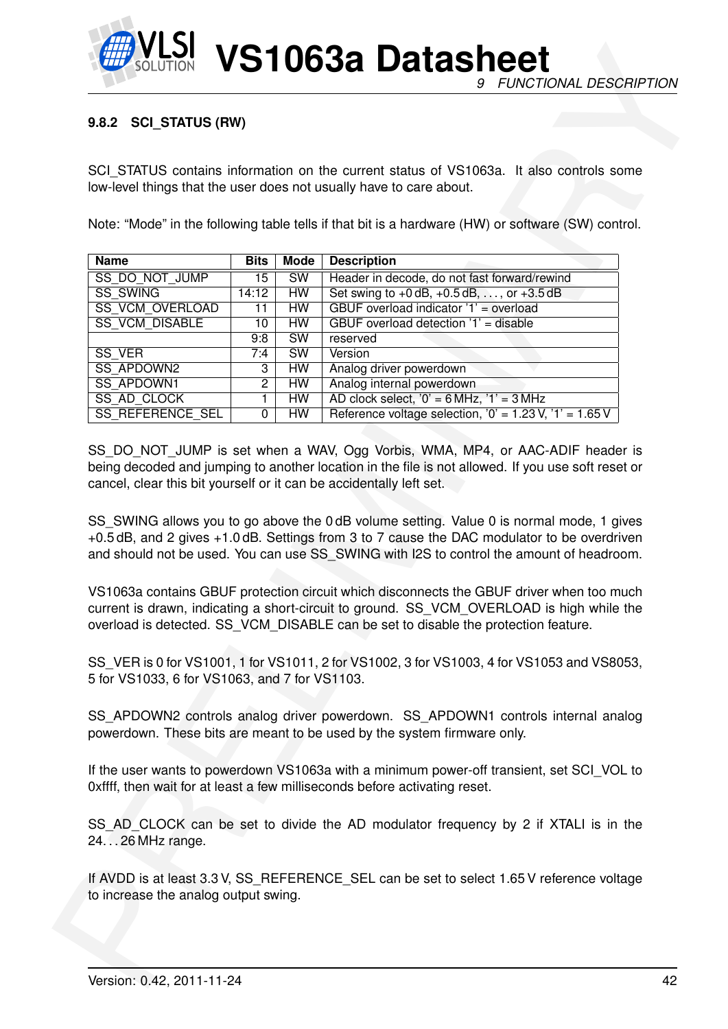### 9.8.2 SCI_STATUS (RW)

SCI_STATUS contains information on the current status of VS1063a. It also controls some low-level things that the user does not usually have to care about.

Note: "Mode" in the following table tells if that bit is a hardware (HW) or software (SW) control.

| Name | Bits | Mode | Description |
|---|---|---|---|
| SS_DO_NOT_JUMP | 15 | SW | Header in decode, do not fast forward/rewind |
| SS_SWING | 14:12 | HW | Set swing to +0 dB, +0.5 dB, . . . , or +3.5 dB |
| SS_VCM_OVERLOAD | 11 | HW | GBUF overload indicator '1' = overload |
| SS_VCM_DISABLE | 10 | HW | GBUF overload detection '1' = disable |
| | 9:8 | SW | reserved |
| SS_VER | 7:4 | SW | Version |
| SS_APDOWN2 | 3 | HW | Analog driver powerdown |
| SS_APDOWN1 | 2 | HW | Analog internal powerdown |
| SS_AD_CLOCK | 1 | HW | AD clock select, '0' = 6 MHz, '1' = 3 MHz |
| SS_REFERENCE_SEL | 0 | HW | Reference voltage selection, '0' = 1.23 V, '1' = 1.65 V |

SS_DO_NOT_JUMP is set when a WAV, Ogg Vorbis, WMA, MP4, or AAC-ADIF header is being decoded and jumping to another location in the file is not allowed. If you use soft reset or cancel, clear this bit yourself or it can be accidentally left set.

SS_SWING allows you to go above the 0 dB volume setting. Value 0 is normal mode, 1 gives +0.5 dB, and 2 gives +1.0 dB. Settings from 3 to 7 cause the DAC modulator to be overdriven and should not be used. You can use SS_SWING with I2S to control the amount of headroom.

VS1063a contains GBUF protection circuit which disconnects the GBUF driver when too much current is drawn, indicating a short-circuit to ground. SS_VCM_OVERLOAD is high while the overload is detected. SS_VCM_DISABLE can be set to disable the protection feature.

SS_VER is 0 for VS1001, 1 for VS1011, 2 for VS1002, 3 for VS1003, 4 for VS1053 and VS8053, 5 for VS1033, 6 for VS1063, and 7 for VS1103.

SS_APDOWN2 controls analog driver powerdown. SS_APDOWN1 controls internal analog powerdown. These bits are meant to be used by the system firmware only.

If the user wants to powerdown VS1063a with a minimum power-off transient, set SCI_VOL to 0xffff, then wait for at least a few milliseconds before activating reset.

SS_AD_CLOCK can be set to divide the AD modulator frequency by 2 if XTALI is in the 24. . . 26 MHz range.

If AVDD is at least 3.3 V, SS_REFERENCE_SEL can be set to select 1.65 V reference voltage to increase the analog output swing.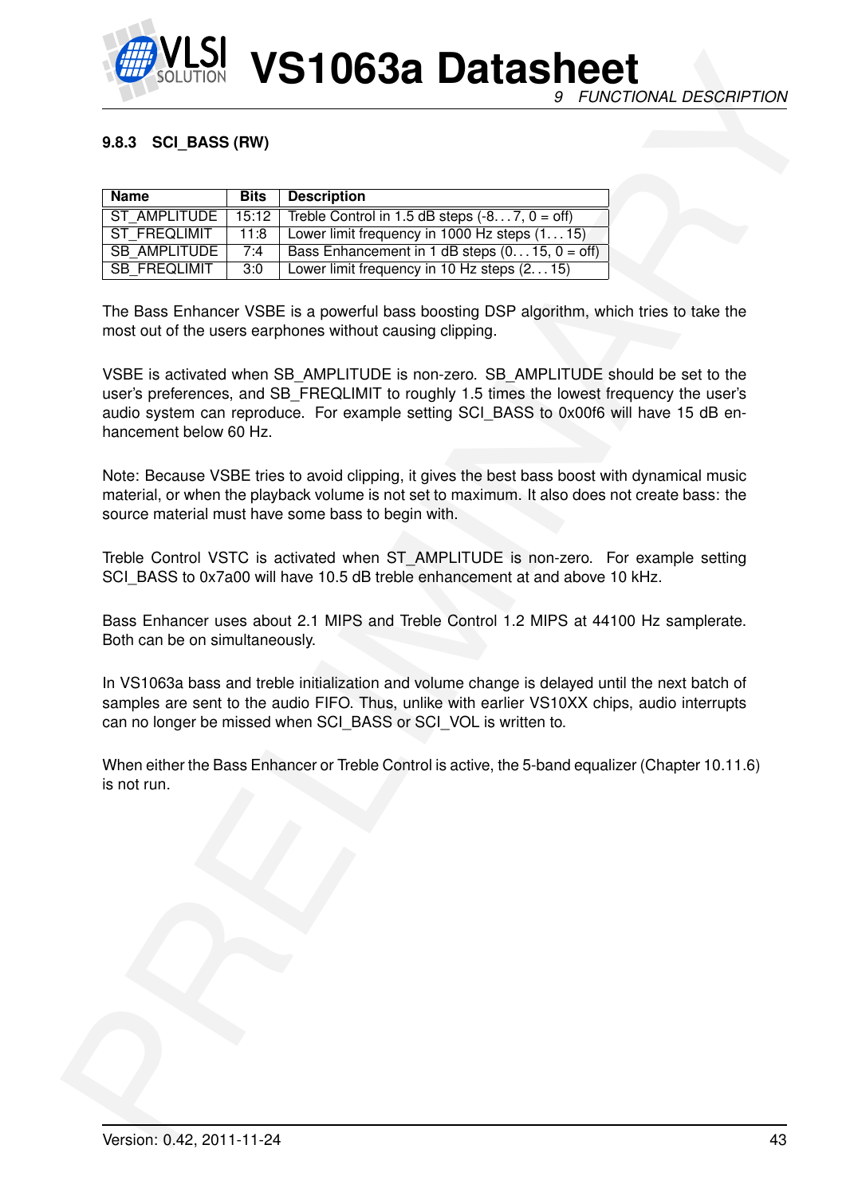### 9.8.3 SCI_BASS (RW)

| Name | Bits | Description |
| --- | --- | --- |
| ST_AMPLITUDE | 15:12 | Treble Control in 1.5 dB steps (-8. . . 7, 0 = off) |
| ST_FREQLIMIT | 11:8 | Lower limit frequency in 1000 Hz steps (1. . . 15) |
| SB_AMPLITUDE | 7:4 | Bass Enhancement in 1 dB steps (0. . . 15, 0 = off) |
| SB_FREQLIMIT | 3:0 | Lower limit frequency in 10 Hz steps (2. . . 15) |

The Bass Enhancer VSBE is a powerful bass boosting DSP algorithm, which tries to take the most out of the users earphones without causing clipping.

VSBE is activated when SB_AMPLITUDE is non-zero. SB_AMPLITUDE should be set to the user's preferences, and SB_FREQLIMIT to roughly 1.5 times the lowest frequency the user's audio system can reproduce. For example setting SCI_BASS to 0x00f6 will have 15 dB enhancement below 60 Hz.

Note: Because VSBE tries to avoid clipping, it gives the best bass boost with dynamical music material, or when the playback volume is not set to maximum. It also does not create bass: the source material must have some bass to begin with.

Treble Control VSTC is activated when ST_AMPLITUDE is non-zero. For example setting SCI_BASS to 0x7a00 will have 10.5 dB treble enhancement at and above 10 kHz.

Bass Enhancer uses about 2.1 MIPS and Treble Control 1.2 MIPS at 44100 Hz samplerate. Both can be on simultaneously.

In VS1063a bass and treble initialization and volume change is delayed until the next batch of samples are sent to the audio FIFO. Thus, unlike with earlier VS10XX chips, audio interrupts can no longer be missed when SCI_BASS or SCI_VOL is written to.

When either the Bass Enhancer or Treble Control is active, the 5-band equalizer (Chapter 10.11.6) is not run.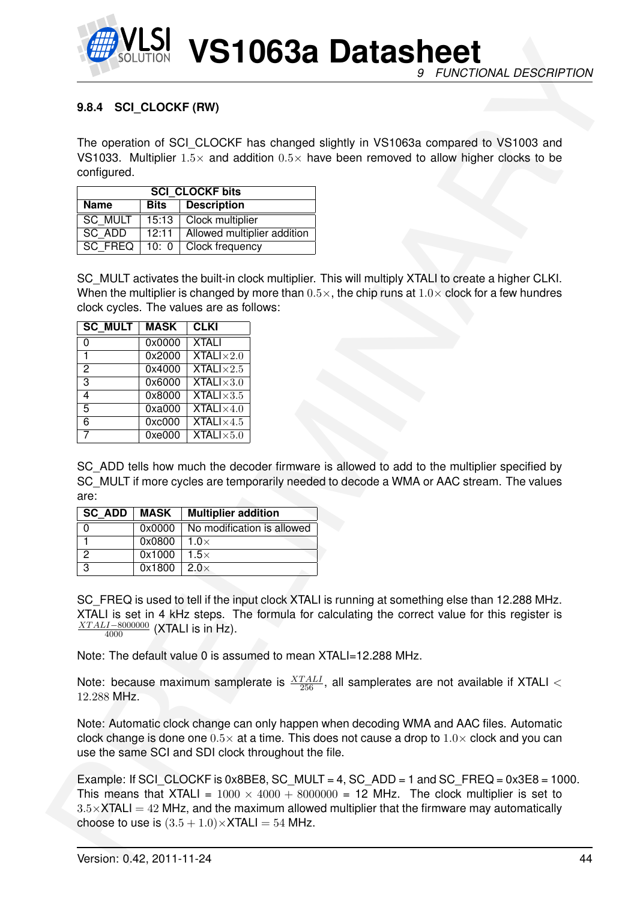### 9.8.4 SCI_CLOCKF (RW)

The operation of SCI_CLOCKF has changed slightly in VS1063a compared to VS1003 and VS1033. Multiplier $1.5\times$ and addition $0.5\times$ have been removed to allow higher clocks to be configured.

| SCI_CLOCKF bits | | |
|---|---|---|
| **Name** | **Bits** | **Description** |
| SC_MULT | 15:13 | Clock multiplier |
| SC_ADD | 12:11 | Allowed multiplier addition |
| SC_FREQ | 10: 0 | Clock frequency |

SC_MULT activates the built-in clock multiplier. This will multiply XTALI to create a higher CLKI. When the multiplier is changed by more than $0.5\times$, the chip runs at $1.0\times$ clock for a few hundres clock cycles. The values are as follows:

| SC_MULT | MASK | CLKI |
|---|---|---|
| 0 | 0x0000 | XTALI |
| 1 | 0x2000 | XTALI$\times 2.0$ |
| 2 | 0x4000 | XTALI$\times 2.5$ |
| 3 | 0x6000 | XTALI$\times 3.0$ |
| 4 | 0x8000 | XTALI$\times 3.5$ |
| 5 | 0xa000 | XTALI$\times 4.0$ |
| 6 | 0xc000 | XTALI$\times 4.5$ |
| 7 | 0xe000 | XTALI$\times 5.0$ |

SC_ADD tells how much the decoder firmware is allowed to add to the multiplier specified by SC_MULT if more cycles are temporarily needed to decode a WMA or AAC stream. The values are:

| SC_ADD | MASK | Multiplier addition |
|---|---|---|
| 0 | 0x0000 | No modification is allowed |
| 1 | 0x0800 | 1.0$\times$ |
| 2 | 0x1000 | 1.5$\times$ |
| 3 | 0x1800 | 2.0$\times$ |

SC_FREQ is used to tell if the input clock XTALI is running at something else than 12.288 MHz. XTALI is set in 4 kHz steps. The formula for calculating the correct value for this register is $\frac{XTALI-8000000}{4000}$ (XTALI is in Hz).

Note: The default value 0 is assumed to mean XTALI=12.288 MHz.

Note: because maximum samplerate is $\frac{XTALI}{256}$, all samplerates are not available if XTALI $<$ $12.288$ MHz.

Note: Automatic clock change can only happen when decoding WMA and AAC files. Automatic clock change is done one $0.5\times$ at a time. This does not cause a drop to $1.0\times$ clock and you can use the same SCI and SDI clock throughout the file.

Example: If SCI_CLOCKF is 0x8BE8, SC_MULT = 4, SC_ADD = 1 and SC_FREQ = 0x3E8 = 1000. This means that XTALI = $1000 \times 4000 + 8000000$ = 12 MHz. The clock multiplier is set to $3.5\times$XTALI $= 42$ MHz, and the maximum allowed multiplier that the firmware may automatically choose to use is $(3.5 + 1.0)\times$XTALI $= 54$ MHz.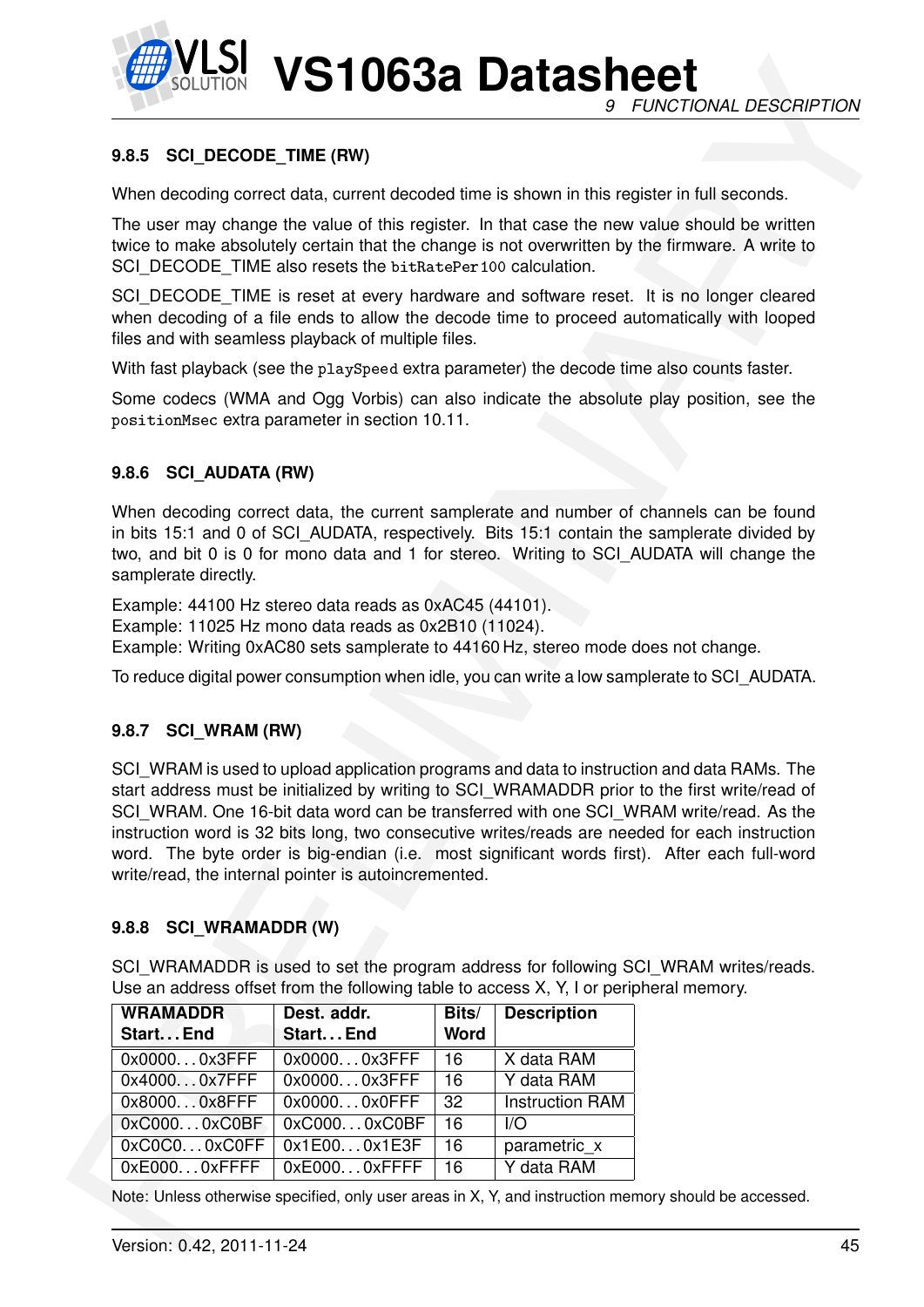### 9.8.5 SCI_DECODE_TIME (RW)

When decoding correct data, current decoded time is shown in this register in full seconds.

The user may change the value of this register. In that case the new value should be written twice to make absolutely certain that the change is not overwritten by the firmware. A write to SCI_DECODE_TIME also resets the `bitRatePer100` calculation.

SCI_DECODE_TIME is reset at every hardware and software reset. It is no longer cleared when decoding of a file ends to allow the decode time to proceed automatically with looped files and with seamless playback of multiple files.

With fast playback (see the `playSpeed` extra parameter) the decode time also counts faster.

Some codecs (WMA and Ogg Vorbis) can also indicate the absolute play position, see the `positionMsec` extra parameter in section 10.11.

### 9.8.6 SCI_AUDATA (RW)

When decoding correct data, the current samplerate and number of channels can be found in bits 15:1 and 0 of SCI_AUDATA, respectively. Bits 15:1 contain the samplerate divided by two, and bit 0 is 0 for mono data and 1 for stereo. Writing to SCI_AUDATA will change the samplerate directly.

Example: 44100 Hz stereo data reads as 0xAC45 (44101).
Example: 11025 Hz mono data reads as 0x2B10 (11024).
Example: Writing 0xAC80 sets samplerate to 44160 Hz, stereo mode does not change.

To reduce digital power consumption when idle, you can write a low samplerate to SCI_AUDATA.

### 9.8.7 SCI_WRAM (RW)

SCI_WRAM is used to upload application programs and data to instruction and data RAMs. The start address must be initialized by writing to SCI_WRAMADDR prior to the first write/read of SCI_WRAM. One 16-bit data word can be transferred with one SCI_WRAM write/read. As the instruction word is 32 bits long, two consecutive writes/reads are needed for each instruction word. The byte order is big-endian (i.e. most significant words first). After each full-word write/read, the internal pointer is autoincremented.

### 9.8.8 SCI_WRAMADDR (W)

SCI_WRAMADDR is used to set the program address for following SCI_WRAM writes/reads. Use an address offset from the following table to access X, Y, I or peripheral memory.

| WRAMADDR Start...End | Dest. addr. Start...End | Bits/ Word | Description |
|---|---|---|---|
| 0x0000...0x3FFF | 0x0000...0x3FFF | 16 | X data RAM |
| 0x4000...0x7FFF | 0x0000...0x3FFF | 16 | Y data RAM |
| 0x8000...0x8FFF | 0x0000...0x0FFF | 32 | Instruction RAM |
| 0xC000...0xC0BF | 0xC000...0xC0BF | 16 | I/O |
| 0xC0C0...0xC0FF | 0x1E00...0x1E3F | 16 | parametric_x |
| 0xE000...0xFFFF | 0xE000...0xFFFF | 16 | Y data RAM |

Note: Unless otherwise specified, only user areas in X, Y, and instruction memory should be accessed.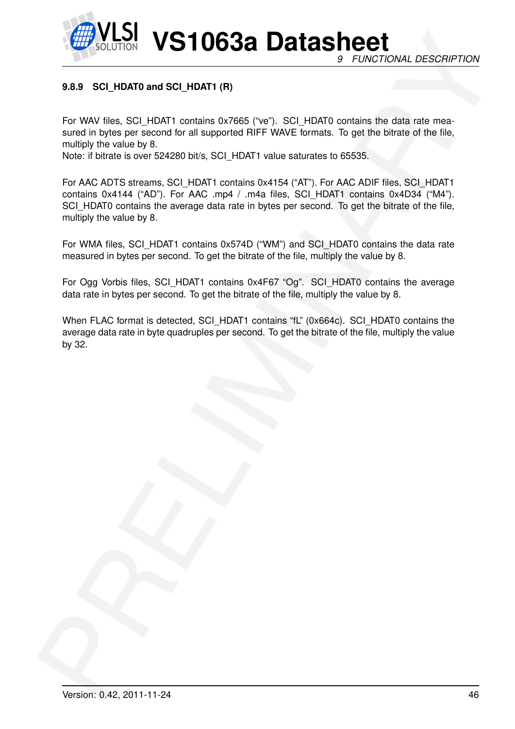#### 9.8.9 SCI_HDAT0 and SCI_HDAT1 (R)

For WAV files, SCI_HDAT1 contains 0x7665 ("ve"). SCI_HDAT0 contains the data rate measured in bytes per second for all supported RIFF WAVE formats. To get the bitrate of the file, multiply the value by 8.
Note: if bitrate is over 524280 bit/s, SCI_HDAT1 value saturates to 65535.

For AAC ADTS streams, SCI_HDAT1 contains 0x4154 ("AT"). For AAC ADIF files, SCI_HDAT1 contains 0x4144 ("AD"). For AAC .mp4 / .m4a files, SCI_HDAT1 contains 0x4D34 ("M4"). SCI_HDAT0 contains the average data rate in bytes per second. To get the bitrate of the file, multiply the value by 8.

For WMA files, SCI_HDAT1 contains 0x574D ("WM") and SCI_HDAT0 contains the data rate measured in bytes per second. To get the bitrate of the file, multiply the value by 8.

For Ogg Vorbis files, SCI_HDAT1 contains 0x4F67 "Og". SCI_HDAT0 contains the average data rate in bytes per second. To get the bitrate of the file, multiply the value by 8.

When FLAC format is detected, SCI_HDAT1 contains "fL" (0x664c). SCI_HDAT0 contains the average data rate in byte quadruples per second. To get the bitrate of the file, multiply the value by 32.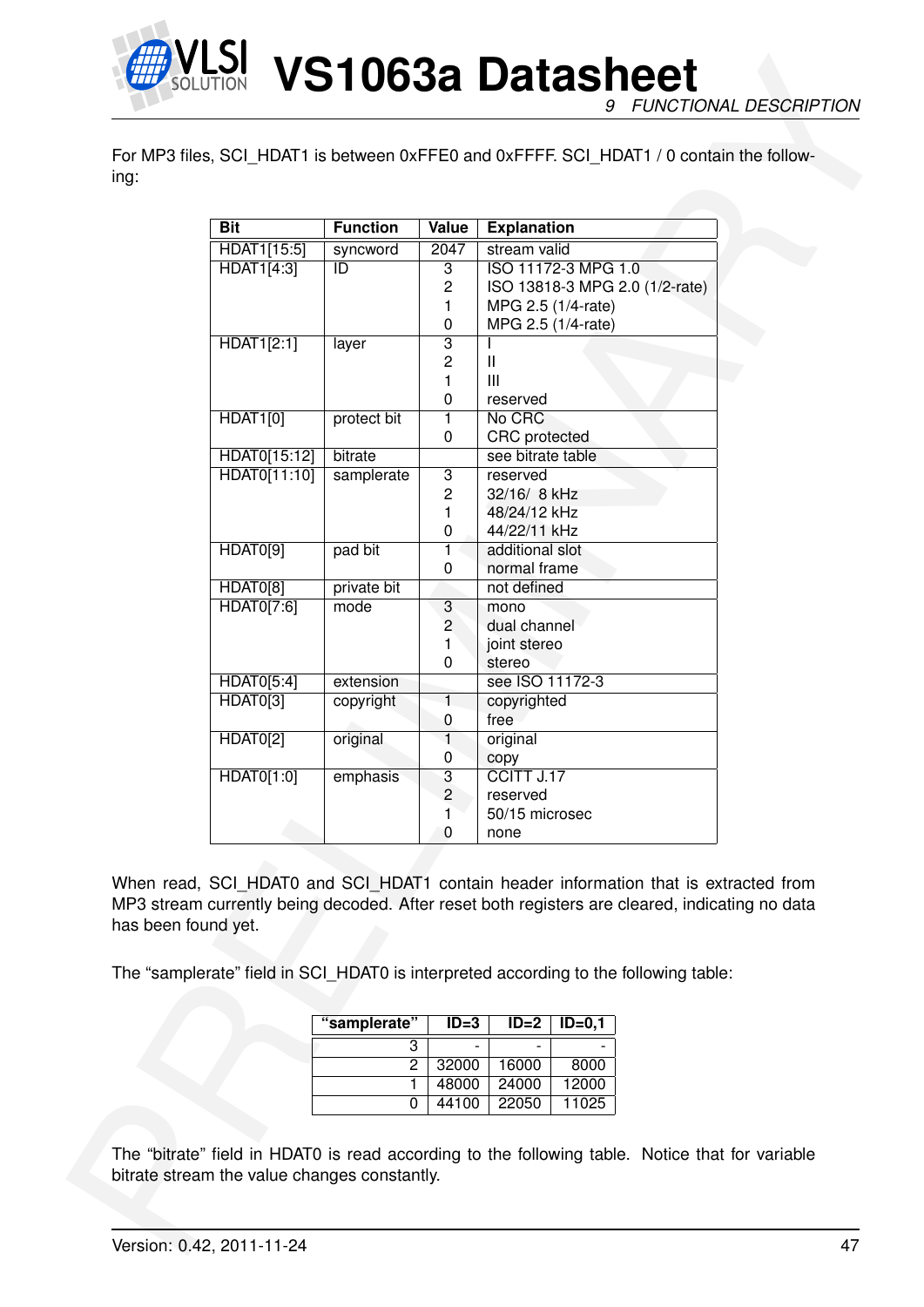For MP3 files, SCI_HDAT1 is between 0xFFE0 and 0xFFFF. SCI_HDAT1 / 0 contain the following:

| Bit | Function | Value | Explanation |
|---|---|---|---|
| HDAT1[15:5] | syncword | 2047 | stream valid |
| HDAT1[4:3] | ID | 3 | ISO 11172-3 MPG 1.0 |
| | | 2 | ISO 13818-3 MPG 2.0 (1/2-rate) |
| | | 1 | MPG 2.5 (1/4-rate) |
| | | 0 | MPG 2.5 (1/4-rate) |
| HDAT1[2:1] | layer | 3 | I |
| | | 2 | II |
| | | 1 | III |
| | | 0 | reserved |
| HDAT1[0] | protect bit | 1 | No CRC |
| | | 0 | CRC protected |
| HDAT0[15:12] | bitrate | | see bitrate table |
| HDAT0[11:10] | samplerate | 3 | reserved |
| | | 2 | 32/16/ 8 kHz |
| | | 1 | 48/24/12 kHz |
| | | 0 | 44/22/11 kHz |
| HDAT0[9] | pad bit | 1 | additional slot |
| | | 0 | normal frame |
| HDAT0[8] | private bit | | not defined |
| HDAT0[7:6] | mode | 3 | mono |
| | | 2 | dual channel |
| | | 1 | joint stereo |
| | | 0 | stereo |
| HDAT0[5:4] | extension | | see ISO 11172-3 |
| HDAT0[3] | copyright | 1 | copyrighted |
| | | 0 | free |
| HDAT0[2] | original | 1 | original |
| | | 0 | copy |
| HDAT0[1:0] | emphasis | 3 | CCITT J.17 |
| | | 2 | reserved |
| | | 1 | 50/15 microsec |
| | | 0 | none |

When read, SCI_HDAT0 and SCI_HDAT1 contain header information that is extracted from MP3 stream currently being decoded. After reset both registers are cleared, indicating no data has been found yet.

The "samplerate" field in SCI_HDAT0 is interpreted according to the following table:

| "samplerate" | ID=3 | ID=2 | ID=0,1 |
|---|---|---|---|
| 3 | - | - | - |
| 2 | 32000 | 16000 | 8000 |
| 1 | 48000 | 24000 | 12000 |
| 0 | 44100 | 22050 | 11025 |

The "bitrate" field in HDAT0 is read according to the following table. Notice that for variable bitrate stream the value changes constantly.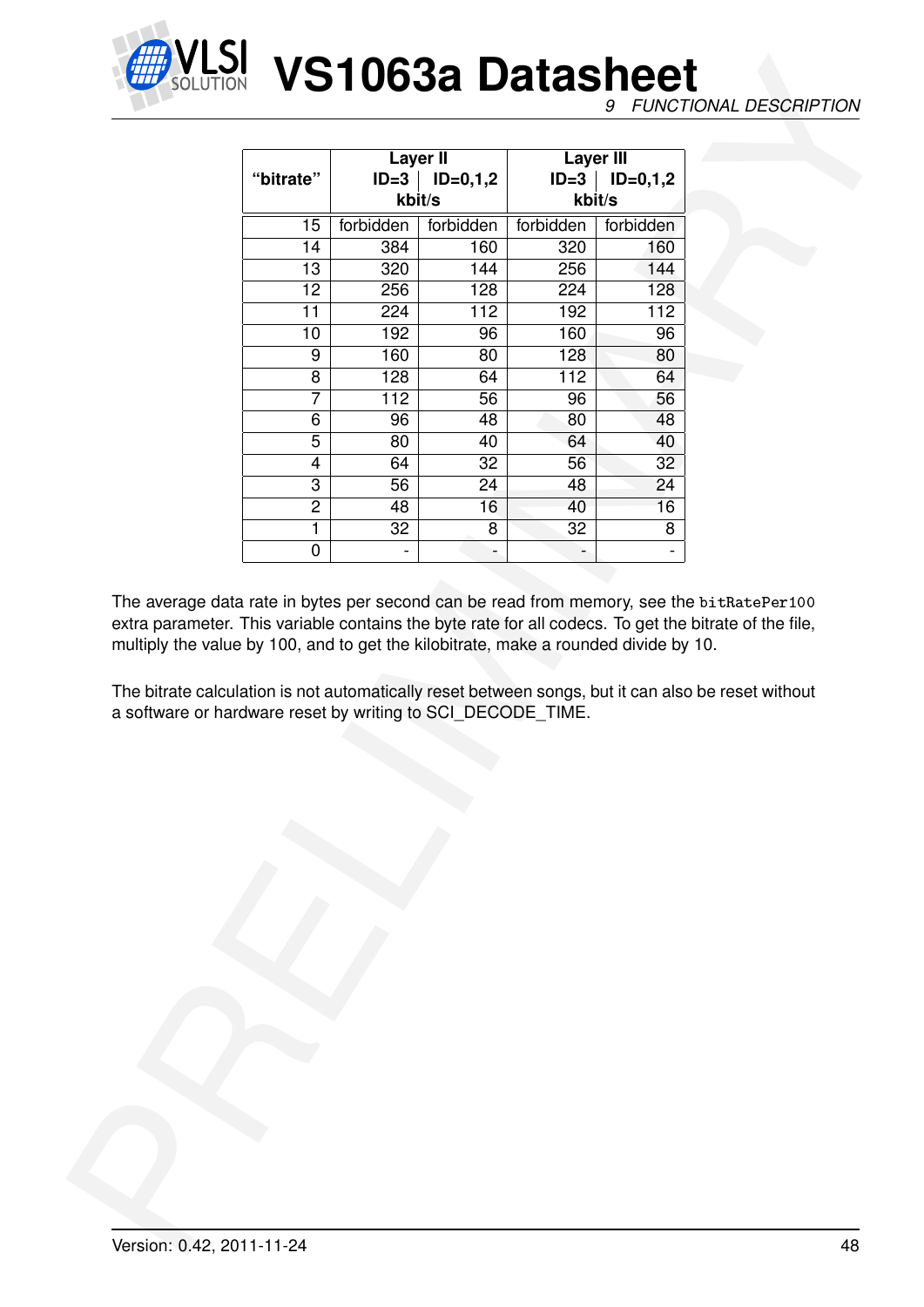| "bitrate" | Layer II ID=3 kbit/s | Layer II ID=0,1,2 kbit/s | Layer III ID=3 kbit/s | Layer III ID=0,1,2 kbit/s |
|---|---|---|---|---|
| 15 | forbidden | forbidden | forbidden | forbidden |
| 14 | 384 | 160 | 320 | 160 |
| 13 | 320 | 144 | 256 | 144 |
| 12 | 256 | 128 | 224 | 128 |
| 11 | 224 | 112 | 192 | 112 |
| 10 | 192 | 96 | 160 | 96 |
| 9 | 160 | 80 | 128 | 80 |
| 8 | 128 | 64 | 112 | 64 |
| 7 | 112 | 56 | 96 | 56 |
| 6 | 96 | 48 | 80 | 48 |
| 5 | 80 | 40 | 64 | 40 |
| 4 | 64 | 32 | 56 | 32 |
| 3 | 56 | 24 | 48 | 24 |
| 2 | 48 | 16 | 40 | 16 |
| 1 | 32 | 8 | 32 | 8 |
| 0 | - | - | - | - |

The average data rate in bytes per second can be read from memory, see the `bitRatePer100` extra parameter. This variable contains the byte rate for all codecs. To get the bitrate of the file, multiply the value by 100, and to get the kilobitrate, make a rounded divide by 10.

The bitrate calculation is not automatically reset between songs, but it can also be reset without a software or hardware reset by writing to SCI_DECODE_TIME.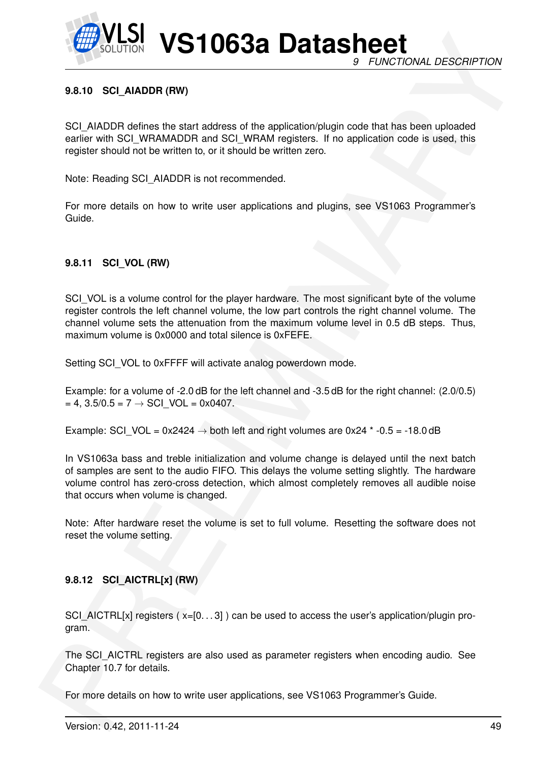#### 9.8.10 SCI_AIADDR (RW)

SCI_AIADDR defines the start address of the application/plugin code that has been uploaded earlier with SCI_WRAMADDR and SCI_WRAM registers. If no application code is used, this register should not be written to, or it should be written zero.

Note: Reading SCI_AIADDR is not recommended.

For more details on how to write user applications and plugins, see VS1063 Programmer's Guide.

#### 9.8.11 SCI_VOL (RW)

SCI_VOL is a volume control for the player hardware. The most significant byte of the volume register controls the left channel volume, the low part controls the right channel volume. The channel volume sets the attenuation from the maximum volume level in 0.5 dB steps. Thus, maximum volume is 0x0000 and total silence is 0xFEFE.

Setting SCI_VOL to 0xFFFF will activate analog powerdown mode.

Example: for a volume of -2.0 dB for the left channel and -3.5 dB for the right channel: (2.0/0.5) = 4, 3.5/0.5 = 7 $\rightarrow$ SCI_VOL = 0x0407.

Example: SCI_VOL = 0x2424 $\rightarrow$ both left and right volumes are 0x24 * -0.5 = -18.0 dB

In VS1063a bass and treble initialization and volume change is delayed until the next batch of samples are sent to the audio FIFO. This delays the volume setting slightly. The hardware volume control has zero-cross detection, which almost completely removes all audible noise that occurs when volume is changed.

Note: After hardware reset the volume is set to full volume. Resetting the software does not reset the volume setting.

#### 9.8.12 SCI_AICTRL[x] (RW)

SCI_AICTRL[x] registers ( x=[0. . . 3] ) can be used to access the user's application/plugin program.

The SCI_AICTRL registers are also used as parameter registers when encoding audio. See Chapter 10.7 for details.

For more details on how to write user applications, see VS1063 Programmer's Guide.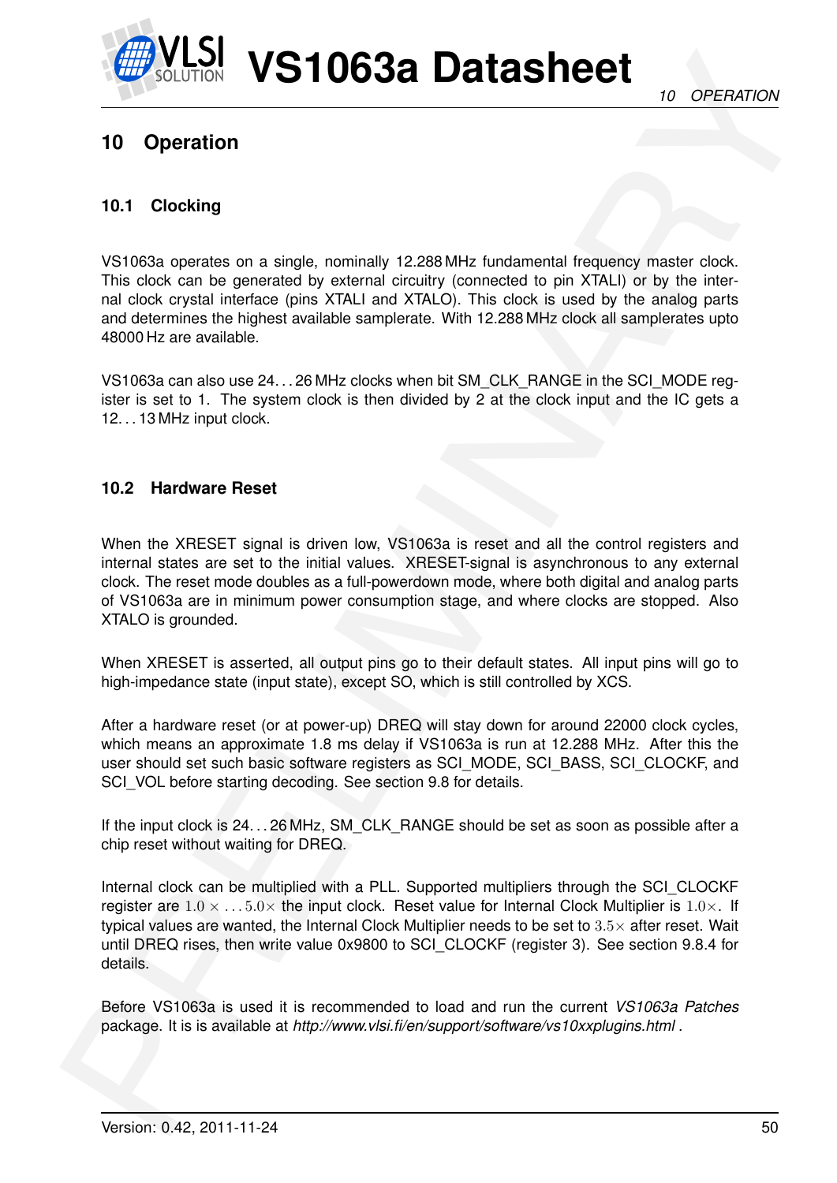# 10 Operation

## 10.1 Clocking

VS1063a operates on a single, nominally 12.288 MHz fundamental frequency master clock. This clock can be generated by external circuitry (connected to pin XTALI) or by the internal clock crystal interface (pins XTALI and XTALO). This clock is used by the analog parts and determines the highest available samplerate. With 12.288 MHz clock all samplerates upto 48000 Hz are available.

VS1063a can also use 24. . . 26 MHz clocks when bit SM_CLK_RANGE in the SCI_MODE register is set to 1. The system clock is then divided by 2 at the clock input and the IC gets a 12. . . 13 MHz input clock.

## 10.2 Hardware Reset

When the XRESET signal is driven low, VS1063a is reset and all the control registers and internal states are set to the initial values. XRESET-signal is asynchronous to any external clock. The reset mode doubles as a full-powerdown mode, where both digital and analog parts of VS1063a are in minimum power consumption stage, and where clocks are stopped. Also XTALO is grounded.

When XRESET is asserted, all output pins go to their default states. All input pins will go to high-impedance state (input state), except SO, which is still controlled by XCS.

After a hardware reset (or at power-up) DREQ will stay down for around 22000 clock cycles, which means an approximate 1.8 ms delay if VS1063a is run at 12.288 MHz. After this the user should set such basic software registers as SCI_MODE, SCI_BASS, SCI_CLOCKF, and SCI_VOL before starting decoding. See section 9.8 for details.

If the input clock is 24. . . 26 MHz, SM_CLK_RANGE should be set as soon as possible after a chip reset without waiting for DREQ.

Internal clock can be multiplied with a PLL. Supported multipliers through the SCI_CLOCKF register are $1.0\times \ldots 5.0\times$ the input clock. Reset value for Internal Clock Multiplier is $1.0\times$. If typical values are wanted, the Internal Clock Multiplier needs to be set to $3.5\times$ after reset. Wait until DREQ rises, then write value 0x9800 to SCI_CLOCKF (register 3). See section 9.8.4 for details.

Before VS1063a is used it is recommended to load and run the current *VS1063a Patches* package. It is is available at *http://www.vlsi.fi/en/support/software/vs10xxplugins.html* .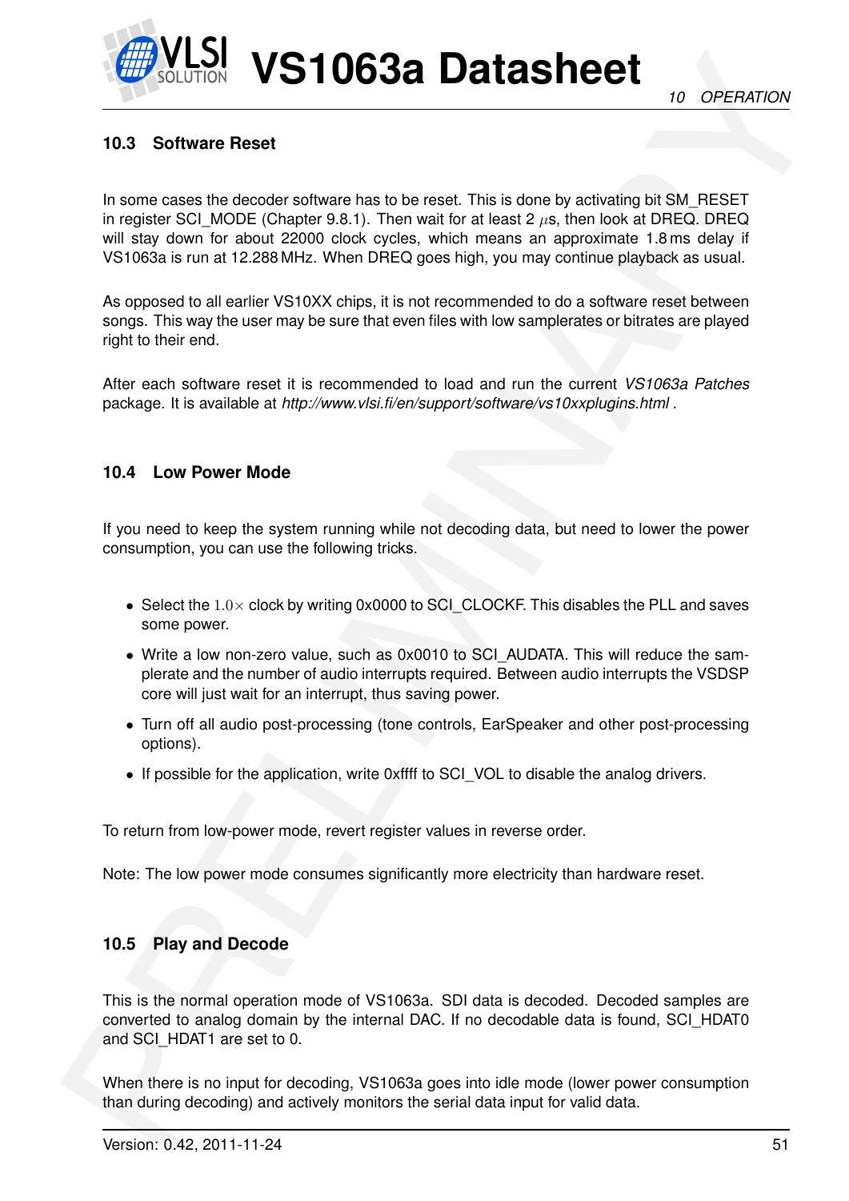## 10.3 Software Reset

In some cases the decoder software has to be reset. This is done by activating bit SM_RESET in register SCI_MODE (Chapter 9.8.1). Then wait for at least 2 $\mu$s, then look at DREQ. DREQ will stay down for about 22000 clock cycles, which means an approximate 1.8 ms delay if VS1063a is run at 12.288 MHz. When DREQ goes high, you may continue playback as usual.

As opposed to all earlier VS10XX chips, it is not recommended to do a software reset between songs. This way the user may be sure that even files with low samplerates or bitrates are played right to their end.

After each software reset it is recommended to load and run the current *VS1063a Patches* package. It is available at *http://www.vlsi.fi/en/support/software/vs10xxplugins.html* .

## 10.4 Low Power Mode

If you need to keep the system running while not decoding data, but need to lower the power consumption, you can use the following tricks.

- Select the $1.0\times$ clock by writing 0x0000 to SCI_CLOCKF. This disables the PLL and saves some power.
- Write a low non-zero value, such as 0x0010 to SCI_AUDATA. This will reduce the samplerate and the number of audio interrupts required. Between audio interrupts the VSDSP core will just wait for an interrupt, thus saving power.
- Turn off all audio post-processing (tone controls, EarSpeaker and other post-processing options).
- If possible for the application, write 0xffff to SCI_VOL to disable the analog drivers.

To return from low-power mode, revert register values in reverse order.

Note: The low power mode consumes significantly more electricity than hardware reset.

## 10.5 Play and Decode

This is the normal operation mode of VS1063a. SDI data is decoded. Decoded samples are converted to analog domain by the internal DAC. If no decodable data is found, SCI_HDAT0 and SCI_HDAT1 are set to 0.

When there is no input for decoding, VS1063a goes into idle mode (lower power consumption than during decoding) and actively monitors the serial data input for valid data.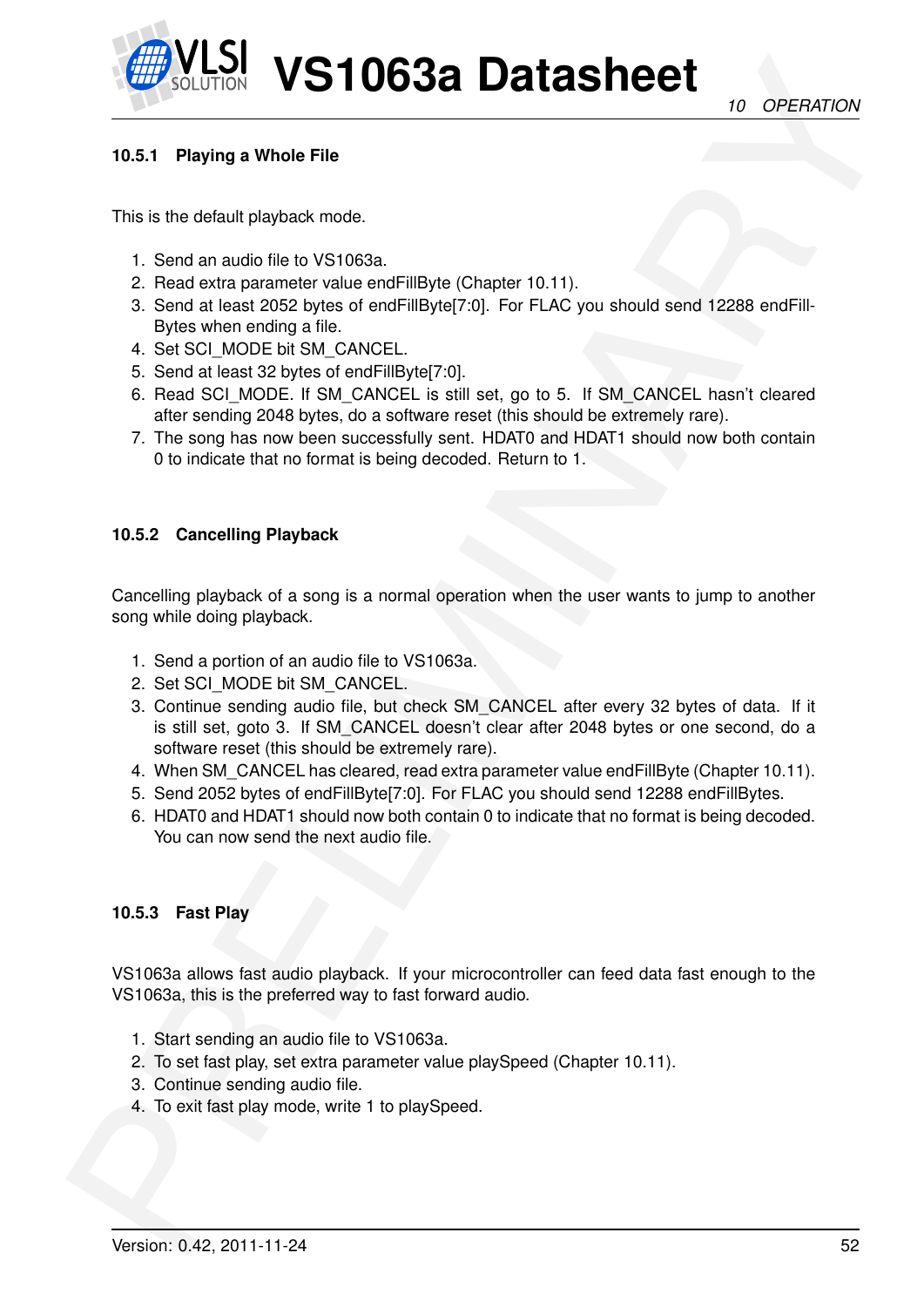#### 10.5.1 Playing a Whole File

This is the default playback mode.

1. Send an audio file to VS1063a.
2. Read extra parameter value endFillByte (Chapter 10.11).
3. Send at least 2052 bytes of endFillByte[7:0]. For FLAC you should send 12288 endFill-Bytes when ending a file.
4. Set SCI_MODE bit SM_CANCEL.
5. Send at least 32 bytes of endFillByte[7:0].
6. Read SCI_MODE. If SM_CANCEL is still set, go to 5. If SM_CANCEL hasn't cleared after sending 2048 bytes, do a software reset (this should be extremely rare).
7. The song has now been successfully sent. HDAT0 and HDAT1 should now both contain 0 to indicate that no format is being decoded. Return to 1.

#### 10.5.2 Cancelling Playback

Cancelling playback of a song is a normal operation when the user wants to jump to another song while doing playback.

1. Send a portion of an audio file to VS1063a.
2. Set SCI_MODE bit SM_CANCEL.
3. Continue sending audio file, but check SM_CANCEL after every 32 bytes of data. If it is still set, goto 3. If SM_CANCEL doesn't clear after 2048 bytes or one second, do a software reset (this should be extremely rare).
4. When SM_CANCEL has cleared, read extra parameter value endFillByte (Chapter 10.11).
5. Send 2052 bytes of endFillByte[7:0]. For FLAC you should send 12288 endFillBytes.
6. HDAT0 and HDAT1 should now both contain 0 to indicate that no format is being decoded. You can now send the next audio file.

#### 10.5.3 Fast Play

VS1063a allows fast audio playback. If your microcontroller can feed data fast enough to the VS1063a, this is the preferred way to fast forward audio.

1. Start sending an audio file to VS1063a.
2. To set fast play, set extra parameter value playSpeed (Chapter 10.11).
3. Continue sending audio file.
4. To exit fast play mode, write 1 to playSpeed.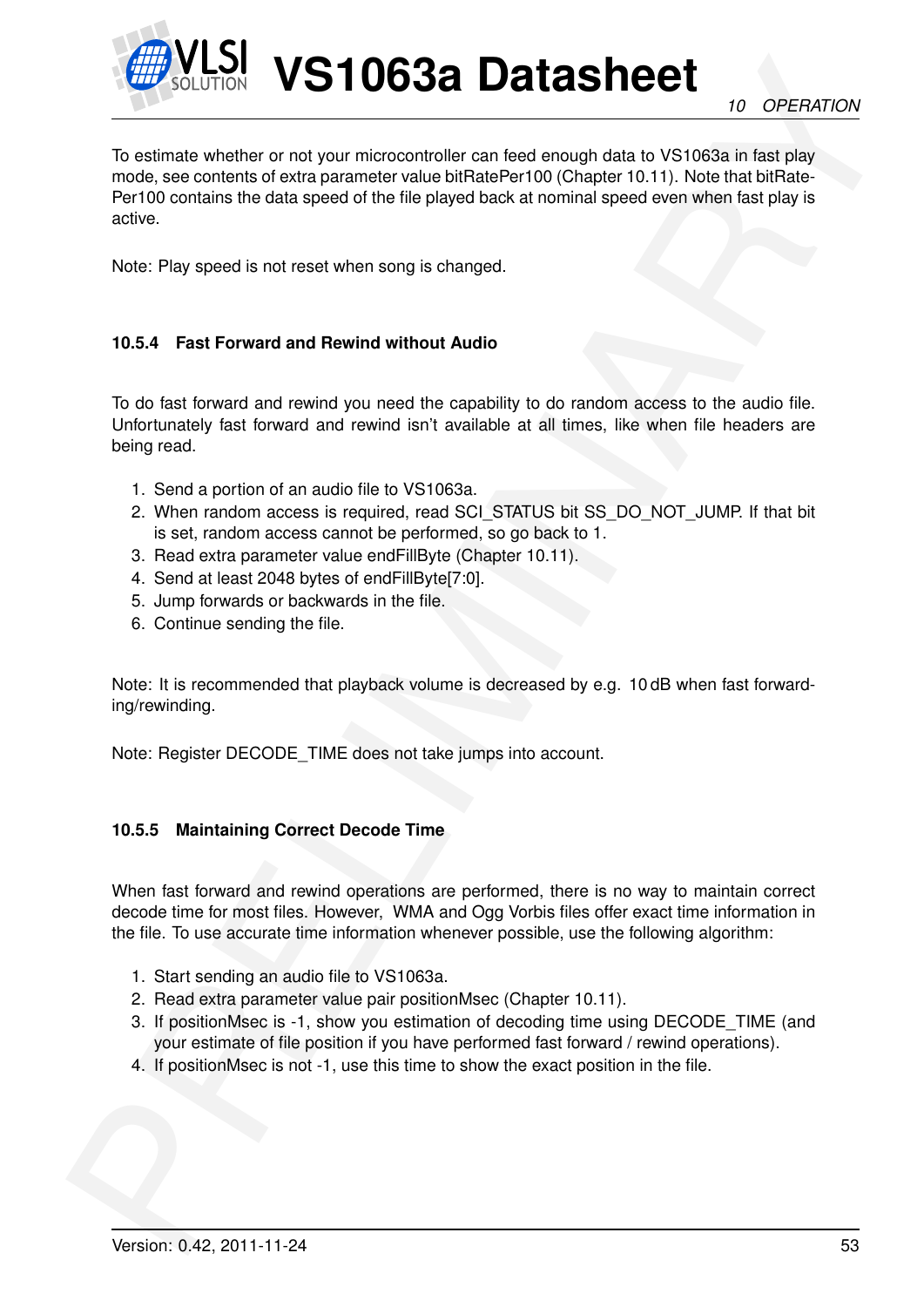To estimate whether or not your microcontroller can feed enough data to VS1063a in fast play mode, see contents of extra parameter value bitRatePer100 (Chapter 10.11). Note that bitRatePer100 contains the data speed of the file played back at nominal speed even when fast play is active.

Note: Play speed is not reset when song is changed.

#### 10.5.4 Fast Forward and Rewind without Audio

To do fast forward and rewind you need the capability to do random access to the audio file. Unfortunately fast forward and rewind isn't available at all times, like when file headers are being read.

1. Send a portion of an audio file to VS1063a.
2. When random access is required, read SCI_STATUS bit SS_DO_NOT_JUMP. If that bit is set, random access cannot be performed, so go back to 1.
3. Read extra parameter value endFillByte (Chapter 10.11).
4. Send at least 2048 bytes of endFillByte[7:0].
5. Jump forwards or backwards in the file.
6. Continue sending the file.

Note: It is recommended that playback volume is decreased by e.g. 10 dB when fast forwarding/rewinding.

Note: Register DECODE_TIME does not take jumps into account.

#### 10.5.5 Maintaining Correct Decode Time

When fast forward and rewind operations are performed, there is no way to maintain correct decode time for most files. However, WMA and Ogg Vorbis files offer exact time information in the file. To use accurate time information whenever possible, use the following algorithm:

1. Start sending an audio file to VS1063a.
2. Read extra parameter value pair positionMsec (Chapter 10.11).
3. If positionMsec is -1, show you estimation of decoding time using DECODE_TIME (and your estimate of file position if you have performed fast forward / rewind operations).
4. If positionMsec is not -1, use this time to show the exact position in the file.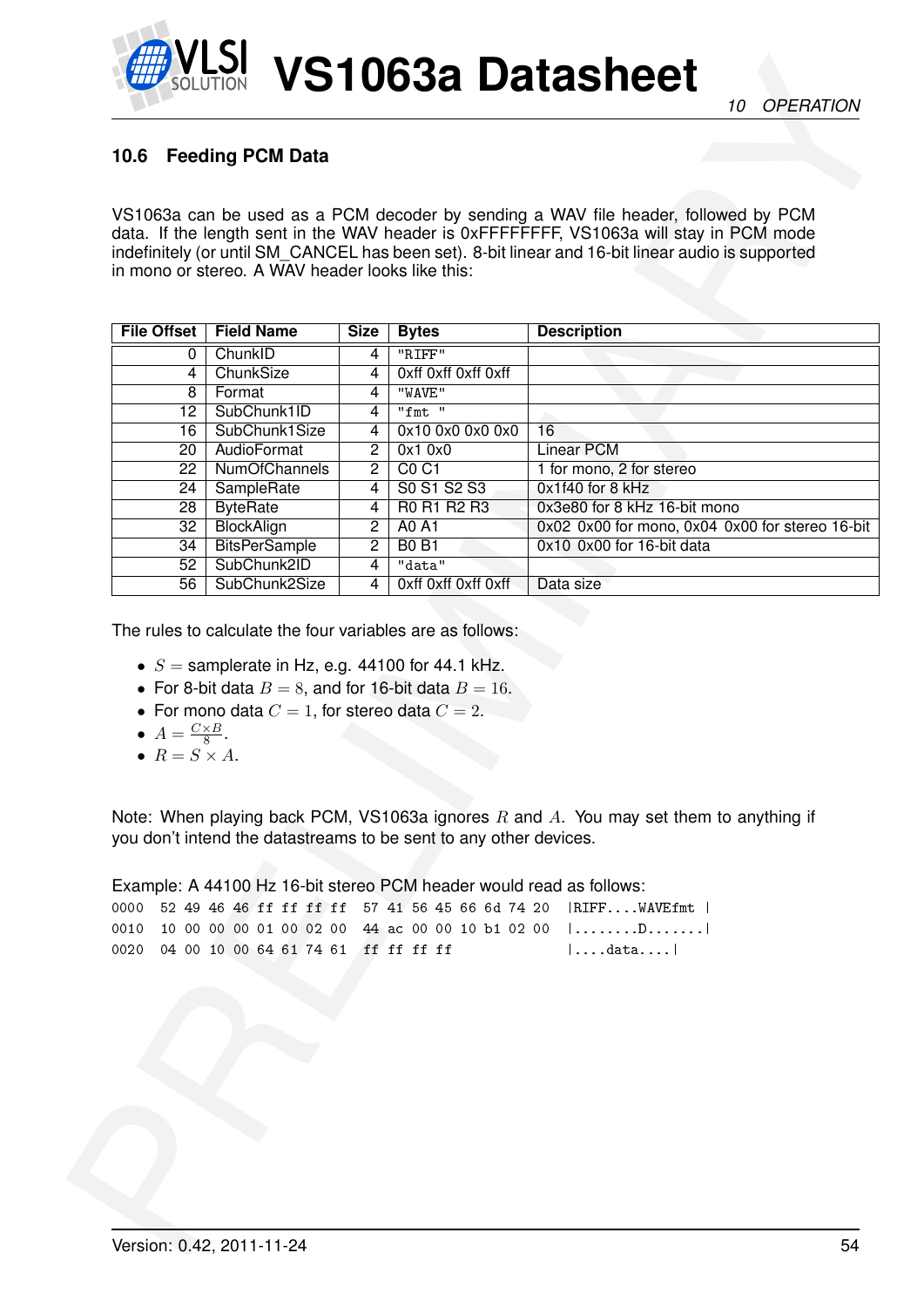## 10.6 Feeding PCM Data

VS1063a can be used as a PCM decoder by sending a WAV file header, followed by PCM data. If the length sent in the WAV header is 0xFFFFFFFF, VS1063a will stay in PCM mode indefinitely (or until SM_CANCEL has been set). 8-bit linear and 16-bit linear audio is supported in mono or stereo. A WAV header looks like this:

| File Offset | Field Name | Size | Bytes | Description |
|---|---|---|---|---|
| 0 | ChunkID | 4 | "RIFF" | |
| 4 | ChunkSize | 4 | 0xff 0xff 0xff 0xff | |
| 8 | Format | 4 | "WAVE" | |
| 12 | SubChunk1ID | 4 | "fmt " | |
| 16 | SubChunk1Size | 4 | 0x10 0x0 0x0 0x0 | 16 |
| 20 | AudioFormat | 2 | 0x1 0x0 | Linear PCM |
| 22 | NumOfChannels | 2 | C0 C1 | 1 for mono, 2 for stereo |
| 24 | SampleRate | 4 | S0 S1 S2 S3 | 0x1f40 for 8 kHz |
| 28 | ByteRate | 4 | R0 R1 R2 R3 | 0x3e80 for 8 kHz 16-bit mono |
| 32 | BlockAlign | 2 | A0 A1 | 0x02 0x00 for mono, 0x04 0x00 for stereo 16-bit |
| 34 | BitsPerSample | 2 | B0 B1 | 0x10 0x00 for 16-bit data |
| 52 | SubChunk2ID | 4 | "data" | |
| 56 | SubChunk2Size | 4 | 0xff 0xff 0xff 0xff | Data size |

The rules to calculate the four variables are as follows:

- $S$ = samplerate in Hz, e.g. 44100 for 44.1 kHz.
- For 8-bit data $B = 8$, and for 16-bit data $B = 16$.
- For mono data $C = 1$, for stereo data $C = 2$.
- $A = \frac{C \times B}{8}$.
- $R = S \times A$.

Note: When playing back PCM, VS1063a ignores $R$ and $A$. You may set them to anything if you don't intend the datastreams to be sent to any other devices.

Example: A 44100 Hz 16-bit stereo PCM header would read as follows:

```
0000  52 49 46 46 ff ff ff ff  57 41 56 45 66 6d 74 20  |RIFF....WAVEfmt |
0010  10 00 00 00 01 00 02 00  44 ac 00 00 10 b1 02 00  |........D.......|
0020  04 00 10 00 64 61 74 61  ff ff ff ff              |....data....|
```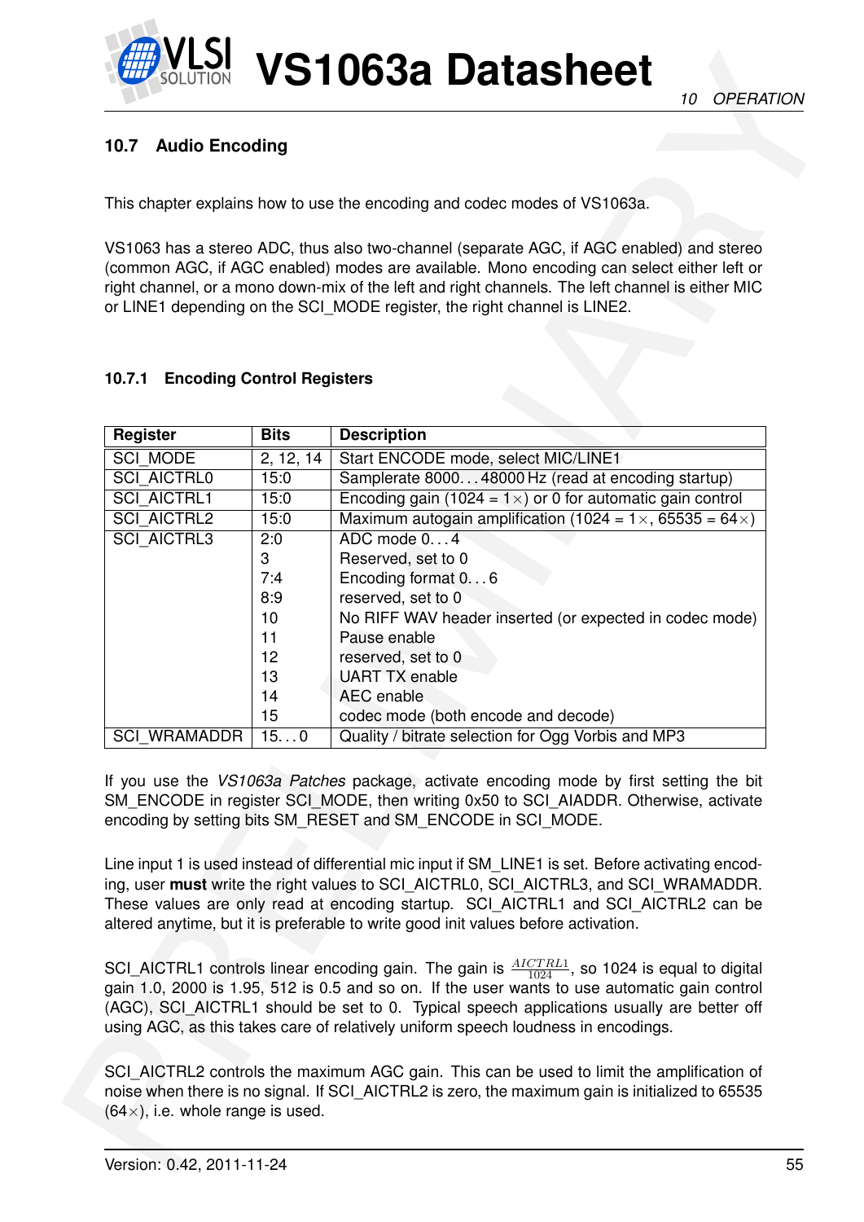## 10.7 Audio Encoding

This chapter explains how to use the encoding and codec modes of VS1063a.

VS1063 has a stereo ADC, thus also two-channel (separate AGC, if AGC enabled) and stereo (common AGC, if AGC enabled) modes are available. Mono encoding can select either left or right channel, or a mono down-mix of the left and right channels. The left channel is either MIC or LINE1 depending on the SCI_MODE register, the right channel is LINE2.

### 10.7.1 Encoding Control Registers

| Register | Bits | Description |
|---|---|---|
| SCI_MODE | 2, 12, 14 | Start ENCODE mode, select MIC/LINE1 |
| SCI_AICTRL0 | 15:0 | Samplerate 8000. . . 48000 Hz (read at encoding startup) |
| SCI_AICTRL1 | 15:0 | Encoding gain (1024 = 1×) or 0 for automatic gain control |
| SCI_AICTRL2 | 15:0 | Maximum autogain amplification (1024 = 1×, 65535 = 64×) |
| SCI_AICTRL3 | 2:0 | ADC mode 0. . . 4 |
| | 3 | Reserved, set to 0 |
| | 7:4 | Encoding format 0. . . 6 |
| | 8:9 | reserved, set to 0 |
| | 10 | No RIFF WAV header inserted (or expected in codec mode) |
| | 11 | Pause enable |
| | 12 | reserved, set to 0 |
| | 13 | UART TX enable |
| | 14 | AEC enable |
| | 15 | codec mode (both encode and decode) |
| SCI_WRAMADDR | 15. . . 0 | Quality / bitrate selection for Ogg Vorbis and MP3 |

If you use the *VS1063a Patches* package, activate encoding mode by first setting the bit SM_ENCODE in register SCI_MODE, then writing 0x50 to SCI_AIADDR. Otherwise, activate encoding by setting bits SM_RESET and SM_ENCODE in SCI_MODE.

Line input 1 is used instead of differential mic input if SM_LINE1 is set. Before activating encoding, user **must** write the right values to SCI_AICTRL0, SCI_AICTRL3, and SCI_WRAMADDR. These values are only read at encoding startup. SCI_AICTRL1 and SCI_AICTRL2 can be altered anytime, but it is preferable to write good init values before activation.

SCI_AICTRL1 controls linear encoding gain. The gain is $\frac{AICTRL1}{1024}$, so 1024 is equal to digital gain 1.0, 2000 is 1.95, 512 is 0.5 and so on. If the user wants to use automatic gain control (AGC), SCI_AICTRL1 should be set to 0. Typical speech applications usually are better off using AGC, as this takes care of relatively uniform speech loudness in encodings.

SCI_AICTRL2 controls the maximum AGC gain. This can be used to limit the amplification of noise when there is no signal. If SCI_AICTRL2 is zero, the maximum gain is initialized to 65535 (64×), i.e. whole range is used.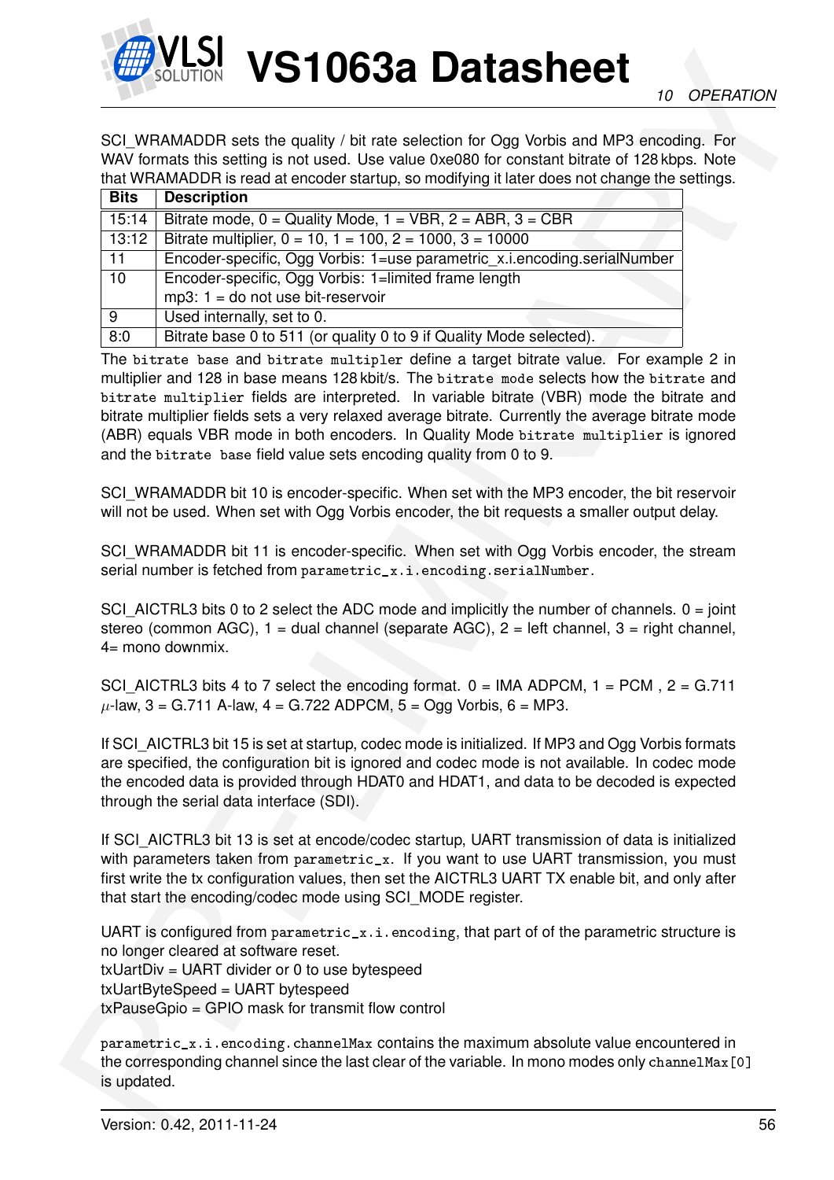SCI_WRAMADDR sets the quality / bit rate selection for Ogg Vorbis and MP3 encoding. For WAV formats this setting is not used. Use value 0xe080 for constant bitrate of 128 kbps. Note that WRAMADDR is read at encoder startup, so modifying it later does not change the settings.

| Bits | Description |
|---|---|
| 15:14 | Bitrate mode, 0 = Quality Mode, 1 = VBR, 2 = ABR, 3 = CBR |
| 13:12 | Bitrate multiplier, 0 = 10, 1 = 100, 2 = 1000, 3 = 10000 |
| 11 | Encoder-specific, Ogg Vorbis: 1=use parametric_x.i.encoding.serialNumber |
| 10 | Encoder-specific, Ogg Vorbis: 1=limited frame length<br>mp3: 1 = do not use bit-reservoir |
| 9 | Used internally, set to 0. |
| 8:0 | Bitrate base 0 to 511 (or quality 0 to 9 if Quality Mode selected). |

The `bitrate base` and `bitrate multiplier` define a target bitrate value. For example 2 in multiplier and 128 in base means 128 kbit/s. The `bitrate mode` selects how the `bitrate` and `bitrate multiplier` fields are interpreted. In variable bitrate (VBR) mode the bitrate and bitrate multiplier fields sets a very relaxed average bitrate. Currently the average bitrate mode (ABR) equals VBR mode in both encoders. In Quality Mode `bitrate multiplier` is ignored and the `bitrate base` field value sets encoding quality from 0 to 9.

SCI_WRAMADDR bit 10 is encoder-specific. When set with the MP3 encoder, the bit reservoir will not be used. When set with Ogg Vorbis encoder, the bit requests a smaller output delay.

SCI_WRAMADDR bit 11 is encoder-specific. When set with Ogg Vorbis encoder, the stream serial number is fetched from `parametric_x.i.encoding.serialNumber`.

SCI_AICTRL3 bits 0 to 2 select the ADC mode and implicitly the number of channels. 0 = joint stereo (common AGC), 1 = dual channel (separate AGC), 2 = left channel, 3 = right channel, 4= mono downmix.

SCI_AICTRL3 bits 4 to 7 select the encoding format. 0 = IMA ADPCM, 1 = PCM , 2 = G.711 $\mu$-law, 3 = G.711 A-law, 4 = G.722 ADPCM, 5 = Ogg Vorbis, 6 = MP3.

If SCI_AICTRL3 bit 15 is set at startup, codec mode is initialized. If MP3 and Ogg Vorbis formats are specified, the configuration bit is ignored and codec mode is not available. In codec mode the encoded data is provided through HDAT0 and HDAT1, and data to be decoded is expected through the serial data interface (SDI).

If SCI_AICTRL3 bit 13 is set at encode/codec startup, UART transmission of data is initialized with parameters taken from `parametric_x`. If you want to use UART transmission, you must first write the tx configuration values, then set the AICTRL3 UART TX enable bit, and only after that start the encoding/codec mode using SCI_MODE register.

UART is configured from `parametric_x.i.encoding`, that part of of the parametric structure is no longer cleared at software reset.
txUartDiv = UART divider or 0 to use bytespeed
txUartByteSpeed = UART bytespeed
txPauseGpio = GPIO mask for transmit flow control

`parametric_x.i.encoding.channelMax` contains the maximum absolute value encountered in the corresponding channel since the last clear of the variable. In mono modes only `channelMax[0]` is updated.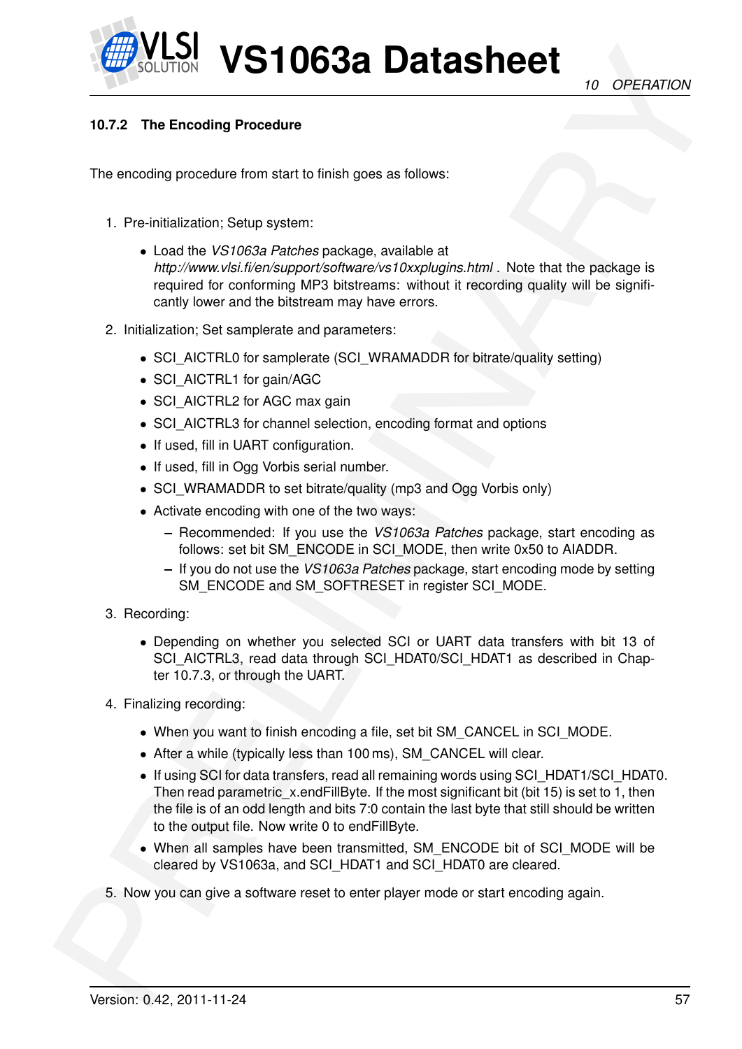#### 10.7.2 The Encoding Procedure

The encoding procedure from start to finish goes as follows:

1. Pre-initialization; Setup system:
   - Load the *VS1063a Patches* package, available at *http://www.vlsi.fi/en/support/software/vs10xxplugins.html* . Note that the package is required for conforming MP3 bitstreams: without it recording quality will be significantly lower and the bitstream may have errors.
2. Initialization; Set samplerate and parameters:
   - SCI_AICTRL0 for samplerate (SCI_WRAMADDR for bitrate/quality setting)
   - SCI_AICTRL1 for gain/AGC
   - SCI_AICTRL2 for AGC max gain
   - SCI_AICTRL3 for channel selection, encoding format and options
   - If used, fill in UART configuration.
   - If used, fill in Ogg Vorbis serial number.
   - SCI_WRAMADDR to set bitrate/quality (mp3 and Ogg Vorbis only)
   - Activate encoding with one of the two ways:
     - Recommended: If you use the *VS1063a Patches* package, start encoding as follows: set bit SM_ENCODE in SCI_MODE, then write 0x50 to AIADDR.
     - If you do not use the *VS1063a Patches* package, start encoding mode by setting SM_ENCODE and SM_SOFTRESET in register SCI_MODE.
3. Recording:
   - Depending on whether you selected SCI or UART data transfers with bit 13 of SCI_AICTRL3, read data through SCI_HDAT0/SCI_HDAT1 as described in Chapter 10.7.3, or through the UART.
4. Finalizing recording:
   - When you want to finish encoding a file, set bit SM_CANCEL in SCI_MODE.
   - After a while (typically less than 100 ms), SM_CANCEL will clear.
   - If using SCI for data transfers, read all remaining words using SCI_HDAT1/SCI_HDAT0. Then read parametric_x.endFillByte. If the most significant bit (bit 15) is set to 1, then the file is of an odd length and bits 7:0 contain the last byte that still should be written to the output file. Now write 0 to endFillByte.
   - When all samples have been transmitted, SM_ENCODE bit of SCI_MODE will be cleared by VS1063a, and SCI_HDAT1 and SCI_HDAT0 are cleared.
5. Now you can give a software reset to enter player mode or start encoding again.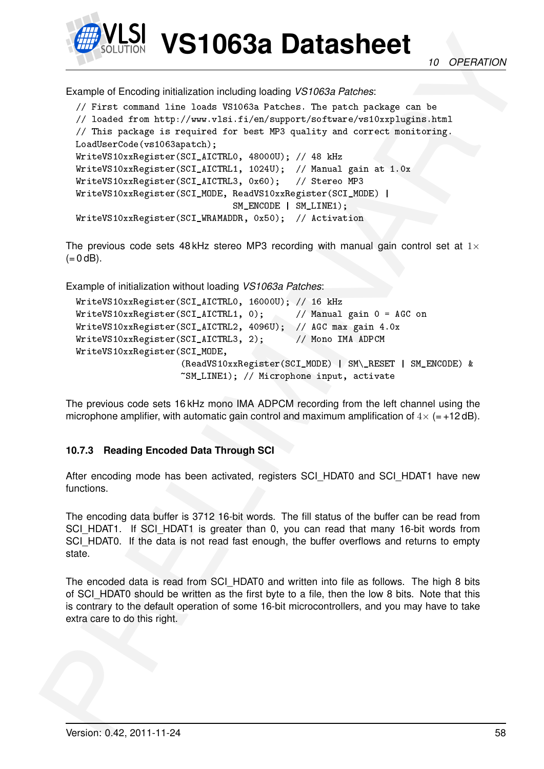Example of Encoding initialization including loading *VS1063a Patches*:

```
// First command line loads VS1063a Patches. The patch package can be
// loaded from http://www.vlsi.fi/en/support/software/vs10xxplugins.html
// This package is required for best MP3 quality and correct monitoring.
LoadUserCode(vs1063apatch);
WriteVS10xxRegister(SCI_AICTRL0, 48000U); // 48 kHz
WriteVS10xxRegister(SCI_AICTRL1, 1024U);  // Manual gain at 1.0x
WriteVS10xxRegister(SCI_AICTRL3, 0x60);   // Stereo MP3
WriteVS10xxRegister(SCI_MODE, ReadVS10xxRegister(SCI_MODE) |
                              SM_ENCODE | SM_LINE1);
WriteVS10xxRegister(SCI_WRAMADDR, 0x50);  // Activation
```

The previous code sets 48 kHz stereo MP3 recording with manual gain control set at $1\times$ (= 0 dB).

Example of initialization without loading *VS1063a Patches*:

```
WriteVS10xxRegister(SCI_AICTRL0, 16000U); // 16 kHz
WriteVS10xxRegister(SCI_AICTRL1, 0);      // Manual gain 0 = AGC on
WriteVS10xxRegister(SCI_AICTRL2, 4096U);  // AGC max gain 4.0x
WriteVS10xxRegister(SCI_AICTRL3, 2);      // Mono IMA ADPCM
WriteVS10xxRegister(SCI_MODE,
                    (ReadVS10xxRegister(SCI_MODE) | SM\_RESET | SM_ENCODE) &
                    ~SM_LINE1); // Microphone input, activate
```

The previous code sets 16 kHz mono IMA ADPCM recording from the left channel using the microphone amplifier, with automatic gain control and maximum amplification of $4\times$ (= +12 dB).

### 10.7.3 Reading Encoded Data Through SCI

After encoding mode has been activated, registers SCI_HDAT0 and SCI_HDAT1 have new functions.

The encoding data buffer is 3712 16-bit words. The fill status of the buffer can be read from SCI_HDAT1. If SCI_HDAT1 is greater than 0, you can read that many 16-bit words from SCI_HDAT0. If the data is not read fast enough, the buffer overflows and returns to empty state.

The encoded data is read from SCI_HDAT0 and written into file as follows. The high 8 bits of SCI_HDAT0 should be written as the first byte to a file, then the low 8 bits. Note that this is contrary to the default operation of some 16-bit microcontrollers, and you may have to take extra care to do this right.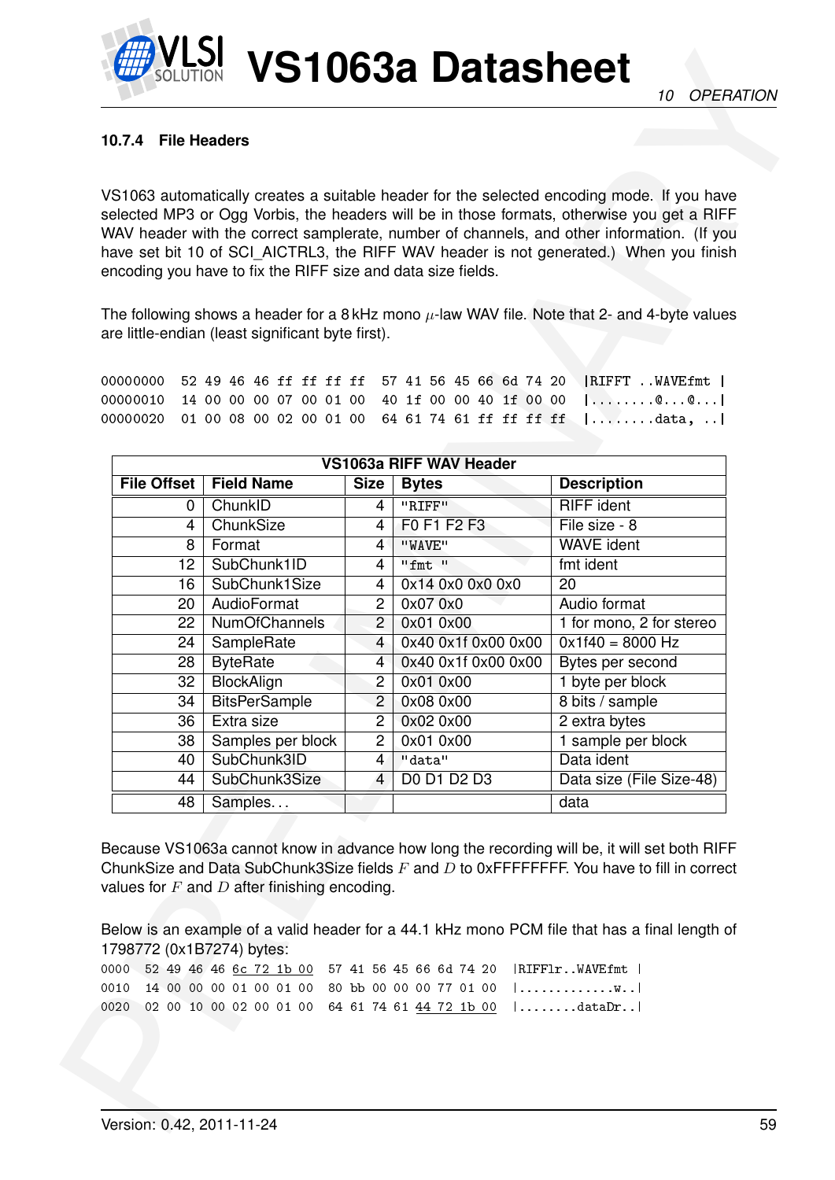#### 10.7.4 File Headers

VS1063 automatically creates a suitable header for the selected encoding mode. If you have selected MP3 or Ogg Vorbis, the headers will be in those formats, otherwise you get a RIFF WAV header with the correct samplerate, number of channels, and other information. (If you have set bit 10 of SCI_AICTRL3, the RIFF WAV header is not generated.) When you finish encoding you have to fix the RIFF size and data size fields.

The following shows a header for a 8 kHz mono $\mu$-law WAV file. Note that 2- and 4-byte values are little-endian (least significant byte first).

```
00000000  52 49 46 46 ff ff ff ff  57 41 56 45 66 6d 74 20  |RIFFT ..WAVEfmt |
00000010  14 00 00 00 07 00 01 00  40 1f 00 00 40 1f 00 00  |........@...@...|
00000020  01 00 08 00 02 00 01 00  64 61 74 61 ff ff ff ff  |........data, ..|
```

| VS1063a RIFF WAV Header | | | | |
|---|---|---|---|---|
| **File Offset** | **Field Name** | **Size** | **Bytes** | **Description** |
| 0 | ChunkID | 4 | "RIFF" | RIFF ident |
| 4 | ChunkSize | 4 | F0 F1 F2 F3 | File size - 8 |
| 8 | Format | 4 | "WAVE" | WAVE ident |
| 12 | SubChunk1ID | 4 | "fmt " | fmt ident |
| 16 | SubChunk1Size | 4 | 0x14 0x0 0x0 0x0 | 20 |
| 20 | AudioFormat | 2 | 0x07 0x0 | Audio format |
| 22 | NumOfChannels | 2 | 0x01 0x00 | 1 for mono, 2 for stereo |
| 24 | SampleRate | 4 | 0x40 0x1f 0x00 0x00 | 0x1f40 = 8000 Hz |
| 28 | ByteRate | 4 | 0x40 0x1f 0x00 0x00 | Bytes per second |
| 32 | BlockAlign | 2 | 0x01 0x00 | 1 byte per block |
| 34 | BitsPerSample | 2 | 0x08 0x00 | 8 bits / sample |
| 36 | Extra size | 2 | 0x02 0x00 | 2 extra bytes |
| 38 | Samples per block | 2 | 0x01 0x00 | 1 sample per block |
| 40 | SubChunk3ID | 4 | "data" | Data ident |
| 44 | SubChunk3Size | 4 | D0 D1 D2 D3 | Data size (File Size-48) |
| 48 | Samples... | | | data |

Because VS1063a cannot know in advance how long the recording will be, it will set both RIFF ChunkSize and Data SubChunk3Size fields $F$ and $D$ to 0xFFFFFFFF. You have to fill in correct values for $F$ and $D$ after finishing encoding.

Below is an example of a valid header for a 44.1 kHz mono PCM file that has a final length of 1798772 (0x1B7274) bytes:

```
0000  52 49 46 46 6c 72 1b 00  57 41 56 45 66 6d 74 20  |RIFFlr..WAVEfmt |
0010  14 00 00 00 01 00 01 00  80 bb 00 00 00 77 01 00  |.............w..|
0020  02 00 10 00 02 00 01 00  64 61 74 61 44 72 1b 00  |........dataDr..|
```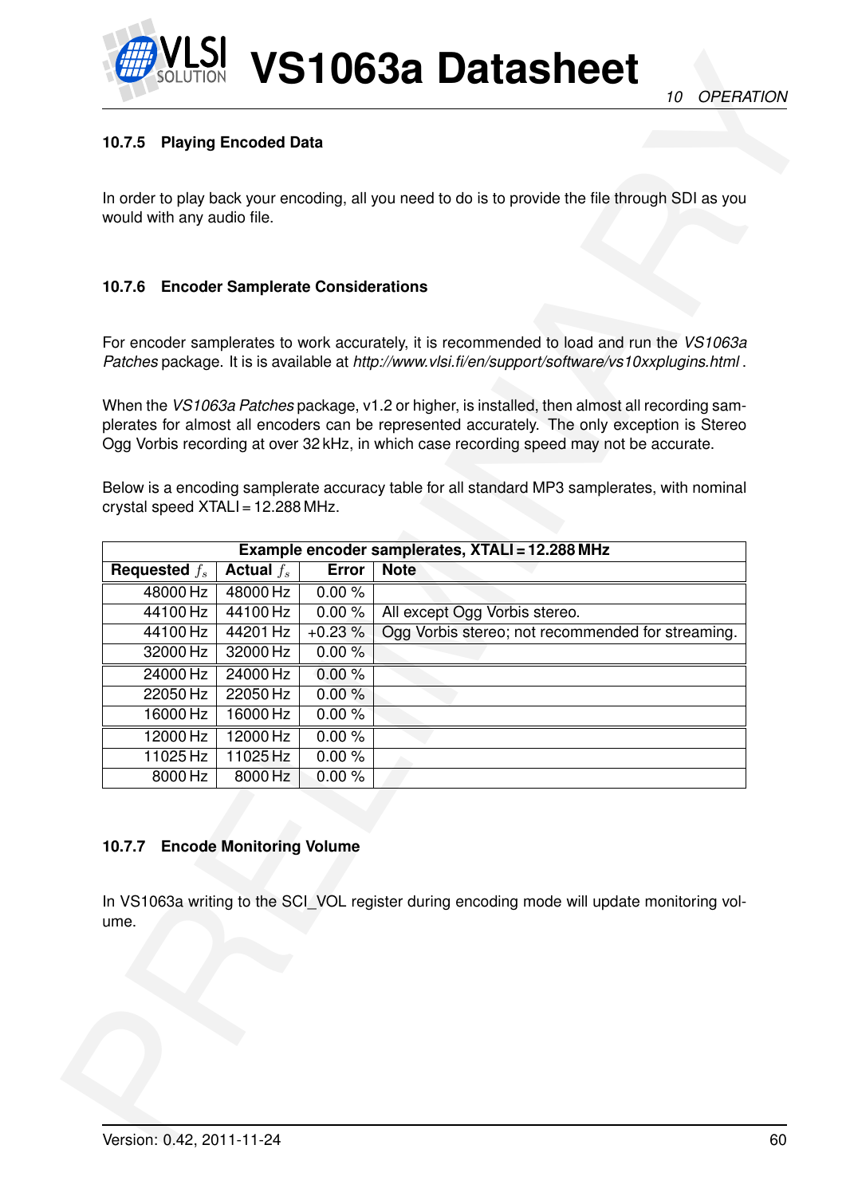### 10.7.5 Playing Encoded Data

In order to play back your encoding, all you need to do is to provide the file through SDI as you would with any audio file.

### 10.7.6 Encoder Samplerate Considerations

For encoder samplerates to work accurately, it is recommended to load and run the *VS1063a Patches* package. It is available at *http://www.vlsi.fi/en/support/software/vs10xxplugins.html* .

When the *VS1063a Patches* package, v1.2 or higher, is installed, then almost all recording samplerates for almost all encoders can be represented accurately. The only exception is Stereo Ogg Vorbis recording at over 32 kHz, in which case recording speed may not be accurate.

Below is a encoding samplerate accuracy table for all standard MP3 samplerates, with nominal crystal speed XTALI = 12.288 MHz.

| Example encoder samplerates, XTALI = 12.288 MHz | | | |
|---|---|---|---|
| **Requested $f_s$** | **Actual $f_s$** | **Error** | **Note** |
| 48000 Hz | 48000 Hz | 0.00 % | |
| 44100 Hz | 44100 Hz | 0.00 % | All except Ogg Vorbis stereo. |
| 44100 Hz | 44201 Hz | +0.23 % | Ogg Vorbis stereo; not recommended for streaming. |
| 32000 Hz | 32000 Hz | 0.00 % | |
| 24000 Hz | 24000 Hz | 0.00 % | |
| 22050 Hz | 22050 Hz | 0.00 % | |
| 16000 Hz | 16000 Hz | 0.00 % | |
| 12000 Hz | 12000 Hz | 0.00 % | |
| 11025 Hz | 11025 Hz | 0.00 % | |
| 8000 Hz | 8000 Hz | 0.00 % | |

### 10.7.7 Encode Monitoring Volume

In VS1063a writing to the SCI_VOL register during encoding mode will update monitoring volume.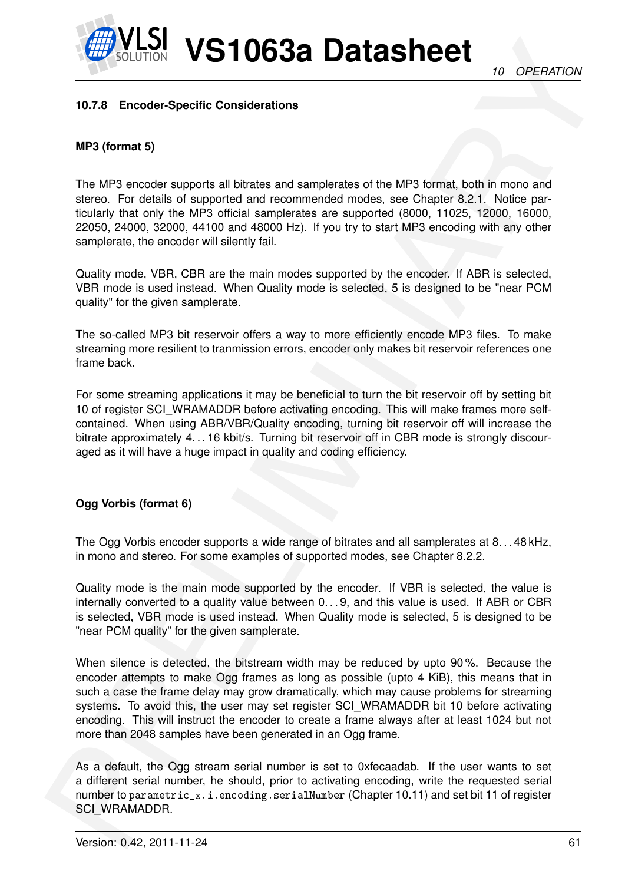### 10.7.8 Encoder-Specific Considerations

#### MP3 (format 5)

The MP3 encoder supports all bitrates and samplerates of the MP3 format, both in mono and stereo. For details of supported and recommended modes, see Chapter 8.2.1. Notice particularly that only the MP3 official samplerates are supported (8000, 11025, 12000, 16000, 22050, 24000, 32000, 44100 and 48000 Hz). If you try to start MP3 encoding with any other samplerate, the encoder will silently fail.

Quality mode, VBR, CBR are the main modes supported by the encoder. If ABR is selected, VBR mode is used instead. When Quality mode is selected, 5 is designed to be "near PCM quality" for the given samplerate.

The so-called MP3 bit reservoir offers a way to more efficiently encode MP3 files. To make streaming more resilient to tranmission errors, encoder only makes bit reservoir references one frame back.

For some streaming applications it may be beneficial to turn the bit reservoir off by setting bit 10 of register SCI_WRAMADDR before activating encoding. This will make frames more self-contained. When using ABR/VBR/Quality encoding, turning bit reservoir off will increase the bitrate approximately 4...16 kbit/s. Turning bit reservoir off in CBR mode is strongly discouraged as it will have a huge impact in quality and coding efficiency.

#### Ogg Vorbis (format 6)

The Ogg Vorbis encoder supports a wide range of bitrates and all samplerates at 8...48 kHz, in mono and stereo. For some examples of supported modes, see Chapter 8.2.2.

Quality mode is the main mode supported by the encoder. If VBR is selected, the value is internally converted to a quality value between 0...9, and this value is used. If ABR or CBR is selected, VBR mode is used instead. When Quality mode is selected, 5 is designed to be "near PCM quality" for the given samplerate.

When silence is detected, the bitstream width may be reduced by upto 90 %. Because the encoder attempts to make Ogg frames as long as possible (upto 4 KiB), this means that in such a case the frame delay may grow dramatically, which may cause problems for streaming systems. To avoid this, the user may set register SCI_WRAMADDR bit 10 before activating encoding. This will instruct the encoder to create a frame always after at least 1024 but not more than 2048 samples have been generated in an Ogg frame.

As a default, the Ogg stream serial number is set to 0xfecaadab. If the user wants to set a different serial number, he should, prior to activating encoding, write the requested serial number to `parametric_x.i.encoding.serialNumber` (Chapter 10.11) and set bit 11 of register SCI_WRAMADDR.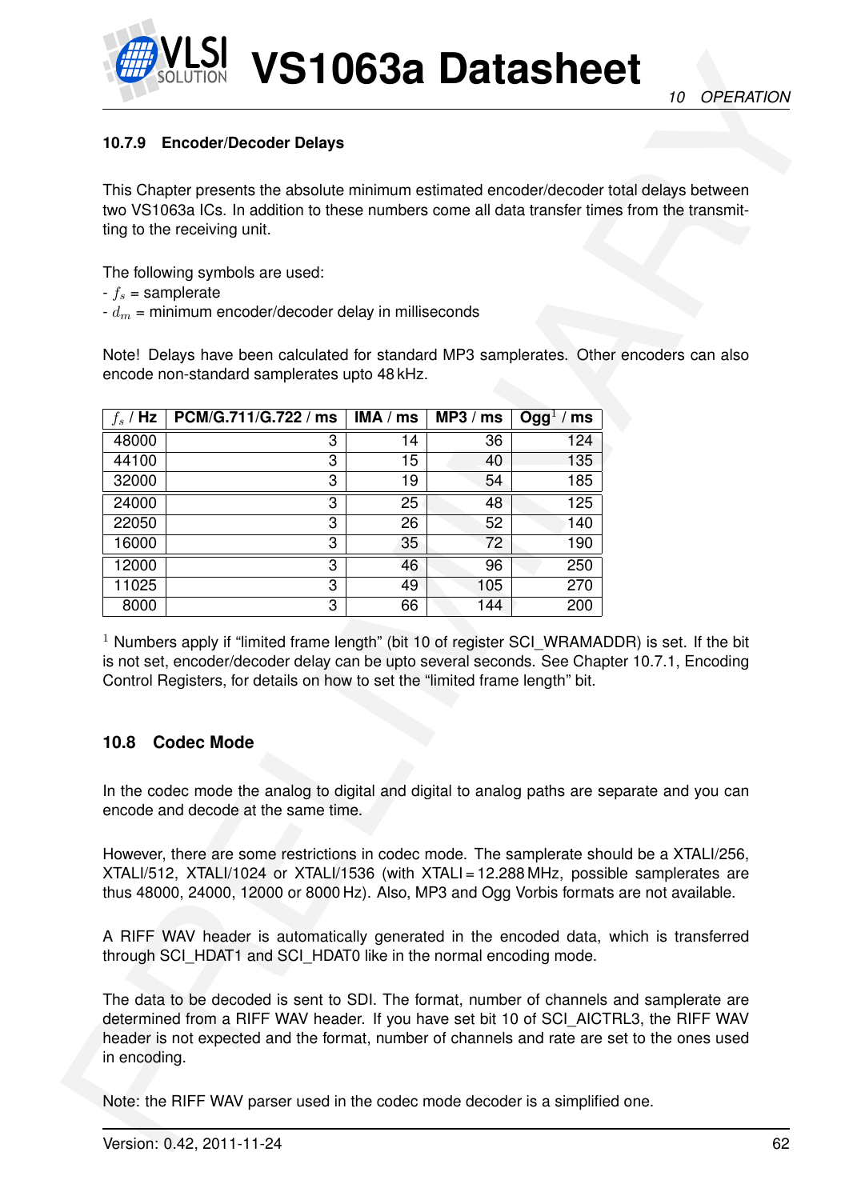### 10.7.9 Encoder/Decoder Delays

This Chapter presents the absolute minimum estimated encoder/decoder total delays between two VS1063a ICs. In addition to these numbers come all data transfer times from the transmitting to the receiving unit.

The following symbols are used:
- $f_s$ = samplerate
- $d_m$ = minimum encoder/decoder delay in milliseconds

Note! Delays have been calculated for standard MP3 samplerates. Other encoders can also encode non-standard samplerates upto 48 kHz.

| $f_s$ / Hz | PCM/G.711/G.722 / ms | IMA / ms | MP3 / ms | Ogg[1] / ms |
|---|---|---|---|---|
| 48000 | 3 | 14 | 36 | 124 |
| 44100 | 3 | 15 | 40 | 135 |
| 32000 | 3 | 19 | 54 | 185 |
| 24000 | 3 | 25 | 48 | 125 |
| 22050 | 3 | 26 | 52 | 140 |
| 16000 | 3 | 35 | 72 | 190 |
| 12000 | 3 | 46 | 96 | 250 |
| 11025 | 3 | 49 | 105 | 270 |
| 8000 | 3 | 66 | 144 | 200 |

[1] Numbers apply if "limited frame length" (bit 10 of register SCI_WRAMADDR) is set. If the bit is not set, encoder/decoder delay can be upto several seconds. See Chapter 10.7.1, Encoding Control Registers, for details on how to set the "limited frame length" bit.

## 10.8 Codec Mode

In the codec mode the analog to digital and digital to analog paths are separate and you can encode and decode at the same time.

However, there are some restrictions in codec mode. The samplerate should be a XTALI/256, XTALI/512, XTALI/1024 or XTALI/1536 (with XTALI = 12.288 MHz, possible samplerates are thus 48000, 24000, 12000 or 8000 Hz). Also, MP3 and Ogg Vorbis formats are not available.

A RIFF WAV header is automatically generated in the encoded data, which is transferred through SCI_HDAT1 and SCI_HDAT0 like in the normal encoding mode.

The data to be decoded is sent to SDI. The format, number of channels and samplerate are determined from a RIFF WAV header. If you have set bit 10 of SCI_AICTRL3, the RIFF WAV header is not expected and the format, number of channels and rate are set to the ones used in encoding.

Note: the RIFF WAV parser used in the codec mode decoder is a simplified one.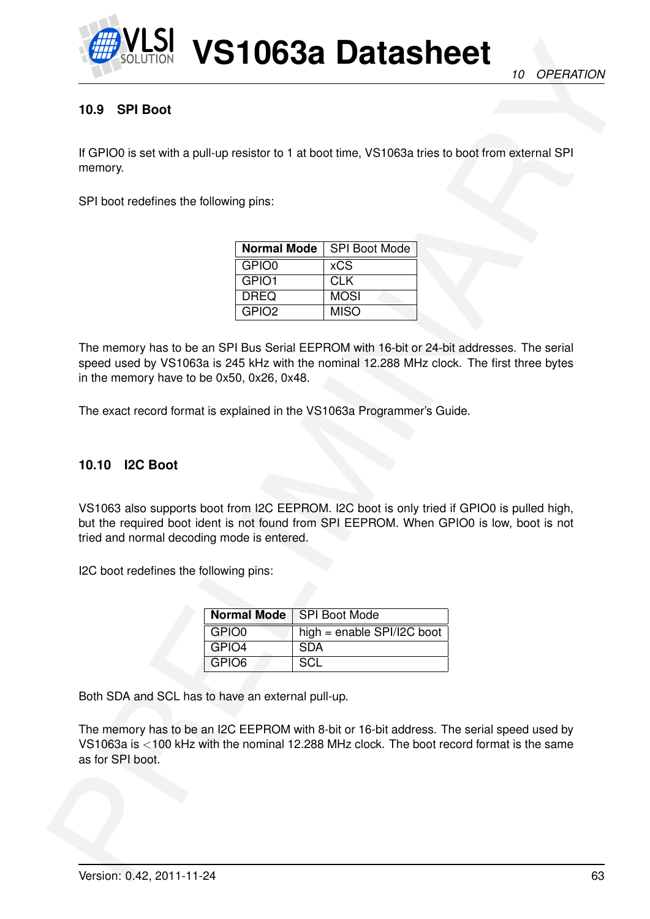## 10.9 SPI Boot

If GPIO0 is set with a pull-up resistor to 1 at boot time, VS1063a tries to boot from external SPI memory.

SPI boot redefines the following pins:

| **Normal Mode** | SPI Boot Mode |
|---|---|
| GPIO0 | xCS |
| GPIO1 | CLK |
| DREQ | MOSI |
| GPIO2 | MISO |

The memory has to be an SPI Bus Serial EEPROM with 16-bit or 24-bit addresses. The serial speed used by VS1063a is 245 kHz with the nominal 12.288 MHz clock. The first three bytes in the memory have to be 0x50, 0x26, 0x48.

The exact record format is explained in the VS1063a Programmer's Guide.

## 10.10 I2C Boot

VS1063 also supports boot from I2C EEPROM. I2C boot is only tried if GPIO0 is pulled high, but the required boot ident is not found from SPI EEPROM. When GPIO0 is low, boot is not tried and normal decoding mode is entered.

I2C boot redefines the following pins:

| **Normal Mode** | SPI Boot Mode |
|---|---|
| GPIO0 | high = enable SPI/I2C boot |
| GPIO4 | SDA |
| GPIO6 | SCL |

Both SDA and SCL has to have an external pull-up.

The memory has to be an I2C EEPROM with 8-bit or 16-bit address. The serial speed used by VS1063a is $<$100 kHz with the nominal 12.288 MHz clock. The boot record format is the same as for SPI boot.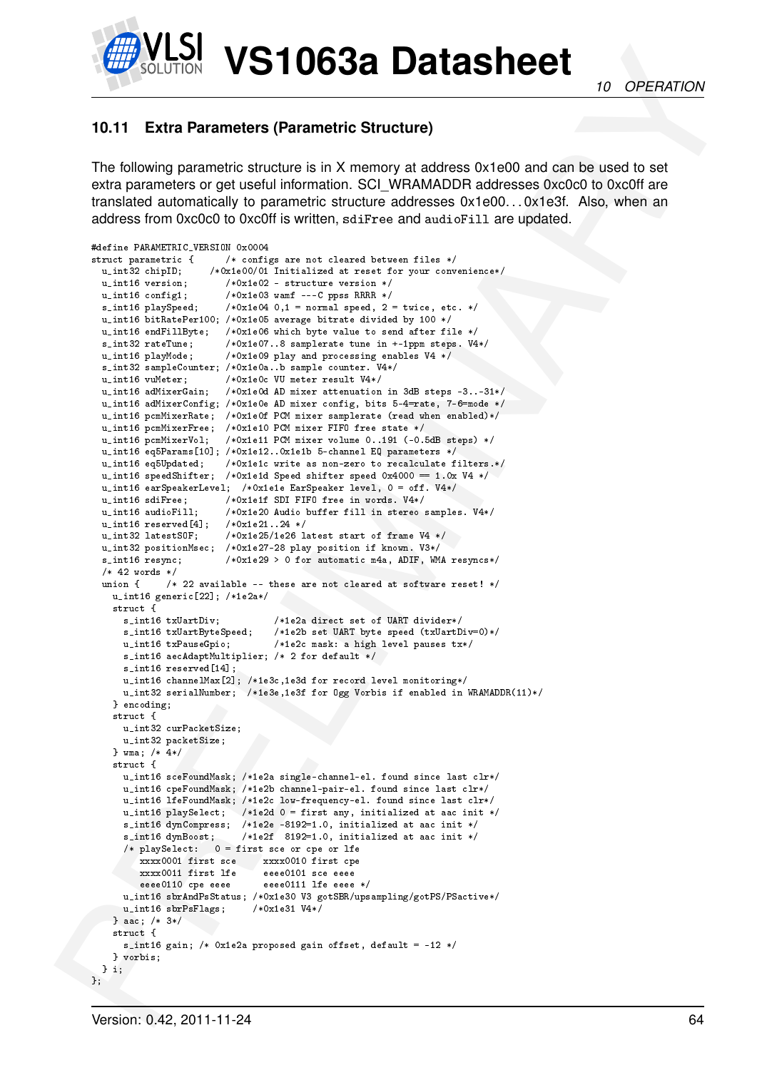## 10.11 Extra Parameters (Parametric Structure)

The following parametric structure is in X memory at address 0x1e00 and can be used to set extra parameters or get useful information. SCI_WRAMADDR addresses 0xc0c0 to 0xc0ff are translated automatically to parametric structure addresses 0x1e00...0x1e3f. Also, when an address from 0xc0c0 to 0xc0ff is written, `sdiFree` and `audioFill` are updated.

```
#define PARAMETRIC_VERSION 0x0004
struct parametric {      /* configs are not cleared between files */
  u_int32 chipID;      /*0x1e00/01 Initialized at reset for your convenience*/
  u_int16 version;        /*0x1e02 - structure version */
  u_int16 config1;        /*0x1e03 wamf ---C ppss RRRR */
  s_int16 playSpeed;      /*0x1e04 0,1 = normal speed, 2 = twice, etc. */
  u_int16 bitRatePer100; /*0x1e05 average bitrate divided by 100 */
  u_int16 endFillByte;    /*0x1e06 which byte value to send after file */
  s_int32 rateTune;       /*0x1e07..8 samplerate tune in +-1ppm steps. V4*/
  u_int16 playMode;       /*0x1e09 play and processing enables V4 */
  s_int32 sampleCounter; /*0x1e0a..b sample counter. V4*/
  u_int16 vuMeter;        /*0x1e0c VU meter result V4*/
  u_int16 adMixerGain;    /*0x1e0d AD mixer attenuation in 3dB steps -3..-31*/
  u_int16 adMixerConfig; /*0x1e0e AD mixer config, bits 5-4=rate, 7-6=mode */
  u_int16 pcmMixerRate;   /*0x1e0f PCM mixer samplerate (read when enabled)*/
  u_int16 pcmMixerFree;   /*0x1e10 PCM mixer FIFO free state */
  u_int16 pcmMixerVol;    /*0x1e11 PCM mixer volume 0..191 (-0.5dB steps) */
  u_int16 eq5Params[10]; /*0x1e12..0x1e1b 5-channel EQ parameters */
  u_int16 eq5Updated;     /*0x1e1c write as non-zero to recalculate filters.*/
  u_int16 speedShifter;   /*0x1e1d Speed shifter speed 0x4000 == 1.0x V4 */
  u_int16 earSpeakerLevel;  /*0x1e1e EarSpeaker level, 0 = off. V4*/
  u_int16 sdiFree;        /*0x1e1f SDI FIFO free in words. V4*/
  u_int16 audioFill;      /*0x1e20 Audio buffer fill in stereo samples. V4*/
  u_int16 reserved[4];    /*0x1e21..24 */
  u_int32 latestSOF;      /*0x1e25/1e26 latest start of frame V4 */
  u_int32 positionMsec;   /*0x1e27-28 play position if known. V3*/
  s_int16 resync;         /*0x1e29 > 0 for automatic m4a, ADIF, WMA resyncs*/
  /* 42 words */
  union {     /* 22 available -- these are not cleared at software reset! */
    u_int16 generic[22]; /*1e2a*/
    struct {
      s_int16 txUartDiv;          /*1e2a direct set of UART divider*/
      s_int16 txUartByteSpeed;    /*1e2b set UART byte speed (txUartDiv=0)*/
      u_int16 txPauseGpio;        /*1e2c mask: a high level pauses tx*/
      s_int16 aecAdaptMultiplier; /* 2 for default */
      s_int16 reserved[14];
      u_int16 channelMax[2]; /*1e3c,1e3d for record level monitoring*/
      u_int32 serialNumber;  /*1e3e,1e3f for Ogg Vorbis if enabled in WRAMADDR(11)*/
    } encoding;
    struct {
      u_int32 curPacketSize;
      u_int32 packetSize;
    } wma; /* 4*/
    struct {
      u_int16 sceFoundMask; /*1e2a single-channel-el. found since last clr*/
      u_int16 cpeFoundMask; /*1e2b channel-pair-el. found since last clr*/
      u_int16 lfeFoundMask; /*1e2c low-frequency-el. found since last clr*/
      u_int16 playSelect;   /*1e2d 0 = first any, initialized at aac init */
      s_int16 dynCompress;  /*1e2e -8192=1.0, initialized at aac init */
      s_int16 dynBoost;     /*1e2f  8192=1.0, initialized at aac init */
      /* playSelect:   0 = first sce or cpe or lfe
         xxxx0001 first sce      xxxx0010 first cpe
         xxxx0011 first lfe      eeee0101 sce eeee
         eeee0110 cpe eeee       eeee0111 lfe eeee */
      u_int16 sbrAndPsStatus; /*0x1e30 V3 gotSBR/upsampling/gotPS/PSactive*/
      u_int16 sbrPsFlags;     /*0x1e31 V4*/
    } aac; /* 3*/
    struct {
      s_int16 gain; /* 0x1e2a proposed gain offset, default = -12 */
    } vorbis;
  } i;
};
```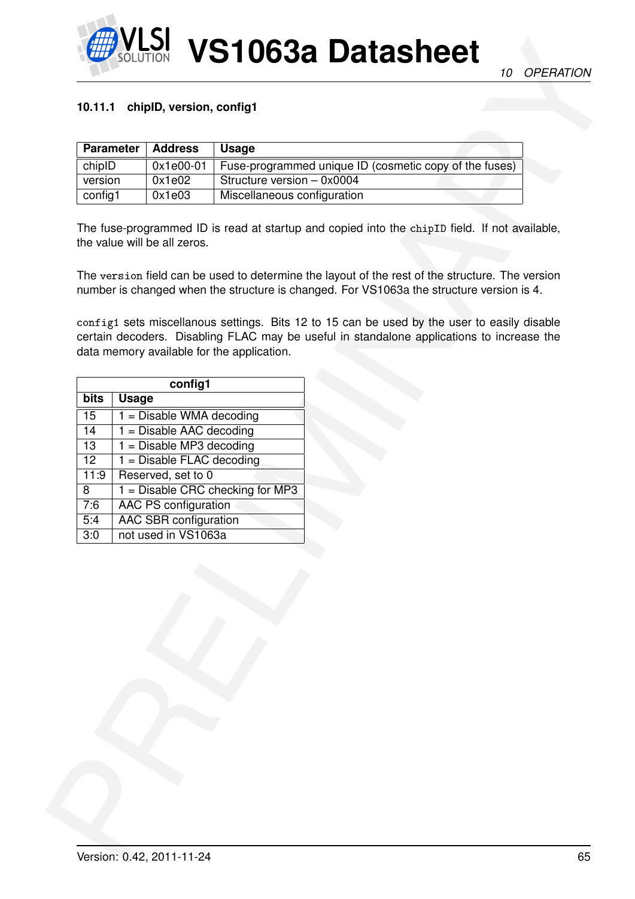#### 10.11.1 chipID, version, config1

| Parameter | Address | Usage |
|---|---|---|
| chipID | 0x1e00-01 | Fuse-programmed unique ID (cosmetic copy of the fuses) |
| version | 0x1e02 | Structure version – 0x0004 |
| config1 | 0x1e03 | Miscellaneous configuration |

The fuse-programmed ID is read at startup and copied into the `chipID` field. If not available, the value will be all zeros.

The `version` field can be used to determine the layout of the rest of the structure. The version number is changed when the structure is changed. For VS1063a the structure version is 4.

`config1` sets miscellanous settings. Bits 12 to 15 can be used by the user to easily disable certain decoders. Disabling FLAC may be useful in standalone applications to increase the data memory available for the application.

| config1 | |
|---|---|
| **bits** | **Usage** |
| 15 | 1 = Disable WMA decoding |
| 14 | 1 = Disable AAC decoding |
| 13 | 1 = Disable MP3 decoding |
| 12 | 1 = Disable FLAC decoding |
| 11:9 | Reserved, set to 0 |
| 8 | 1 = Disable CRC checking for MP3 |
| 7:6 | AAC PS configuration |
| 5:4 | AAC SBR configuration |
| 3:0 | not used in VS1063a |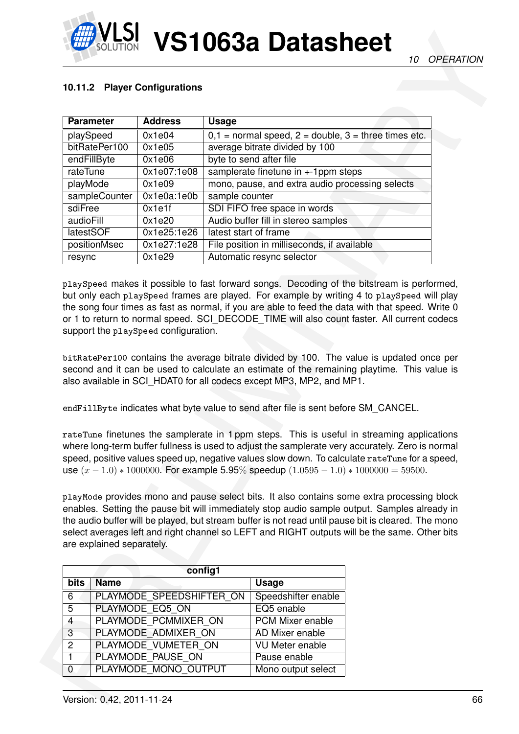### 10.11.2 Player Configurations

| Parameter | Address | Usage |
|---|---|---|
| playSpeed | 0x1e04 | 0,1 = normal speed, 2 = double, 3 = three times etc. |
| bitRatePer100 | 0x1e05 | average bitrate divided by 100 |
| endFillByte | 0x1e06 | byte to send after file |
| rateTune | 0x1e07:1e08 | samplerate finetune in +-1ppm steps |
| playMode | 0x1e09 | mono, pause, and extra audio processing selects |
| sampleCounter | 0x1e0a:1e0b | sample counter |
| sdiFree | 0x1e1f | SDI FIFO free space in words |
| audioFill | 0x1e20 | Audio buffer fill in stereo samples |
| latestSOF | 0x1e25:1e26 | latest start of frame |
| positionMsec | 0x1e27:1e28 | File position in milliseconds, if available |
| resync | 0x1e29 | Automatic resync selector |

`playSpeed` makes it possible to fast forward songs. Decoding of the bitstream is performed, but only each `playSpeed` frames are played. For example by writing 4 to `playSpeed` will play the song four times as fast as normal, if you are able to feed the data with that speed. Write 0 or 1 to return to normal speed. SCI_DECODE_TIME will also count faster. All current codecs support the `playSpeed` configuration.

`bitRatePer100` contains the average bitrate divided by 100. The value is updated once per second and it can be used to calculate an estimate of the remaining playtime. This value is also available in SCI_HDAT0 for all codecs except MP3, MP2, and MP1.

`endFillByte` indicates what byte value to send after file is sent before SM_CANCEL.

`rateTune` finetunes the samplerate in 1 ppm steps. This is useful in streaming applications where long-term buffer fullness is used to adjust the samplerate very accurately. Zero is normal speed, positive values speed up, negative values slow down. To calculate `rateTune` for a speed, use $(x - 1.0) * 1000000$. For example 5.95% speedup $(1.0595 - 1.0) * 1000000 = 59500$.

`playMode` provides mono and pause select bits. It also contains some extra processing block enables. Setting the pause bit will immediately stop audio sample output. Samples already in the audio buffer will be played, but stream buffer is not read until pause bit is cleared. The mono select averages left and right channel so LEFT and RIGHT outputs will be the same. Other bits are explained separately.

| config1 | | |
|---|---|---|
| **bits** | **Name** | **Usage** |
| 6 | PLAYMODE_SPEEDSHIFTER_ON | Speedshifter enable |
| 5 | PLAYMODE_EQ5_ON | EQ5 enable |
| 4 | PLAYMODE_PCMMIXER_ON | PCM Mixer enable |
| 3 | PLAYMODE_ADMIXER_ON | AD Mixer enable |
| 2 | PLAYMODE_VUMETER_ON | VU Meter enable |
| 1 | PLAYMODE_PAUSE_ON | Pause enable |
| 0 | PLAYMODE_MONO_OUTPUT | Mono output select |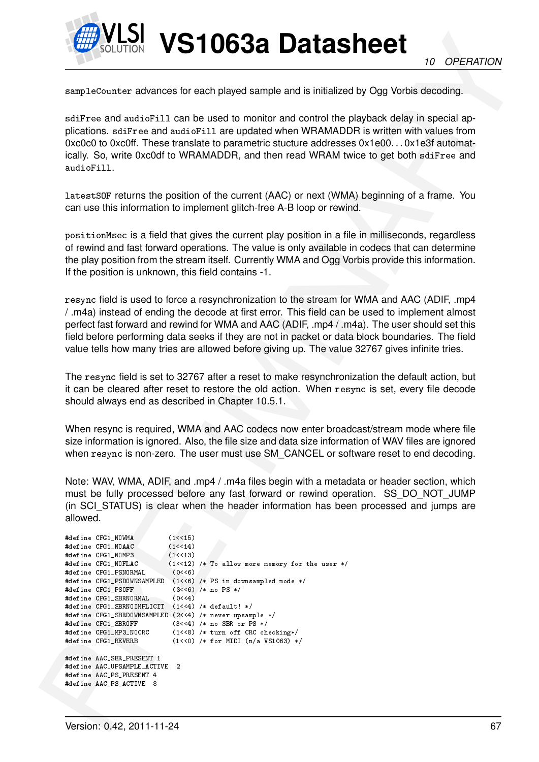`sampleCounter` advances for each played sample and is initialized by Ogg Vorbis decoding.

`sdiFree` and `audioFill` can be used to monitor and control the playback delay in special applications. `sdiFree` and `audioFill` are updated when WRAMADDR is written with values from 0xc0c0 to 0xc0ff. These translate to parametric stucture addresses 0x1e00. . . 0x1e3f automatically. So, write 0xc0df to WRAMADDR, and then read WRAM twice to get both `sdiFree` and `audioFill`.

`latestSOF` returns the position of the current (AAC) or next (WMA) beginning of a frame. You can use this information to implement glitch-free A-B loop or rewind.

`positionMsec` is a field that gives the current play position in a file in milliseconds, regardless of rewind and fast forward operations. The value is only available in codecs that can determine the play position from the stream itself. Currently WMA and Ogg Vorbis provide this information. If the position is unknown, this field contains -1.

`resync` field is used to force a resynchronization to the stream for WMA and AAC (ADIF, .mp4 / .m4a) instead of ending the decode at first error. This field can be used to implement almost perfect fast forward and rewind for WMA and AAC (ADIF, .mp4 / .m4a). The user should set this field before performing data seeks if they are not in packet or data block boundaries. The field value tells how many tries are allowed before giving up. The value 32767 gives infinite tries.

The `resync` field is set to 32767 after a reset to make resynchronization the default action, but it can be cleared after reset to restore the old action. When `resync` is set, every file decode should always end as described in Chapter 10.5.1.

When resync is required, WMA and AAC codecs now enter broadcast/stream mode where file size information is ignored. Also, the file size and data size information of WAV files are ignored when `resync` is non-zero. The user must use SM_CANCEL or software reset to end decoding.

Note: WAV, WMA, ADIF, and .mp4 / .m4a files begin with a metadata or header section, which must be fully processed before any fast forward or rewind operation. SS_DO_NOT_JUMP (in SCI_STATUS) is clear when the header information has been processed and jumps are allowed.

```
#define CFG1_NOWMA          (1<<15)
#define CFG1_NOAAC          (1<<14)
#define CFG1_NOMP3          (1<<13)
#define CFG1_NOFLAC         (1<<12) /* To allow more memory for the user */
#define CFG1_PSNORMAL        (0<<6)
#define CFG1_PSDOWNSAMPLED   (1<<6) /* PS in downsampled mode */
#define CFG1_PSOFF           (3<<6) /* no PS */
#define CFG1_SBRNORMAL       (0<<4)
#define CFG1_SBRNOIMPLICIT   (1<<4) /* default! */
#define CFG1_SBRDOWNSAMPLED  (2<<4) /* never upsample */
#define CFG1_SBROFF          (3<<4) /* no SBR or PS */
#define CFG1_MP3_NOCRC       (1<<8) /* turn off CRC checking*/
#define CFG1_REVERB          (1<<0) /* for MIDI (n/a VS1063) */

#define AAC_SBR_PRESENT 1
#define AAC_UPSAMPLE_ACTIVE  2
#define AAC_PS_PRESENT 4
#define AAC_PS_ACTIVE  8
```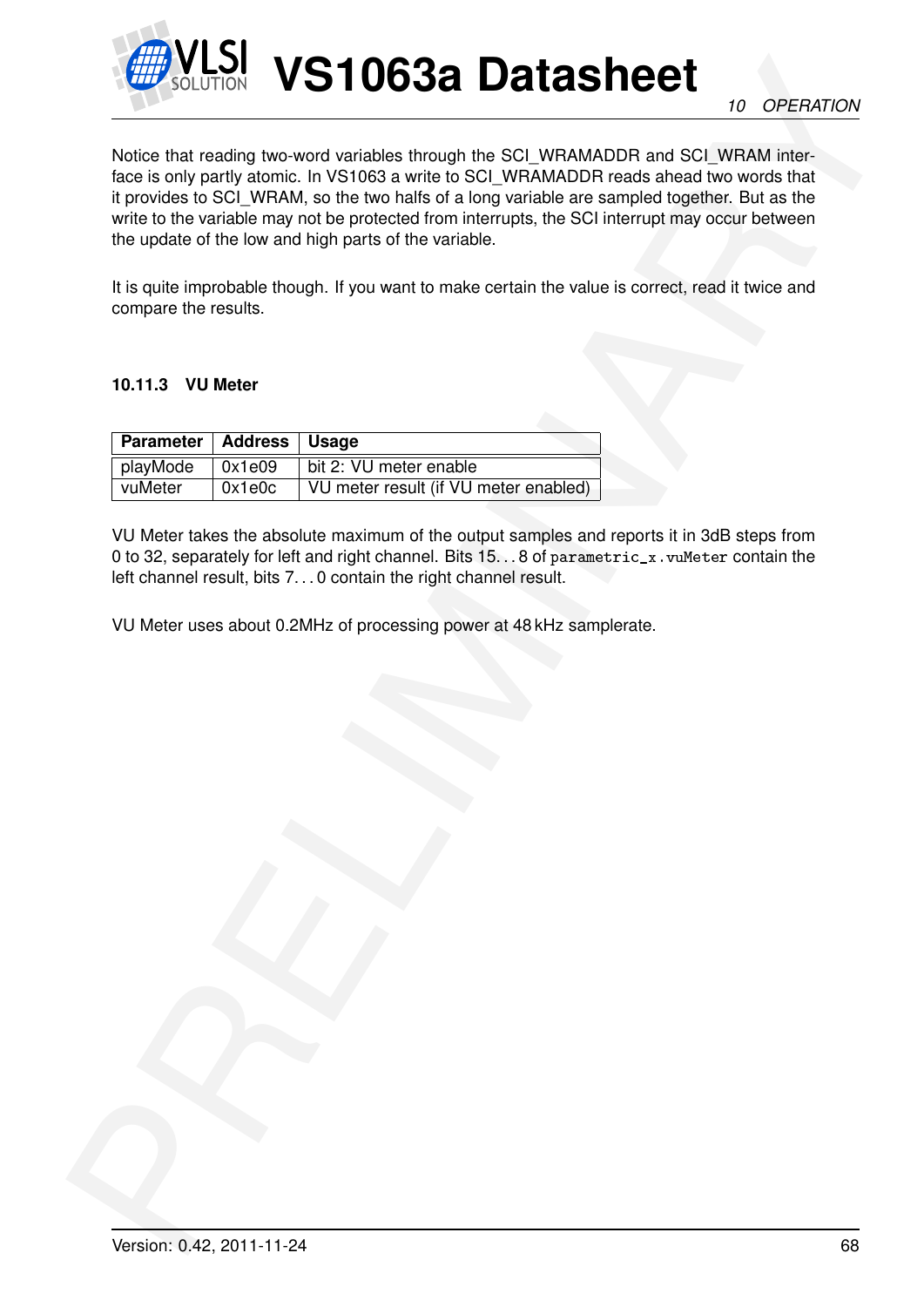Notice that reading two-word variables through the SCI_WRAMADDR and SCI_WRAM interface is only partly atomic. In VS1063 a write to SCI_WRAMADDR reads ahead two words that it provides to SCI_WRAM, so the two halfs of a long variable are sampled together. But as the write to the variable may not be protected from interrupts, the SCI interrupt may occur between the update of the low and high parts of the variable.

It is quite improbable though. If you want to make certain the value is correct, read it twice and compare the results.

#### 10.11.3 VU Meter

| Parameter | Address | Usage |
|---|---|---|
| playMode | 0x1e09 | bit 2: VU meter enable |
| vuMeter | 0x1e0c | VU meter result (if VU meter enabled) |

VU Meter takes the absolute maximum of the output samples and reports it in 3dB steps from 0 to 32, separately for left and right channel. Bits 15. . . 8 of `parametric_x.vuMeter` contain the left channel result, bits 7. . . 0 contain the right channel result.

VU Meter uses about 0.2MHz of processing power at 48 kHz samplerate.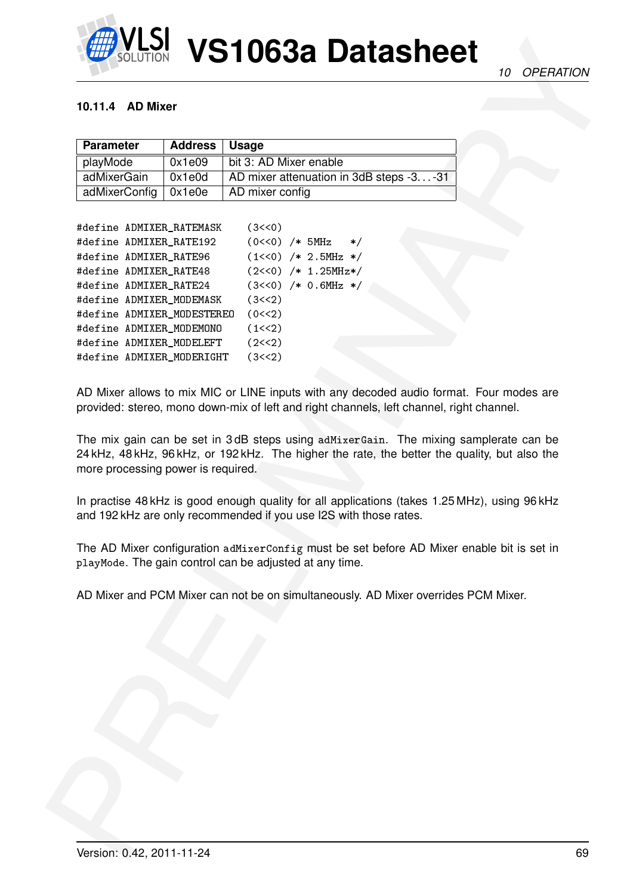#### 10.11.4 AD Mixer

| Parameter | Address | Usage |
|---|---|---|
| playMode | 0x1e09 | bit 3: AD Mixer enable |
| adMixerGain | 0x1e0d | AD mixer attenuation in 3dB steps -3. . . -31 |
| adMixerConfig | 0x1e0e | AD mixer config |

```
#define ADMIXER_RATEMASK     (3<<0)
#define ADMIXER_RATE192      (0<<0) /* 5MHz   */
#define ADMIXER_RATE96       (1<<0) /* 2.5MHz */
#define ADMIXER_RATE48       (2<<0) /* 1.25MHz*/
#define ADMIXER_RATE24       (3<<0) /* 0.6MHz */
#define ADMIXER_MODEMASK     (3<<2)
#define ADMIXER_MODESTEREO   (0<<2)
#define ADMIXER_MODEMONO     (1<<2)
#define ADMIXER_MODELEFT     (2<<2)
#define ADMIXER_MODERIGHT    (3<<2)
```

AD Mixer allows to mix MIC or LINE inputs with any decoded audio format. Four modes are provided: stereo, mono down-mix of left and right channels, left channel, right channel.

The mix gain can be set in 3 dB steps using `adMixerGain`. The mixing samplerate can be 24 kHz, 48 kHz, 96 kHz, or 192 kHz. The higher the rate, the better the quality, but also the more processing power is required.

In practise 48 kHz is good enough quality for all applications (takes 1.25 MHz), using 96 kHz and 192 kHz are only recommended if you use I2S with those rates.

The AD Mixer configuration `adMixerConfig` must be set before AD Mixer enable bit is set in `playMode`. The gain control can be adjusted at any time.

AD Mixer and PCM Mixer can not be on simultaneously. AD Mixer overrides PCM Mixer.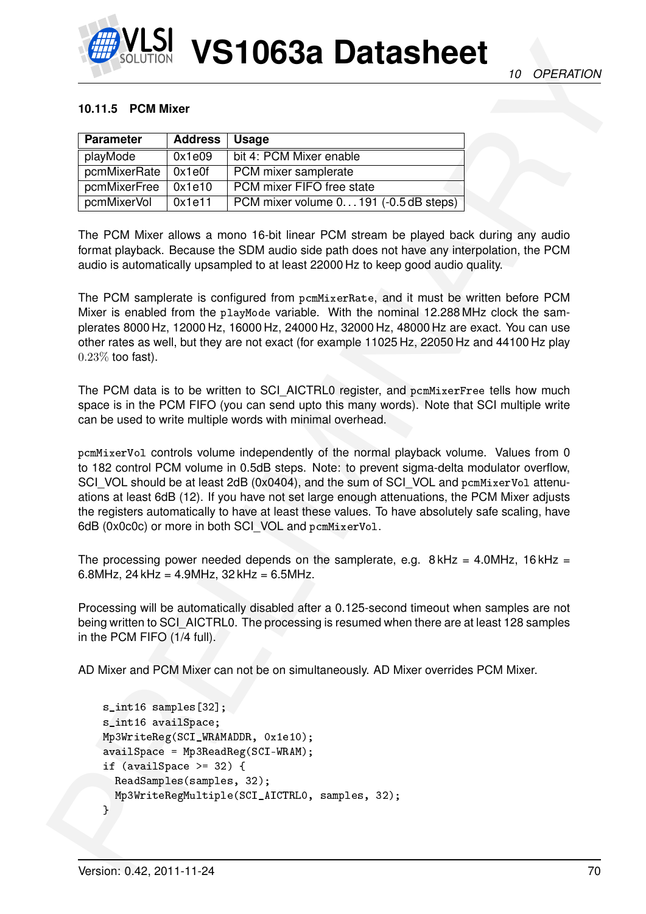#### 10.11.5 PCM Mixer

| Parameter | Address | Usage |
|---|---|---|
| playMode | 0x1e09 | bit 4: PCM Mixer enable |
| pcmMixerRate | 0x1e0f | PCM mixer samplerate |
| pcmMixerFree | 0x1e10 | PCM mixer FIFO free state |
| pcmMixerVol | 0x1e11 | PCM mixer volume 0...191 (-0.5 dB steps) |

The PCM Mixer allows a mono 16-bit linear PCM stream be played back during any audio format playback. Because the SDM audio side path does not have any interpolation, the PCM audio is automatically upsampled to at least 22000 Hz to keep good audio quality.

The PCM samplerate is configured from `pcmMixerRate`, and it must be written before PCM Mixer is enabled from the `playMode` variable. With the nominal 12.288 MHz clock the samplerates 8000 Hz, 12000 Hz, 16000 Hz, 24000 Hz, 32000 Hz, 48000 Hz are exact. You can use other rates as well, but they are not exact (for example 11025 Hz, 22050 Hz and 44100 Hz play $0.23\%$ too fast).

The PCM data is to be written to SCI_AICTRL0 register, and `pcmMixerFree` tells how much space is in the PCM FIFO (you can send upto this many words). Note that SCI multiple write can be used to write multiple words with minimal overhead.

`pcmMixerVol` controls volume independently of the normal playback volume. Values from 0 to 182 control PCM volume in 0.5dB steps. Note: to prevent sigma-delta modulator overflow, SCI_VOL should be at least 2dB (0x0404), and the sum of SCI_VOL and `pcmMixerVol` attenuations at least 6dB (12). If you have not set large enough attenuations, the PCM Mixer adjusts the registers automatically to have at least these values. To have absolutely safe scaling, have 6dB (0x0c0c) or more in both SCI_VOL and `pcmMixerVol`.

The processing power needed depends on the samplerate, e.g. 8 kHz = 4.0MHz, 16 kHz = 6.8MHz, 24 kHz = 4.9MHz, 32 kHz = 6.5MHz.

Processing will be automatically disabled after a 0.125-second timeout when samples are not being written to SCI_AICTRL0. The processing is resumed when there are at least 128 samples in the PCM FIFO (1/4 full).

AD Mixer and PCM Mixer can not be on simultaneously. AD Mixer overrides PCM Mixer.

```
s_int16 samples[32];
s_int16 availSpace;
Mp3WriteReg(SCI_WRAMADDR, 0x1e10);
availSpace = Mp3ReadReg(SCI-WRAM);
if (availSpace >= 32) {
  ReadSamples(samples, 32);
  Mp3WriteRegMultiple(SCI_AICTRL0, samples, 32);
}
```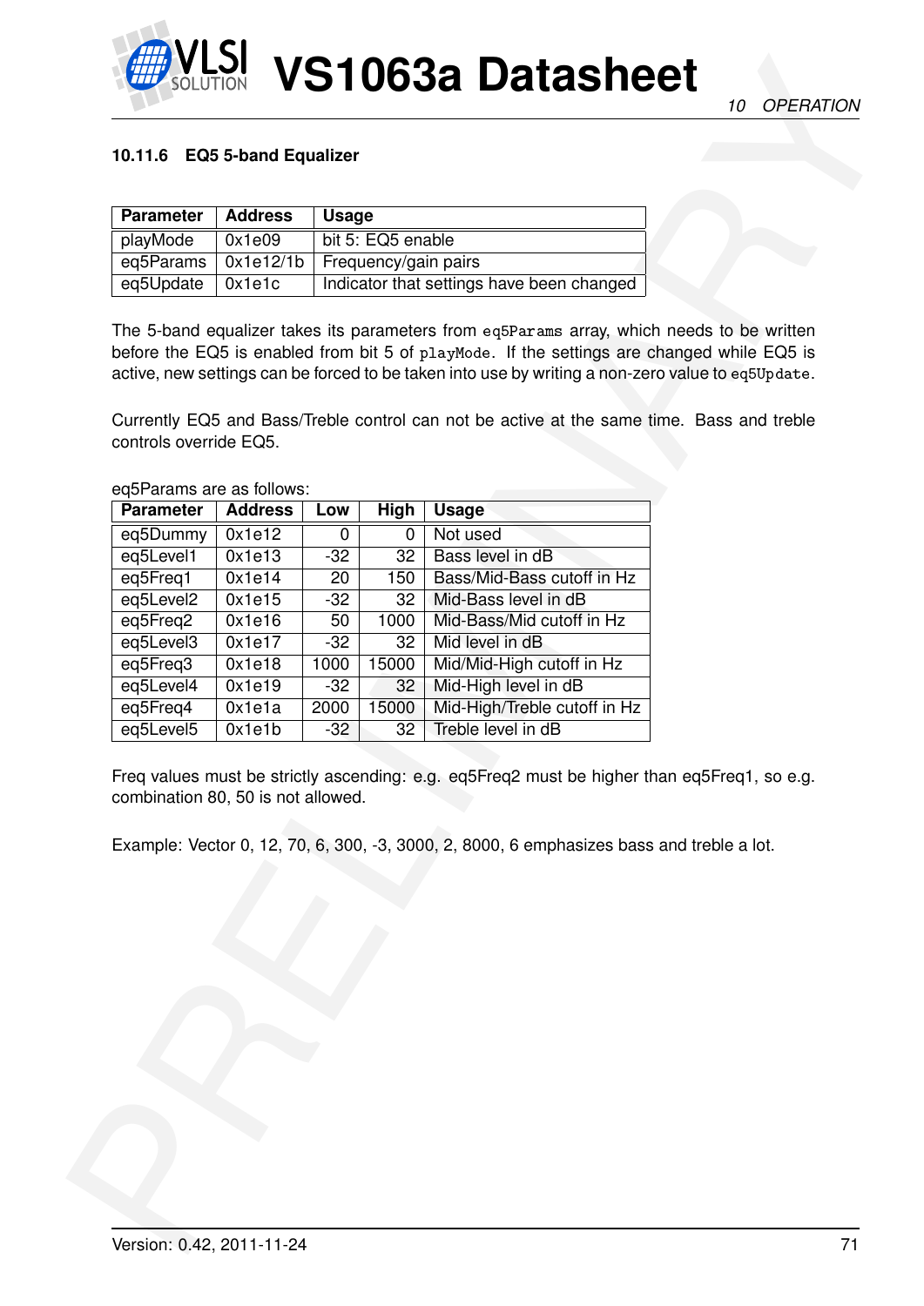### 10.11.6 EQ5 5-band Equalizer

| Parameter | Address | Usage |
|---|---|---|
| playMode | 0x1e09 | bit 5: EQ5 enable |
| eq5Params | 0x1e12/1b | Frequency/gain pairs |
| eq5Update | 0x1e1c | Indicator that settings have been changed |

The 5-band equalizer takes its parameters from `eq5Params` array, which needs to be written before the EQ5 is enabled from bit 5 of `playMode`. If the settings are changed while EQ5 is active, new settings can be forced to be taken into use by writing a non-zero value to `eq5Update`.

Currently EQ5 and Bass/Treble control can not be active at the same time. Bass and treble controls override EQ5.

eq5Params are as follows:

| Parameter | Address | Low | High | Usage |
|---|---|---|---|---|
| eq5Dummy | 0x1e12 | 0 | 0 | Not used |
| eq5Level1 | 0x1e13 | -32 | 32 | Bass level in dB |
| eq5Freq1 | 0x1e14 | 20 | 150 | Bass/Mid-Bass cutoff in Hz |
| eq5Level2 | 0x1e15 | -32 | 32 | Mid-Bass level in dB |
| eq5Freq2 | 0x1e16 | 50 | 1000 | Mid-Bass/Mid cutoff in Hz |
| eq5Level3 | 0x1e17 | -32 | 32 | Mid level in dB |
| eq5Freq3 | 0x1e18 | 1000 | 15000 | Mid/Mid-High cutoff in Hz |
| eq5Level4 | 0x1e19 | -32 | 32 | Mid-High level in dB |
| eq5Freq4 | 0x1e1a | 2000 | 15000 | Mid-High/Treble cutoff in Hz |
| eq5Level5 | 0x1e1b | -32 | 32 | Treble level in dB |

Freq values must be strictly ascending: e.g. eq5Freq2 must be higher than eq5Freq1, so e.g. combination 80, 50 is not allowed.

Example: Vector 0, 12, 70, 6, 300, -3, 3000, 2, 8000, 6 emphasizes bass and treble a lot.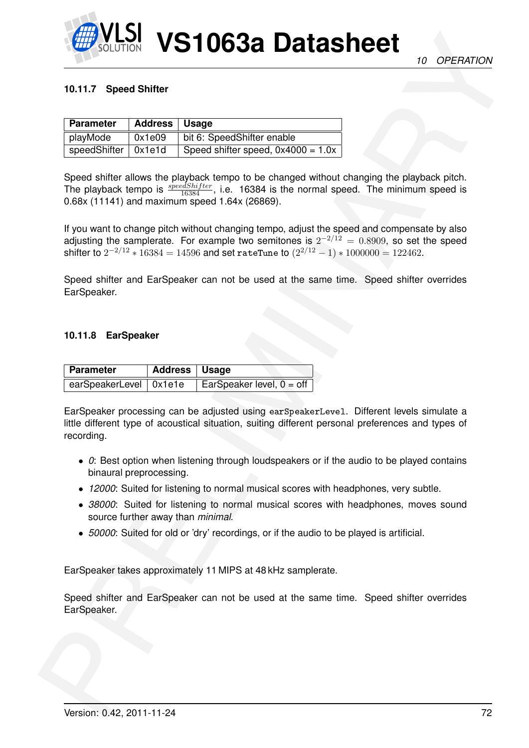### 10.11.7 Speed Shifter

| Parameter | Address | Usage |
|---|---|---|
| playMode | 0x1e09 | bit 6: SpeedShifter enable |
| speedShifter | 0x1e1d | Speed shifter speed, 0x4000 = 1.0x |

Speed shifter allows the playback tempo to be changed without changing the playback pitch. The playback tempo is $\frac{speedShifter}{16384}$, i.e. 16384 is the normal speed. The minimum speed is 0.68x (11141) and maximum speed 1.64x (26869).

If you want to change pitch without changing tempo, adjust the speed and compensate by also adjusting the samplerate. For example two semitones is $2^{-2/12} = 0.8909$, so set the speed shifter to $2^{-2/12} * 16384 = 14596$ and set `rateTune` to $(2^{2/12} - 1) * 1000000 = 122462$.

Speed shifter and EarSpeaker can not be used at the same time. Speed shifter overrides EarSpeaker.

### 10.11.8 EarSpeaker

| Parameter | Address | Usage |
|---|---|---|
| earSpeakerLevel | 0x1e1e | EarSpeaker level, 0 = off |

EarSpeaker processing can be adjusted using `earSpeakerLevel`. Different levels simulate a little different type of acoustical situation, suiting different personal preferences and types of recording.

- *0*: Best option when listening through loudspeakers or if the audio to be played contains binaural preprocessing.
- *12000*: Suited for listening to normal musical scores with headphones, very subtle.
- *38000*: Suited for listening to normal musical scores with headphones, moves sound source further away than *minimal*.
- *50000*: Suited for old or 'dry' recordings, or if the audio to be played is artificial.

EarSpeaker takes approximately 11 MIPS at 48 kHz samplerate.

Speed shifter and EarSpeaker can not be used at the same time. Speed shifter overrides EarSpeaker.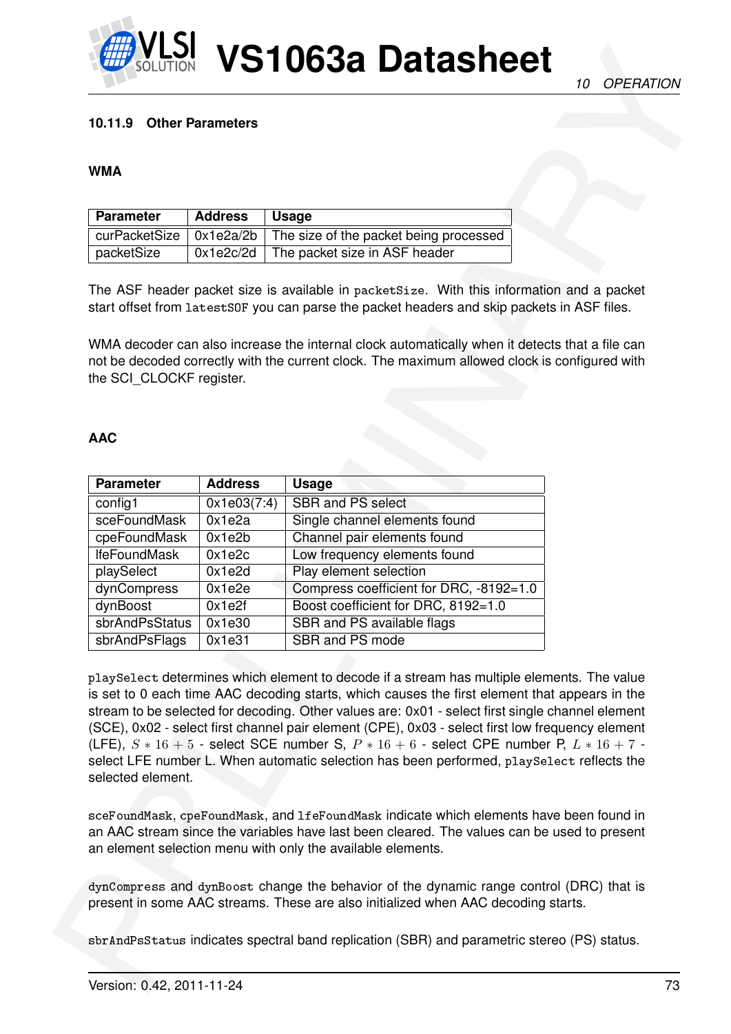### 10.11.9 Other Parameters

#### WMA

| Parameter | Address | Usage |
|---|---|---|
| curPacketSize | 0x1e2a/2b | The size of the packet being processed |
| packetSize | 0x1e2c/2d | The packet size in ASF header |

The ASF header packet size is available in `packetSize`. With this information and a packet start offset from `latestSOF` you can parse the packet headers and skip packets in ASF files.

WMA decoder can also increase the internal clock automatically when it detects that a file can not be decoded correctly with the current clock. The maximum allowed clock is configured with the SCI_CLOCKF register.

#### AAC

| Parameter | Address | Usage |
|---|---|---|
| config1 | 0x1e03(7:4) | SBR and PS select |
| sceFoundMask | 0x1e2a | Single channel elements found |
| cpeFoundMask | 0x1e2b | Channel pair elements found |
| lfeFoundMask | 0x1e2c | Low frequency elements found |
| playSelect | 0x1e2d | Play element selection |
| dynCompress | 0x1e2e | Compress coefficient for DRC, -8192=1.0 |
| dynBoost | 0x1e2f | Boost coefficient for DRC, 8192=1.0 |
| sbrAndPsStatus | 0x1e30 | SBR and PS available flags |
| sbrAndPsFlags | 0x1e31 | SBR and PS mode |

`playSelect` determines which element to decode if a stream has multiple elements. The value is set to 0 each time AAC decoding starts, which causes the first element that appears in the stream to be selected for decoding. Other values are: 0x01 - select first single channel element (SCE), 0x02 - select first channel pair element (CPE), 0x03 - select first low frequency element (LFE), $S * 16 + 5$ - select SCE number S, $P * 16 + 6$ - select CPE number P, $L * 16 + 7$ - select LFE number L. When automatic selection has been performed, `playSelect` reflects the selected element.

`sceFoundMask`, `cpeFoundMask`, and `lfeFoundMask` indicate which elements have been found in an AAC stream since the variables have last been cleared. The values can be used to present an element selection menu with only the available elements.

`dynCompress` and `dynBoost` change the behavior of the dynamic range control (DRC) that is present in some AAC streams. These are also initialized when AAC decoding starts.

`sbrAndPsStatus` indicates spectral band replication (SBR) and parametric stereo (PS) status.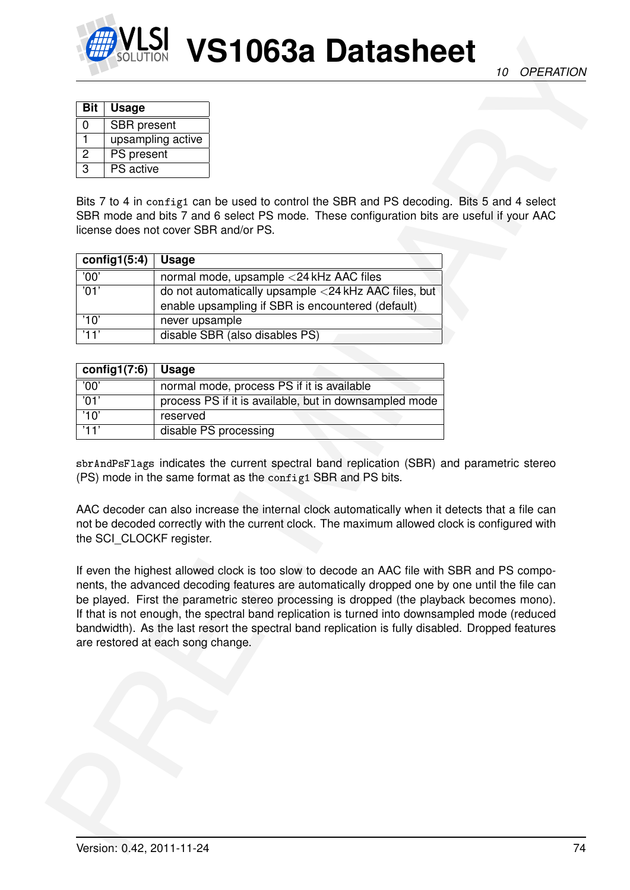| Bit | Usage |
|---|---|
| 0 | SBR present |
| 1 | upsampling active |
| 2 | PS present |
| 3 | PS active |

Bits 7 to 4 in `config1` can be used to control the SBR and PS decoding. Bits 5 and 4 select SBR mode and bits 7 and 6 select PS mode. These configuration bits are useful if your AAC license does not cover SBR and/or PS.

| config1(5:4) | Usage |
|---|---|
| '00' | normal mode, upsample <24 kHz AAC files |
| '01' | do not automatically upsample <24 kHz AAC files, but enable upsampling if SBR is encountered (default) |
| '10' | never upsample |
| '11' | disable SBR (also disables PS) |

| config1(7:6) | Usage |
|---|---|
| '00' | normal mode, process PS if it is available |
| '01' | process PS if it is available, but in downsampled mode |
| '10' | reserved |
| '11' | disable PS processing |

`sbrAndPsFlags` indicates the current spectral band replication (SBR) and parametric stereo (PS) mode in the same format as the `config1` SBR and PS bits.

AAC decoder can also increase the internal clock automatically when it detects that a file can not be decoded correctly with the current clock. The maximum allowed clock is configured with the SCI_CLOCKF register.

If even the highest allowed clock is too slow to decode an AAC file with SBR and PS components, the advanced decoding features are automatically dropped one by one until the file can be played. First the parametric stereo processing is dropped (the playback becomes mono). If that is not enough, the spectral band replication is turned into downsampled mode (reduced bandwidth). As the last resort the spectral band replication is fully disabled. Dropped features are restored at each song change.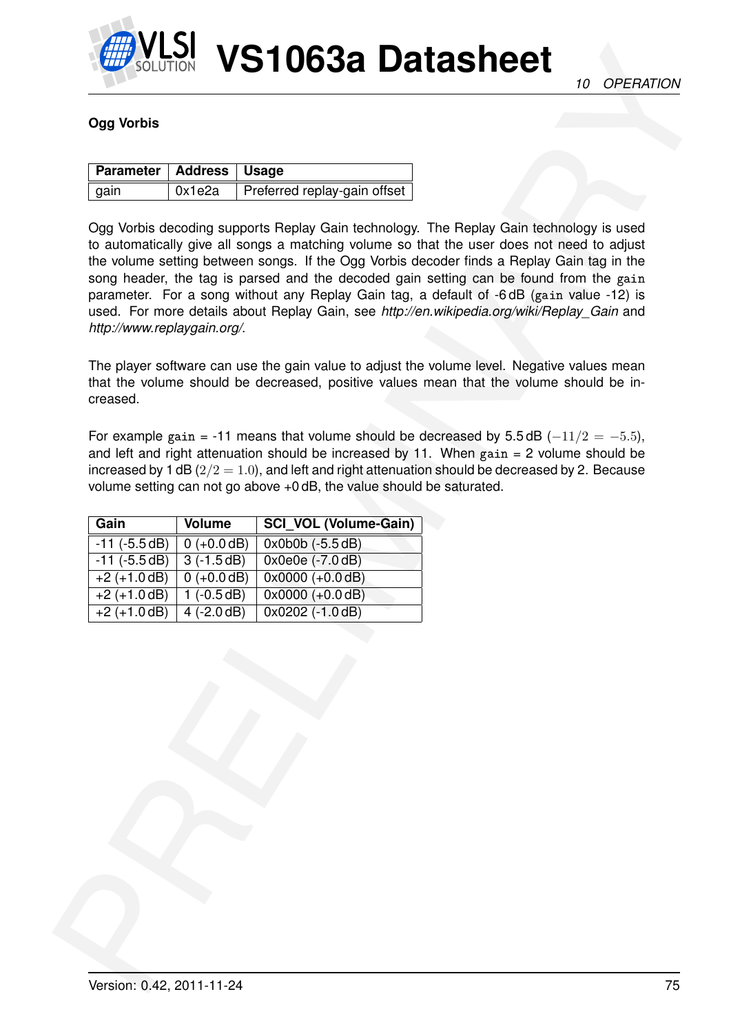### Ogg Vorbis

| Parameter | Address | Usage |
| --- | --- | --- |
| gain | 0x1e2a | Preferred replay-gain offset |

Ogg Vorbis decoding supports Replay Gain technology. The Replay Gain technology is used to automatically give all songs a matching volume so that the user does not need to adjust the volume setting between songs. If the Ogg Vorbis decoder finds a Replay Gain tag in the song header, the tag is parsed and the decoded gain setting can be found from the `gain` parameter. For a song without any Replay Gain tag, a default of -6 dB (`gain` value -12) is used. For more details about Replay Gain, see *http://en.wikipedia.org/wiki/Replay_Gain* and *http://www.replaygain.org/*.

The player software can use the gain value to adjust the volume level. Negative values mean that the volume should be decreased, positive values mean that the volume should be increased.

For example `gain` = -11 means that volume should be decreased by 5.5 dB ($-11/2 = -5.5$), and left and right attenuation should be increased by 11. When `gain` = 2 volume should be increased by 1 dB ($2/2 = 1.0$), and left and right attenuation should be decreased by 2. Because volume setting can not go above +0 dB, the value should be saturated.

| Gain | Volume | SCI_VOL (Volume-Gain) |
| --- | --- | --- |
| -11 (-5.5 dB) | 0 (+0.0 dB) | 0x0b0b (-5.5 dB) |
| -11 (-5.5 dB) | 3 (-1.5 dB) | 0x0e0e (-7.0 dB) |
| +2 (+1.0 dB) | 0 (+0.0 dB) | 0x0000 (+0.0 dB) |
| +2 (+1.0 dB) | 1 (-0.5 dB) | 0x0000 (+0.0 dB) |
| +2 (+1.0 dB) | 4 (-2.0 dB) | 0x0202 (-1.0 dB) |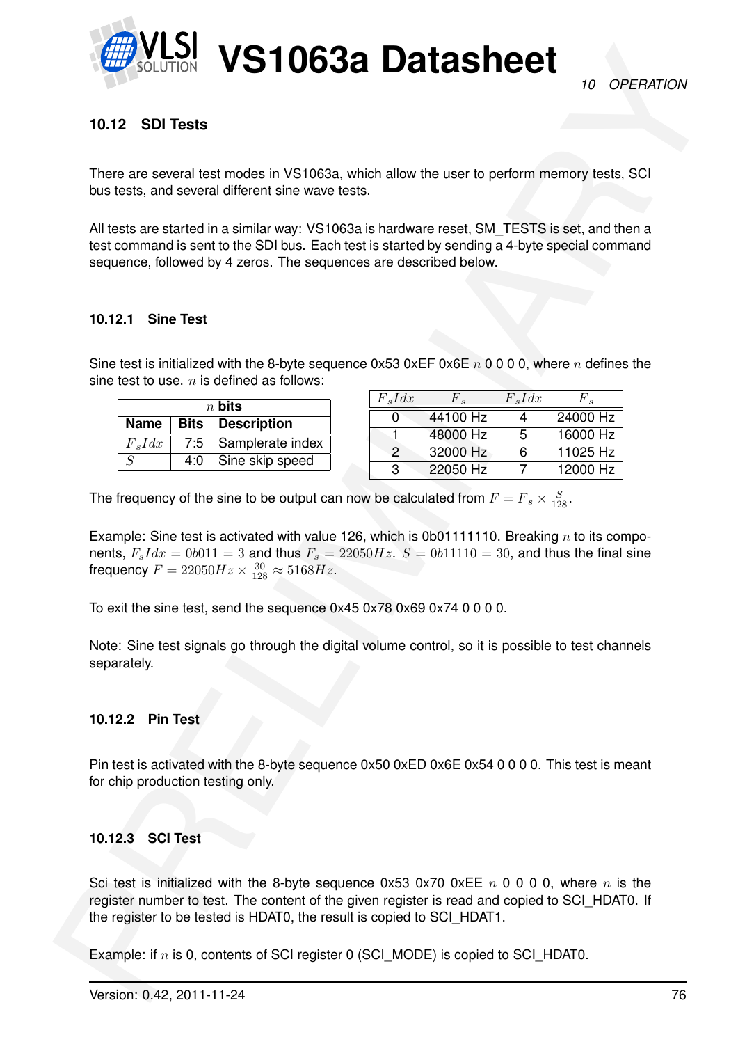## 10.12 SDI Tests

There are several test modes in VS1063a, which allow the user to perform memory tests, SCI bus tests, and several different sine wave tests.

All tests are started in a similar way: VS1063a is hardware reset, SM_TESTS is set, and then a test command is sent to the SDI bus. Each test is started by sending a 4-byte special command sequence, followed by 4 zeros. The sequences are described below.

### 10.12.1 Sine Test

Sine test is initialized with the 8-byte sequence 0x53 0xEF 0x6E $n$ 0 0 0 0, where $n$ defines the sine test to use. $n$ is defined as follows:

| $n$ bits | | |
|---|---|---|
| **Name** | **Bits** | **Description** |
| $F_sIdx$ | 7:5 | Samplerate index |
| $S$ | 4:0 | Sine skip speed |

| $F_sIdx$ | $F_s$ | $F_sIdx$ | $F_s$ |
|---|---|---|---|
| 0 | 44100 Hz | 4 | 24000 Hz |
| 1 | 48000 Hz | 5 | 16000 Hz |
| 2 | 32000 Hz | 6 | 11025 Hz |
| 3 | 22050 Hz | 7 | 12000 Hz |

The frequency of the sine to be output can now be calculated from $F = F_s \times \frac{S}{128}$.

Example: Sine test is activated with value 126, which is 0b01111110. Breaking $n$ to its components, $F_sIdx = 0b011 = 3$ and thus $F_s = 22050Hz$. $S = 0b11110 = 30$, and thus the final sine frequency $F = 22050Hz \times \frac{30}{128} \approx 5168Hz$.

To exit the sine test, send the sequence 0x45 0x78 0x69 0x74 0 0 0 0.

Note: Sine test signals go through the digital volume control, so it is possible to test channels separately.

### 10.12.2 Pin Test

Pin test is activated with the 8-byte sequence 0x50 0xED 0x6E 0x54 0 0 0 0. This test is meant for chip production testing only.

### 10.12.3 SCI Test

Sci test is initialized with the 8-byte sequence 0x53 0x70 0xEE $n$ 0 0 0 0, where $n$ is the register number to test. The content of the given register is read and copied to SCI_HDAT0. If the register to be tested is HDAT0, the result is copied to SCI_HDAT1.

Example: if $n$ is 0, contents of SCI register 0 (SCI_MODE) is copied to SCI_HDAT0.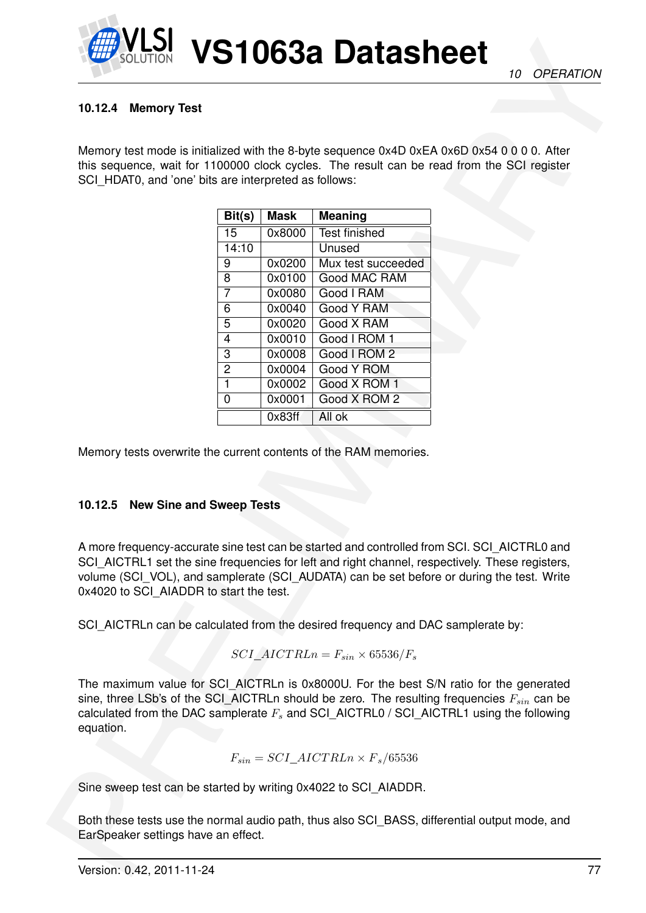#### 10.12.4 Memory Test

Memory test mode is initialized with the 8-byte sequence 0x4D 0xEA 0x6D 0x54 0 0 0 0. After this sequence, wait for 1100000 clock cycles. The result can be read from the SCI register SCI_HDAT0, and 'one' bits are interpreted as follows:

| Bit(s) | Mask | Meaning |
|---|---|---|
| 15 | 0x8000 | Test finished |
| 14:10 | | Unused |
| 9 | 0x0200 | Mux test succeeded |
| 8 | 0x0100 | Good MAC RAM |
| 7 | 0x0080 | Good I RAM |
| 6 | 0x0040 | Good Y RAM |
| 5 | 0x0020 | Good X RAM |
| 4 | 0x0010 | Good I ROM 1 |
| 3 | 0x0008 | Good I ROM 2 |
| 2 | 0x0004 | Good Y ROM |
| 1 | 0x0002 | Good X ROM 1 |
| 0 | 0x0001 | Good X ROM 2 |
| | 0x83ff | All ok |

Memory tests overwrite the current contents of the RAM memories.

#### 10.12.5 New Sine and Sweep Tests

A more frequency-accurate sine test can be started and controlled from SCI. SCI_AICTRL0 and SCI_AICTRL1 set the sine frequencies for left and right channel, respectively. These registers, volume (SCI_VOL), and samplerate (SCI_AUDATA) can be set before or during the test. Write 0x4020 to SCI_AIADDR to start the test.

SCI_AICTRLn can be calculated from the desired frequency and DAC samplerate by:

$$SCI\_AICTRLn = F_{sin} \times 65536/F_s$$

The maximum value for SCI_AICTRLn is 0x8000U. For the best S/N ratio for the generated sine, three LSb's of the SCI_AICTRLn should be zero. The resulting frequencies $F_{sin}$ can be calculated from the DAC samplerate $F_s$ and SCI_AICTRL0 / SCI_AICTRL1 using the following equation.

$$F_{sin} = SCI\_AICTRLn \times F_s/65536$$

Sine sweep test can be started by writing 0x4022 to SCI_AIADDR.

Both these tests use the normal audio path, thus also SCI_BASS, differential output mode, and EarSpeaker settings have an effect.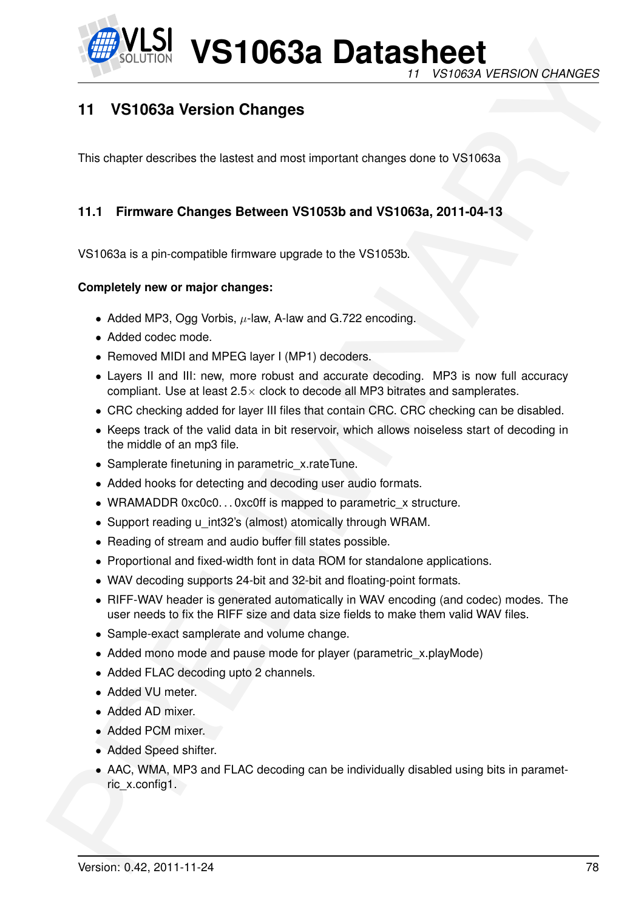# 11 VS1063a Version Changes

This chapter describes the lastest and most important changes done to VS1063a

## 11.1 Firmware Changes Between VS1053b and VS1063a, 2011-04-13

VS1063a is a pin-compatible firmware upgrade to the VS1053b.

**Completely new or major changes:**

- Added MP3, Ogg Vorbis, $\mu$-law, A-law and G.722 encoding.
- Added codec mode.
- Removed MIDI and MPEG layer I (MP1) decoders.
- Layers II and III: new, more robust and accurate decoding. MP3 is now full accuracy compliant. Use at least 2.5$\times$ clock to decode all MP3 bitrates and samplerates.
- CRC checking added for layer III files that contain CRC. CRC checking can be disabled.
- Keeps track of the valid data in bit reservoir, which allows noiseless start of decoding in the middle of an mp3 file.
- Samplerate finetuning in parametric_x.rateTune.
- Added hooks for detecting and decoding user audio formats.
- WRAMADDR 0xc0c0. . . 0xc0ff is mapped to parametric_x structure.
- Support reading u_int32's (almost) atomically through WRAM.
- Reading of stream and audio buffer fill states possible.
- Proportional and fixed-width font in data ROM for standalone applications.
- WAV decoding supports 24-bit and 32-bit and floating-point formats.
- RIFF-WAV header is generated automatically in WAV encoding (and codec) modes. The user needs to fix the RIFF size and data size fields to make them valid WAV files.
- Sample-exact samplerate and volume change.
- Added mono mode and pause mode for player (parametric_x.playMode)
- Added FLAC decoding upto 2 channels.
- Added VU meter.
- Added AD mixer.
- Added PCM mixer.
- Added Speed shifter.
- AAC, WMA, MP3 and FLAC decoding can be individually disabled using bits in parametric_x.config1.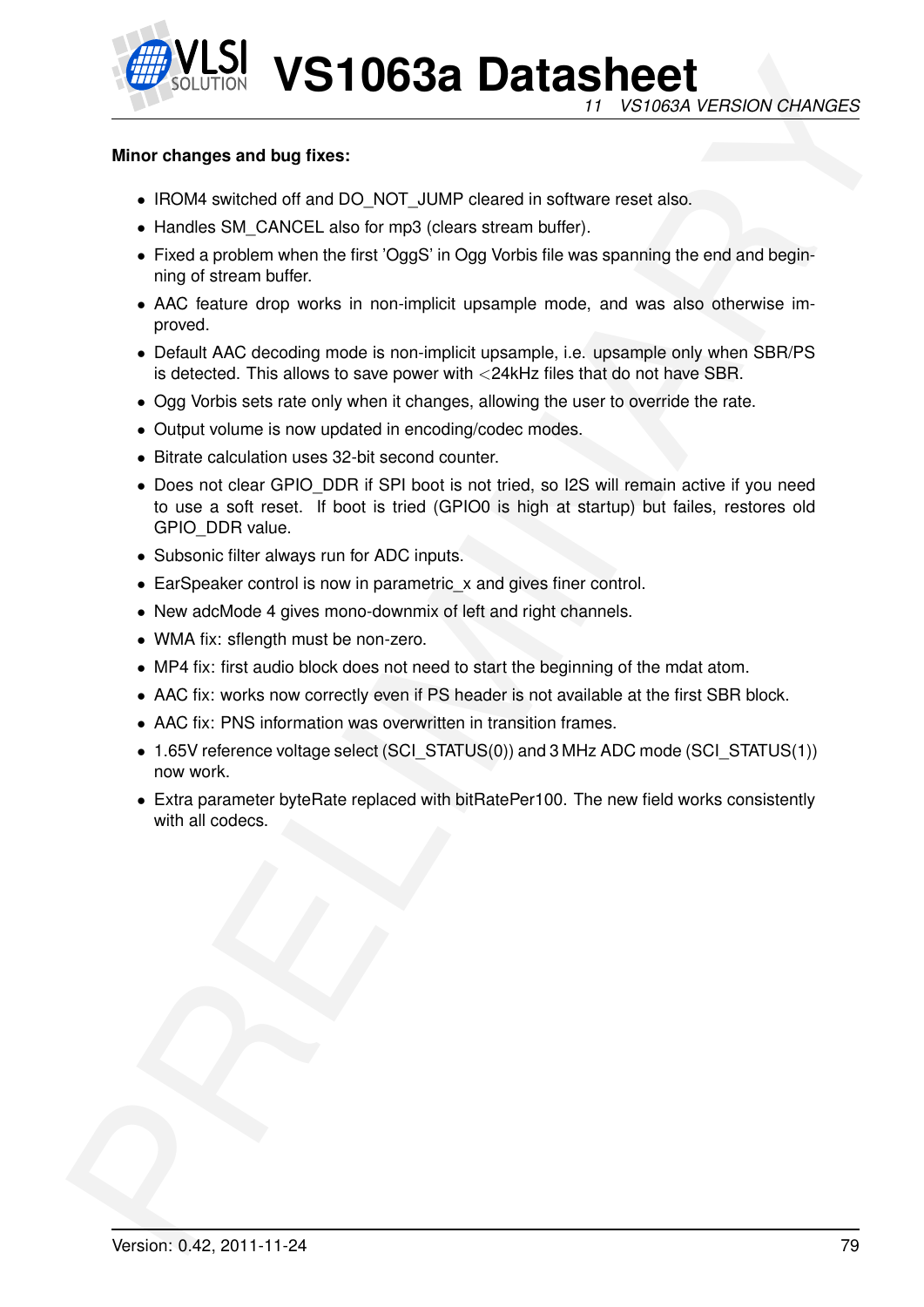**Minor changes and bug fixes:**

- IROM4 switched off and DO_NOT_JUMP cleared in software reset also.
- Handles SM_CANCEL also for mp3 (clears stream buffer).
- Fixed a problem when the first 'OggS' in Ogg Vorbis file was spanning the end and beginning of stream buffer.
- AAC feature drop works in non-implicit upsample mode, and was also otherwise improved.
- Default AAC decoding mode is non-implicit upsample, i.e. upsample only when SBR/PS is detected. This allows to save power with <24kHz files that do not have SBR.
- Ogg Vorbis sets rate only when it changes, allowing the user to override the rate.
- Output volume is now updated in encoding/codec modes.
- Bitrate calculation uses 32-bit second counter.
- Does not clear GPIO_DDR if SPI boot is not tried, so I2S will remain active if you need to use a soft reset. If boot is tried (GPIO0 is high at startup) but failes, restores old GPIO_DDR value.
- Subsonic filter always run for ADC inputs.
- EarSpeaker control is now in parametric_x and gives finer control.
- New adcMode 4 gives mono-downmix of left and right channels.
- WMA fix: sflength must be non-zero.
- MP4 fix: first audio block does not need to start the beginning of the mdat atom.
- AAC fix: works now correctly even if PS header is not available at the first SBR block.
- AAC fix: PNS information was overwritten in transition frames.
- 1.65V reference voltage select (SCI_STATUS(0)) and 3 MHz ADC mode (SCI_STATUS(1)) now work.
- Extra parameter byteRate replaced with bitRatePer100. The new field works consistently with all codecs.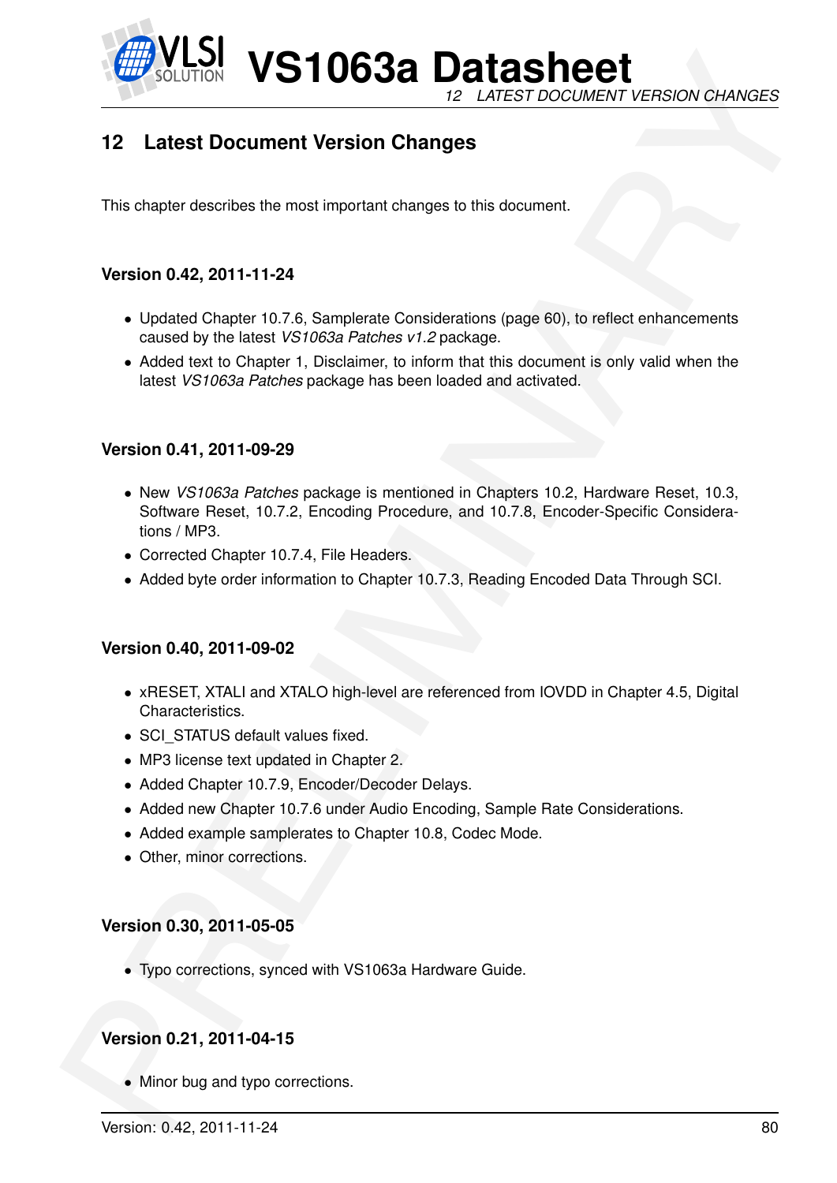## 12 Latest Document Version Changes

This chapter describes the most important changes to this document.

### Version 0.42, 2011-11-24

- Updated Chapter 10.7.6, Samplerate Considerations (page 60), to reflect enhancements caused by the latest *VS1063a Patches v1.2* package.
- Added text to Chapter 1, Disclaimer, to inform that this document is only valid when the latest *VS1063a Patches* package has been loaded and activated.

### Version 0.41, 2011-09-29

- New *VS1063a Patches* package is mentioned in Chapters 10.2, Hardware Reset, 10.3, Software Reset, 10.7.2, Encoding Procedure, and 10.7.8, Encoder-Specific Considerations / MP3.
- Corrected Chapter 10.7.4, File Headers.
- Added byte order information to Chapter 10.7.3, Reading Encoded Data Through SCI.

### Version 0.40, 2011-09-02

- xRESET, XTALI and XTALO high-level are referenced from IOVDD in Chapter 4.5, Digital Characteristics.
- SCI_STATUS default values fixed.
- MP3 license text updated in Chapter 2.
- Added Chapter 10.7.9, Encoder/Decoder Delays.
- Added new Chapter 10.7.6 under Audio Encoding, Sample Rate Considerations.
- Added example samplerates to Chapter 10.8, Codec Mode.
- Other, minor corrections.

### Version 0.30, 2011-05-05

- Typo corrections, synced with VS1063a Hardware Guide.

### Version 0.21, 2011-04-15

- Minor bug and typo corrections.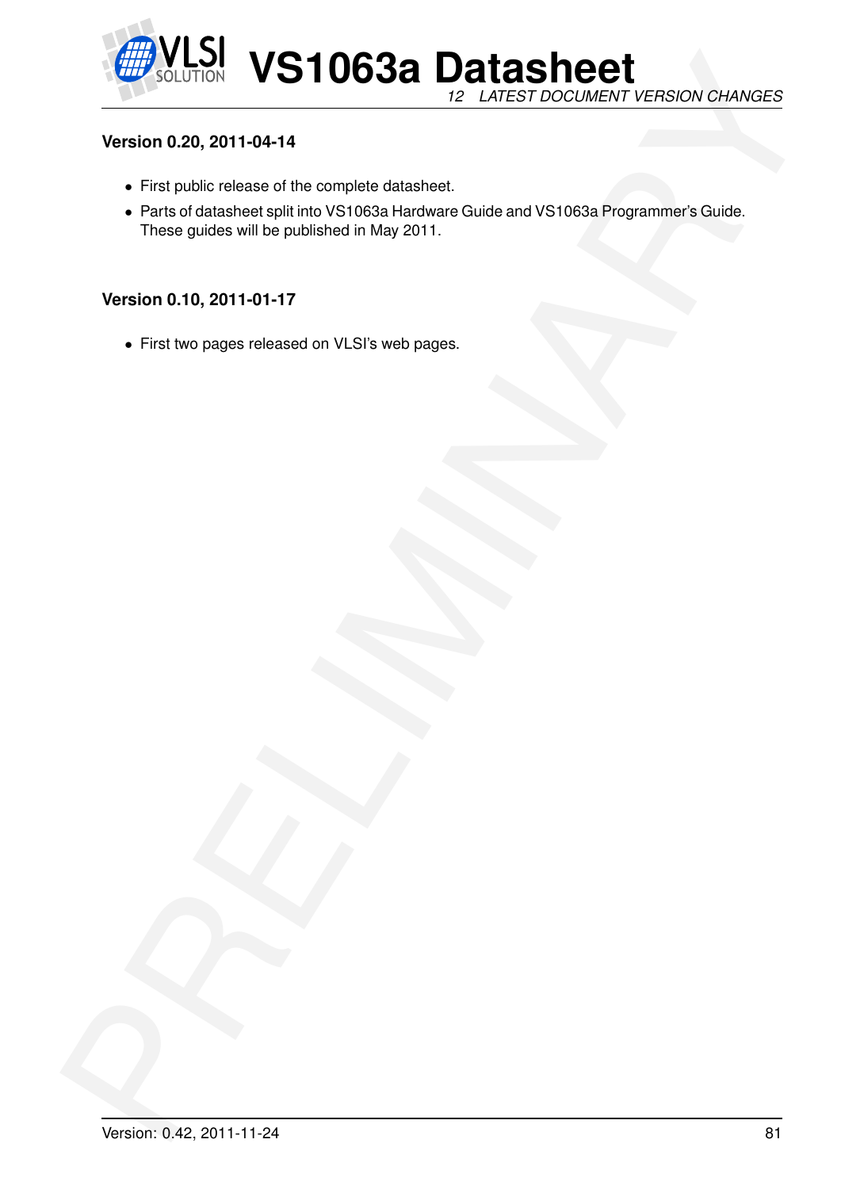### Version 0.20, 2011-04-14

- First public release of the complete datasheet.
- Parts of datasheet split into VS1063a Hardware Guide and VS1063a Programmer's Guide. These guides will be published in May 2011.

### Version 0.10, 2011-01-17

- First two pages released on VLSI's web pages.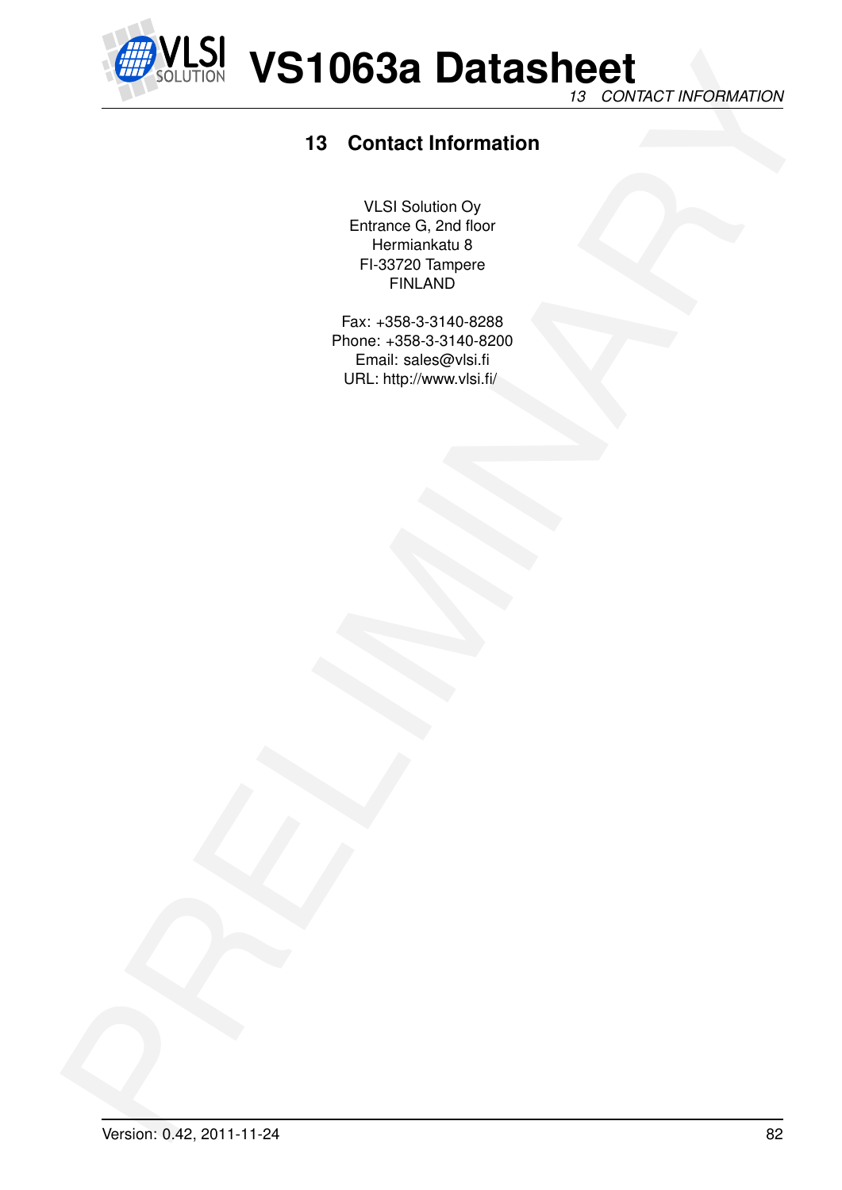# 13 Contact Information

VLSI Solution Oy
Entrance G, 2nd floor
Hermiankatu 8
FI-33720 Tampere
FINLAND

Fax: +358-3-3140-8288
Phone: +358-3-3140-8200
Email: sales@vlsi.fi
URL: http://www.vlsi.fi/